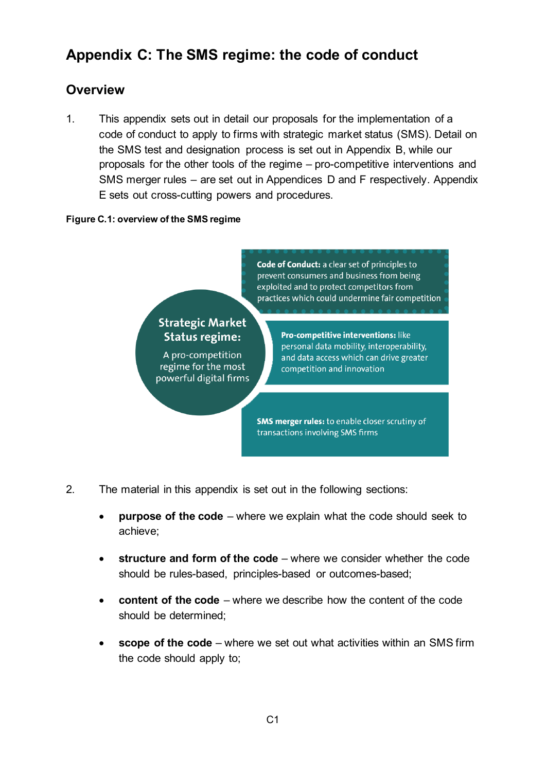# Appendix C: The SMS regime: the code of conduct

## Overview

1. This appendix sets out in detail our proposals for the implementation of a code of conduct to apply to firms with strategic market status (SMS). Detail on the SMS test and designation process is set out in Appendix B, while our proposals for the other tools of the regime – pro-competitive interventions and SMS merger rules – are set out in Appendices D and F respectively. Appendix E sets out cross-cutting powers and procedures.

**Figure C.1: overview of the SMS regime**

**Strategic Market Status regime:** A pro-competition regime for the most powerful digital firms

**Code of Conduct:** a clear set of principles to prevent consumers and business from being exploited and to protect competitors from practices which could undermine fair competition

**Pro-competitive interventions:** like personal data mobility, interoperability, and data access which can drive greater competition and innovation

**SMS merger rules:** to enable closer scrutiny of transactions involving SMS firms

2. The material in this appendix is set out in the following sections:

   - **purpose of the code** – where we explain what the code should seek to achieve;
   - **structure and form of the code** – where we consider whether the code should be rules-based, principles-based or outcomes-based;
   - **content of the code** – where we describe how the content of the code should be determined;
   - **scope of the code** – where we set out what activities within an SMS firm the code should apply to;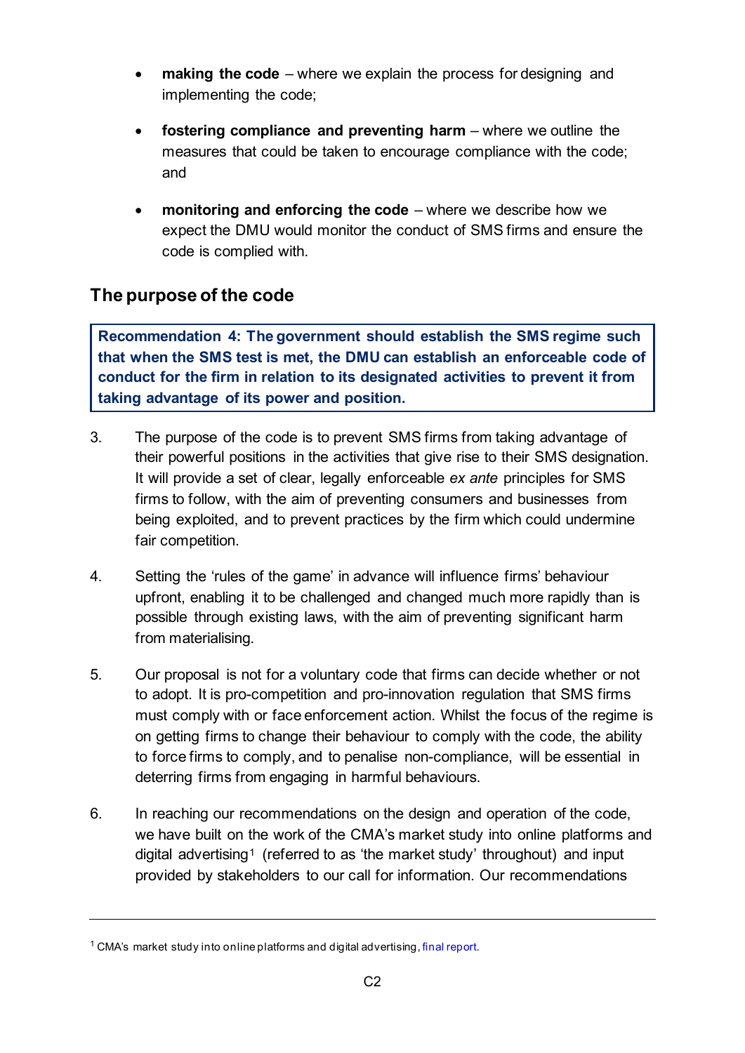- **making the code** – where we explain the process for designing and implementing the code;
- **fostering compliance and preventing harm** – where we outline the measures that could be taken to encourage compliance with the code; and
- **monitoring and enforcing the code** – where we describe how we expect the DMU would monitor the conduct of SMS firms and ensure the code is complied with.

## The purpose of the code

> **Recommendation 4: The government should establish the SMS regime such that when the SMS test is met, the DMU can establish an enforceable code of conduct for the firm in relation to its designated activities to prevent it from taking advantage of its power and position.**

3. The purpose of the code is to prevent SMS firms from taking advantage of their powerful positions in the activities that give rise to their SMS designation. It will provide a set of clear, legally enforceable *ex ante* principles for SMS firms to follow, with the aim of preventing consumers and businesses from being exploited, and to prevent practices by the firm which could undermine fair competition.

4. Setting the 'rules of the game' in advance will influence firms' behaviour upfront, enabling it to be challenged and changed much more rapidly than is possible through existing laws, with the aim of preventing significant harm from materialising.

5. Our proposal is not for a voluntary code that firms can decide whether or not to adopt. It is pro-competition and pro-innovation regulation that SMS firms must comply with or face enforcement action. Whilst the focus of the regime is on getting firms to change their behaviour to comply with the code, the ability to force firms to comply, and to penalise non-compliance, will be essential in deterring firms from engaging in harmful behaviours.

6. In reaching our recommendations on the design and operation of the code, we have built on the work of the CMA's market study into online platforms and digital advertising[1] (referred to as 'the market study' throughout) and input provided by stakeholders to our call for information. Our recommendations

---

[1] CMA's market study into online platforms and digital advertising, final report.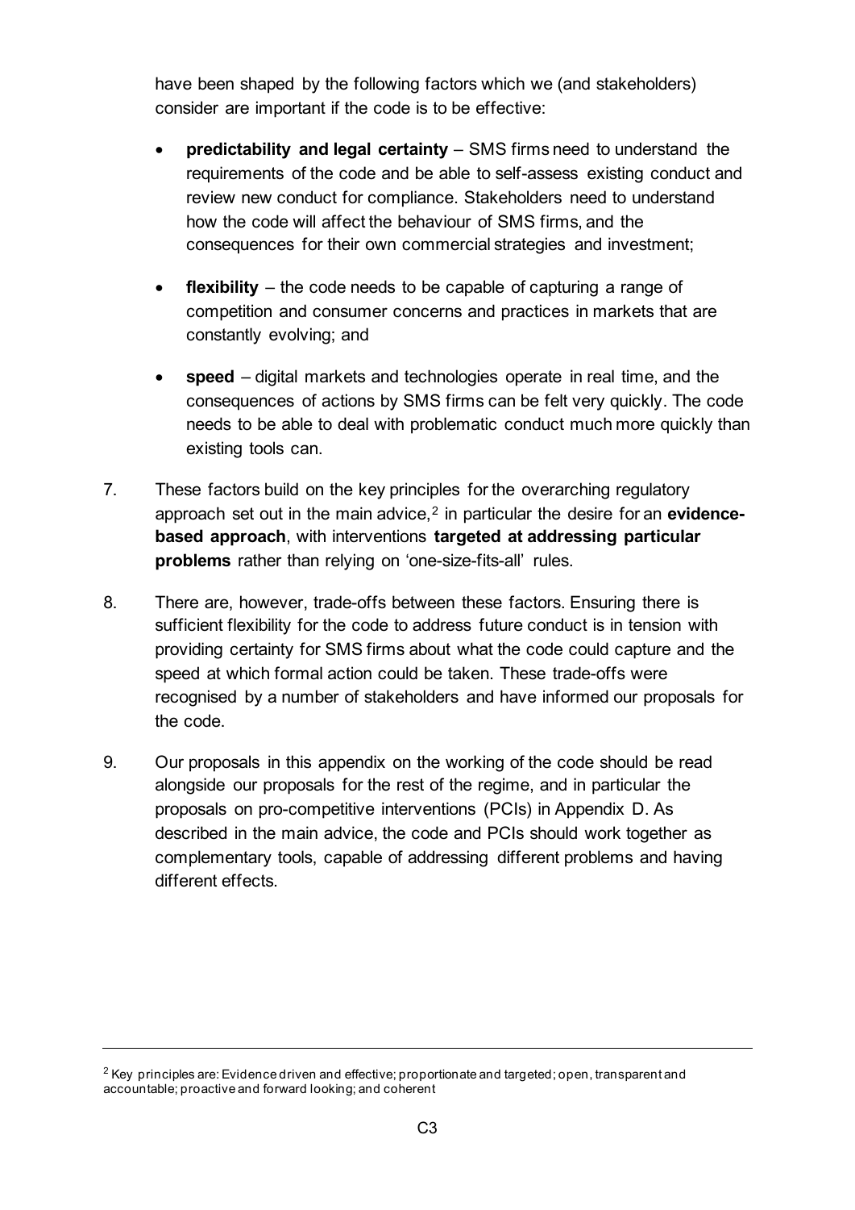have been shaped by the following factors which we (and stakeholders) consider are important if the code is to be effective:

- **predictability and legal certainty** – SMS firms need to understand the requirements of the code and be able to self-assess existing conduct and review new conduct for compliance. Stakeholders need to understand how the code will affect the behaviour of SMS firms, and the consequences for their own commercial strategies and investment;
- **flexibility** – the code needs to be capable of capturing a range of competition and consumer concerns and practices in markets that are constantly evolving; and
- **speed** – digital markets and technologies operate in real time, and the consequences of actions by SMS firms can be felt very quickly. The code needs to be able to deal with problematic conduct much more quickly than existing tools can.

7. These factors build on the key principles for the overarching regulatory approach set out in the main advice,[2] in particular the desire for an **evidence-based approach**, with interventions **targeted at addressing particular problems** rather than relying on 'one-size-fits-all' rules.

8. There are, however, trade-offs between these factors. Ensuring there is sufficient flexibility for the code to address future conduct is in tension with providing certainty for SMS firms about what the code could capture and the speed at which formal action could be taken. These trade-offs were recognised by a number of stakeholders and have informed our proposals for the code.

9. Our proposals in this appendix on the working of the code should be read alongside our proposals for the rest of the regime, and in particular the proposals on pro-competitive interventions (PCIs) in Appendix D. As described in the main advice, the code and PCIs should work together as complementary tools, capable of addressing different problems and having different effects.

---

[2] Key principles are: Evidence driven and effective; proportionate and targeted; open, transparent and accountable; proactive and forward looking; and coherent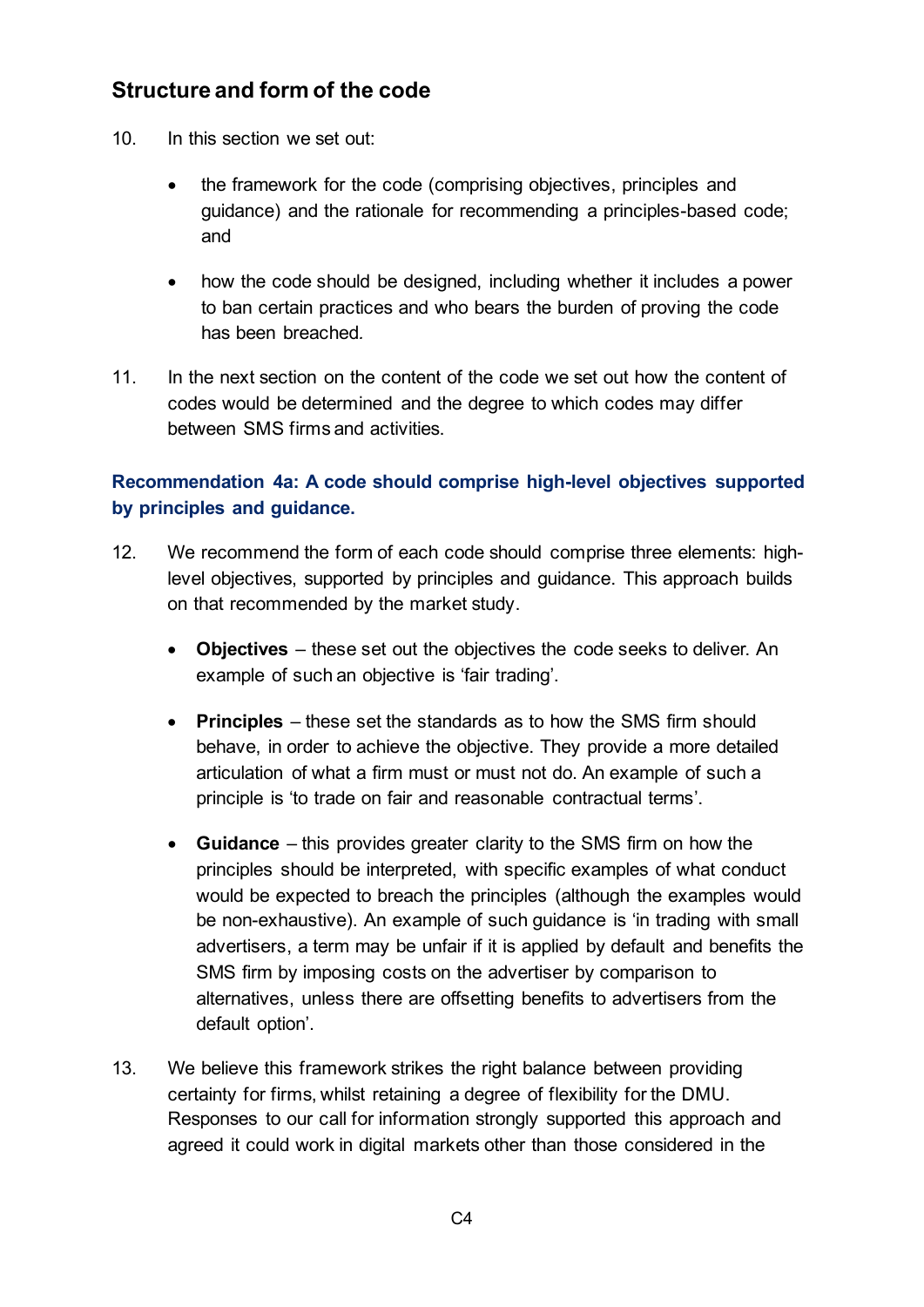## Structure and form of the code

10. In this section we set out:

    - the framework for the code (comprising objectives, principles and guidance) and the rationale for recommending a principles-based code; and

    - how the code should be designed, including whether it includes a power to ban certain practices and who bears the burden of proving the code has been breached.

11. In the next section on the content of the code we set out how the content of codes would be determined and the degree to which codes may differ between SMS firms and activities.

**Recommendation 4a: A code should comprise high-level objectives supported by principles and guidance.**

12. We recommend the form of each code should comprise three elements: high-level objectives, supported by principles and guidance. This approach builds on that recommended by the market study.

    - **Objectives** – these set out the objectives the code seeks to deliver. An example of such an objective is 'fair trading'.

    - **Principles** – these set the standards as to how the SMS firm should behave, in order to achieve the objective. They provide a more detailed articulation of what a firm must or must not do. An example of such a principle is 'to trade on fair and reasonable contractual terms'.

    - **Guidance** – this provides greater clarity to the SMS firm on how the principles should be interpreted, with specific examples of what conduct would be expected to breach the principles (although the examples would be non-exhaustive). An example of such guidance is 'in trading with small advertisers, a term may be unfair if it is applied by default and benefits the SMS firm by imposing costs on the advertiser by comparison to alternatives, unless there are offsetting benefits to advertisers from the default option'.

13. We believe this framework strikes the right balance between providing certainty for firms, whilst retaining a degree of flexibility for the DMU. Responses to our call for information strongly supported this approach and agreed it could work in digital markets other than those considered in the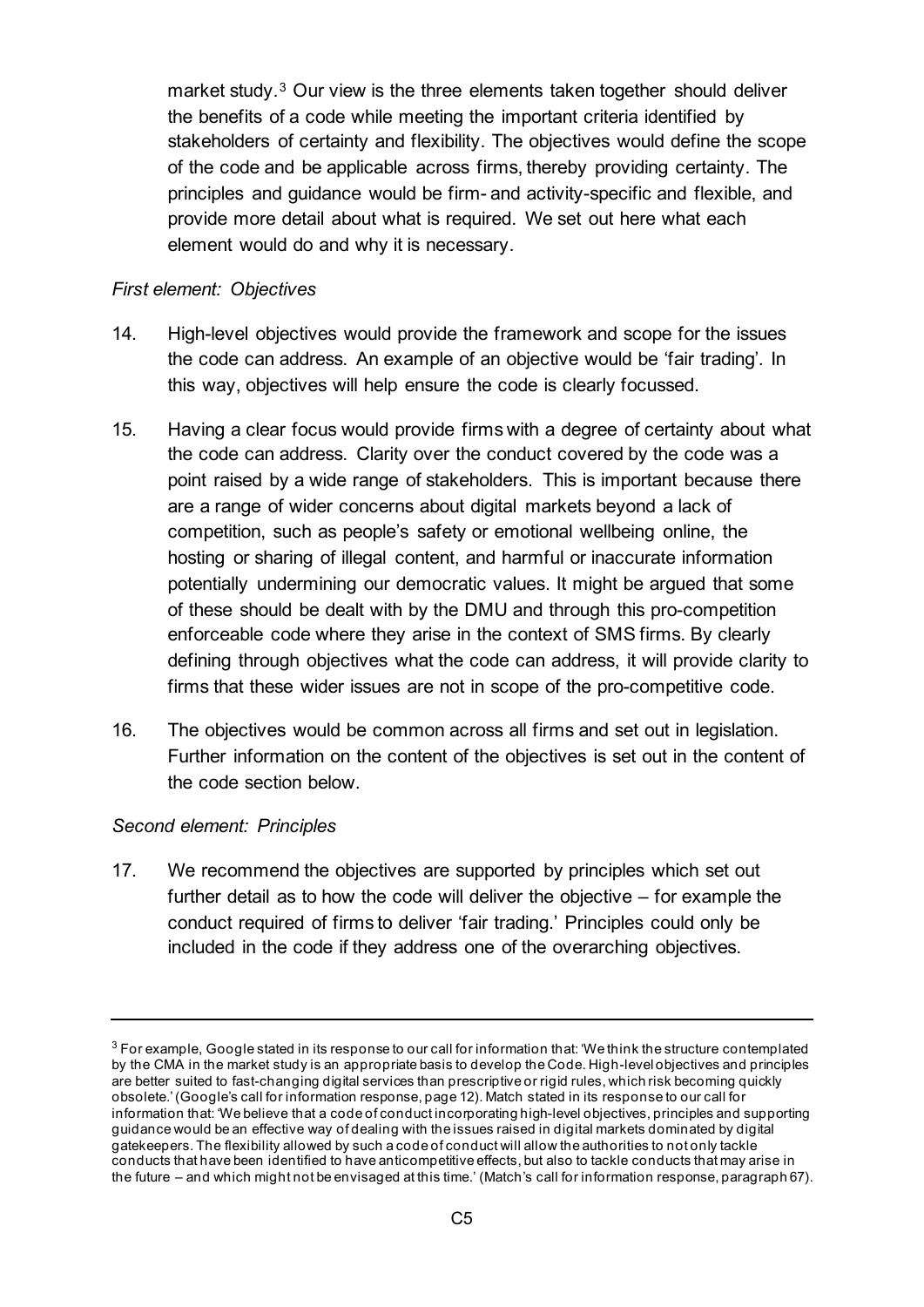market study.[3] Our view is the three elements taken together should deliver the benefits of a code while meeting the important criteria identified by stakeholders of certainty and flexibility. The objectives would define the scope of the code and be applicable across firms, thereby providing certainty. The principles and guidance would be firm- and activity-specific and flexible, and provide more detail about what is required. We set out here what each element would do and why it is necessary.

*First element: Objectives*

14. High-level objectives would provide the framework and scope for the issues the code can address. An example of an objective would be 'fair trading'. In this way, objectives will help ensure the code is clearly focussed.

15. Having a clear focus would provide firms with a degree of certainty about what the code can address. Clarity over the conduct covered by the code was a point raised by a wide range of stakeholders. This is important because there are a range of wider concerns about digital markets beyond a lack of competition, such as people's safety or emotional wellbeing online, the hosting or sharing of illegal content, and harmful or inaccurate information potentially undermining our democratic values. It might be argued that some of these should be dealt with by the DMU and through this pro-competition enforceable code where they arise in the context of SMS firms. By clearly defining through objectives what the code can address, it will provide clarity to firms that these wider issues are not in scope of the pro-competitive code.

16. The objectives would be common across all firms and set out in legislation. Further information on the content of the objectives is set out in the content of the code section below.

*Second element: Principles*

17. We recommend the objectives are supported by principles which set out further detail as to how the code will deliver the objective – for example the conduct required of firms to deliver 'fair trading.' Principles could only be included in the code if they address one of the overarching objectives.

---

[3] For example, Google stated in its response to our call for information that: 'We think the structure contemplated by the CMA in the market study is an appropriate basis to develop the Code. High-level objectives and principles are better suited to fast-changing digital services than prescriptive or rigid rules, which risk becoming quickly obsolete.' (Google's call for information response, page 12). Match stated in its response to our call for information that: 'We believe that a code of conduct incorporating high-level objectives, principles and supporting guidance would be an effective way of dealing with the issues raised in digital markets dominated by digital gatekeepers. The flexibility allowed by such a code of conduct will allow the authorities to not only tackle conducts that have been identified to have anticompetitive effects, but also to tackle conducts that may arise in the future – and which might not be envisaged at this time.' (Match's call for information response, paragraph 67).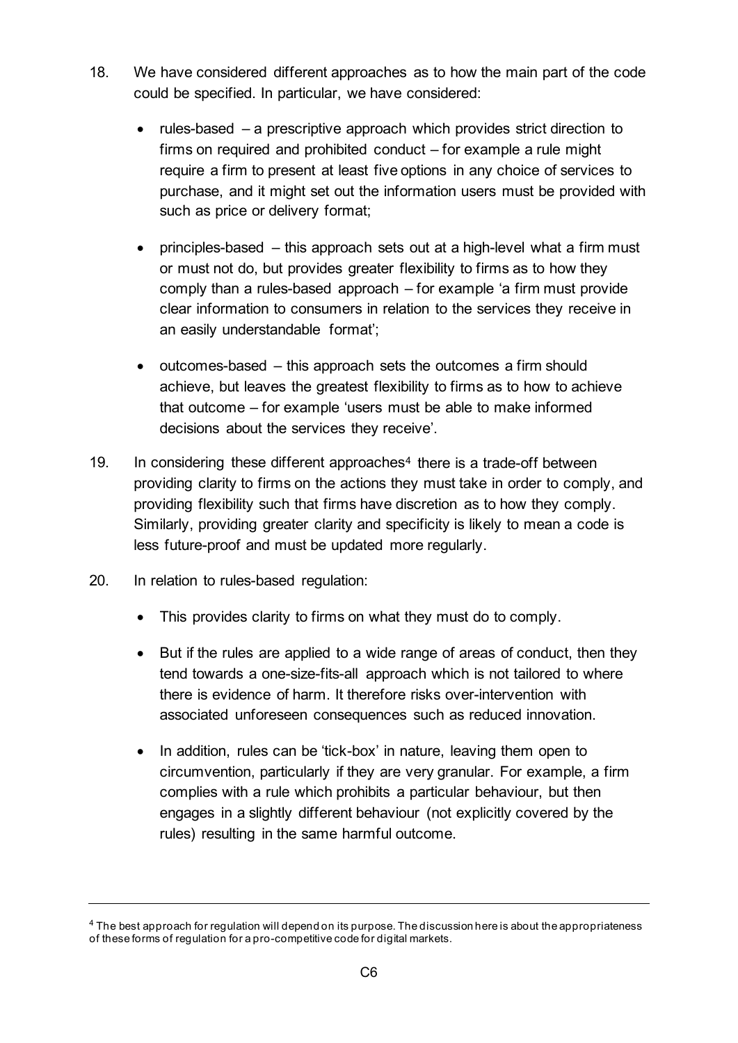18. We have considered different approaches as to how the main part of the code could be specified. In particular, we have considered:

    - rules-based – a prescriptive approach which provides strict direction to firms on required and prohibited conduct – for example a rule might require a firm to present at least five options in any choice of services to purchase, and it might set out the information users must be provided with such as price or delivery format;

    - principles-based – this approach sets out at a high-level what a firm must or must not do, but provides greater flexibility to firms as to how they comply than a rules-based approach – for example 'a firm must provide clear information to consumers in relation to the services they receive in an easily understandable format';

    - outcomes-based – this approach sets the outcomes a firm should achieve, but leaves the greatest flexibility to firms as to how to achieve that outcome – for example 'users must be able to make informed decisions about the services they receive'.

19. In considering these different approaches[4] there is a trade-off between providing clarity to firms on the actions they must take in order to comply, and providing flexibility such that firms have discretion as to how they comply. Similarly, providing greater clarity and specificity is likely to mean a code is less future-proof and must be updated more regularly.

20. In relation to rules-based regulation:

    - This provides clarity to firms on what they must do to comply.

    - But if the rules are applied to a wide range of areas of conduct, then they tend towards a one-size-fits-all approach which is not tailored to where there is evidence of harm. It therefore risks over-intervention with associated unforeseen consequences such as reduced innovation.

    - In addition, rules can be 'tick-box' in nature, leaving them open to circumvention, particularly if they are very granular. For example, a firm complies with a rule which prohibits a particular behaviour, but then engages in a slightly different behaviour (not explicitly covered by the rules) resulting in the same harmful outcome.

---

[4] The best approach for regulation will depend on its purpose. The discussion here is about the appropriateness of these forms of regulation for a pro-competitive code for digital markets.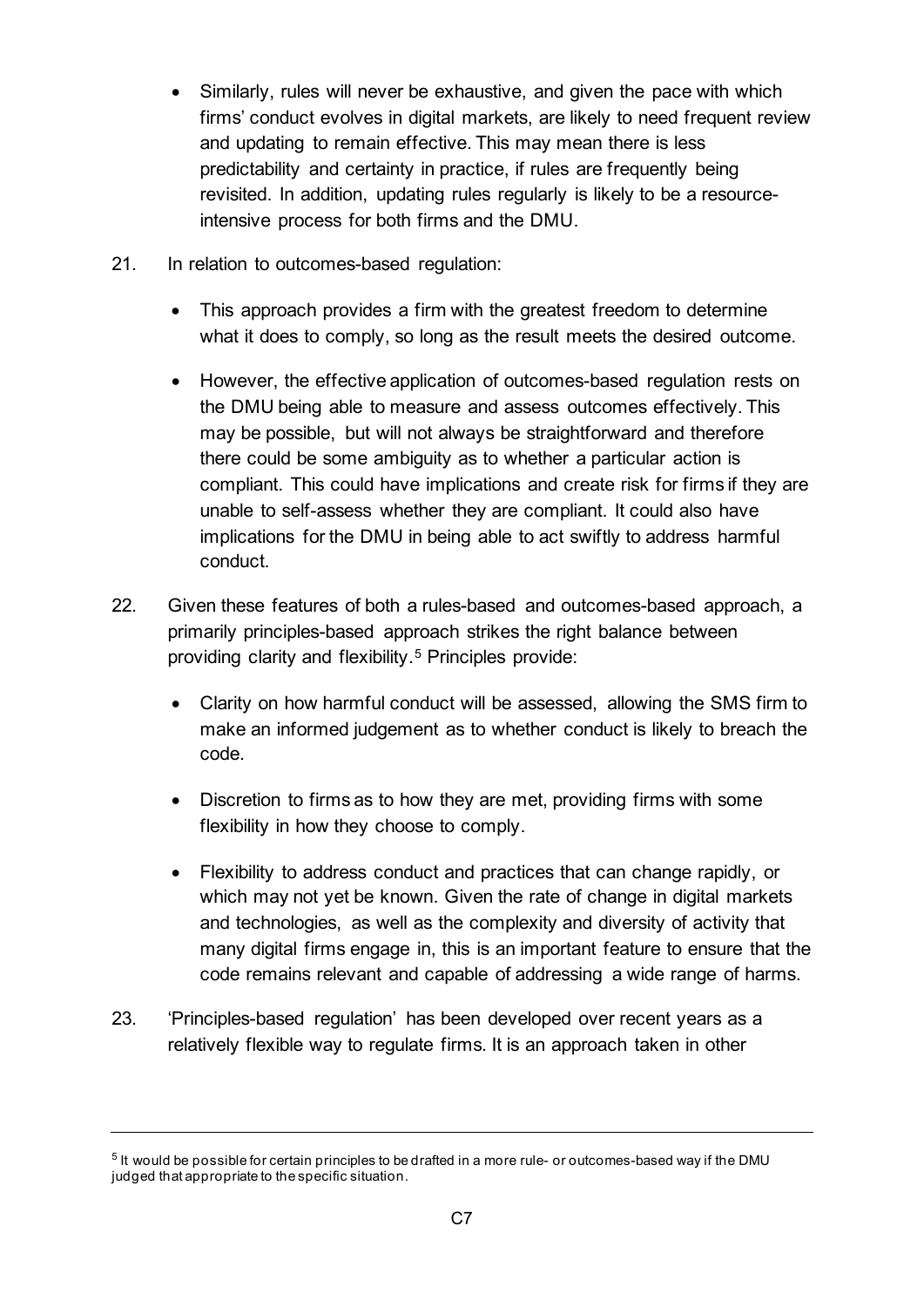- Similarly, rules will never be exhaustive, and given the pace with which firms' conduct evolves in digital markets, are likely to need frequent review and updating to remain effective. This may mean there is less predictability and certainty in practice, if rules are frequently being revisited. In addition, updating rules regularly is likely to be a resource-intensive process for both firms and the DMU.

21. In relation to outcomes-based regulation:

    - This approach provides a firm with the greatest freedom to determine what it does to comply, so long as the result meets the desired outcome.
    - However, the effective application of outcomes-based regulation rests on the DMU being able to measure and assess outcomes effectively. This may be possible, but will not always be straightforward and therefore there could be some ambiguity as to whether a particular action is compliant. This could have implications and create risk for firms if they are unable to self-assess whether they are compliant. It could also have implications for the DMU in being able to act swiftly to address harmful conduct.

22. Given these features of both a rules-based and outcomes-based approach, a primarily principles-based approach strikes the right balance between providing clarity and flexibility.[5] Principles provide:

    - Clarity on how harmful conduct will be assessed, allowing the SMS firm to make an informed judgement as to whether conduct is likely to breach the code.
    - Discretion to firms as to how they are met, providing firms with some flexibility in how they choose to comply.
    - Flexibility to address conduct and practices that can change rapidly, or which may not yet be known. Given the rate of change in digital markets and technologies, as well as the complexity and diversity of activity that many digital firms engage in, this is an important feature to ensure that the code remains relevant and capable of addressing a wide range of harms.

23. 'Principles-based regulation' has been developed over recent years as a relatively flexible way to regulate firms. It is an approach taken in other

---

[5] It would be possible for certain principles to be drafted in a more rule- or outcomes-based way if the DMU judged that appropriate to the specific situation.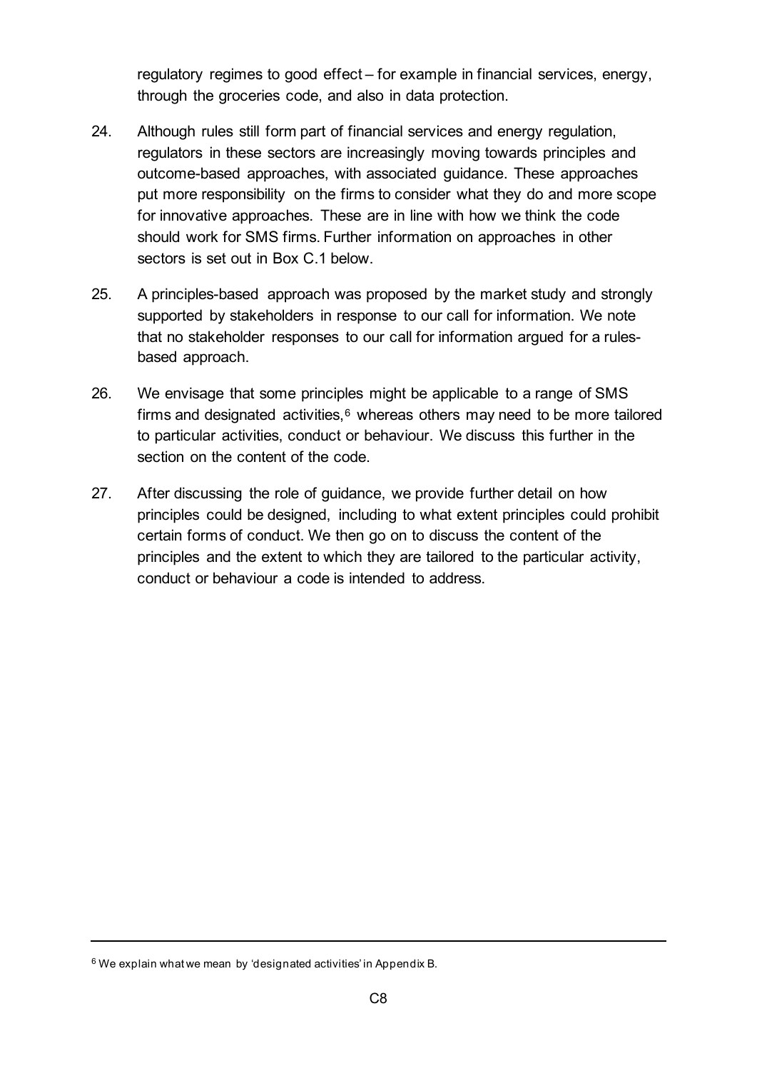regulatory regimes to good effect – for example in financial services, energy, through the groceries code, and also in data protection.

24. Although rules still form part of financial services and energy regulation, regulators in these sectors are increasingly moving towards principles and outcome-based approaches, with associated guidance. These approaches put more responsibility on the firms to consider what they do and more scope for innovative approaches. These are in line with how we think the code should work for SMS firms. Further information on approaches in other sectors is set out in Box C.1 below.

25. A principles-based approach was proposed by the market study and strongly supported by stakeholders in response to our call for information. We note that no stakeholder responses to our call for information argued for a rules-based approach.

26. We envisage that some principles might be applicable to a range of SMS firms and designated activities,[6] whereas others may need to be more tailored to particular activities, conduct or behaviour. We discuss this further in the section on the content of the code.

27. After discussing the role of guidance, we provide further detail on how principles could be designed, including to what extent principles could prohibit certain forms of conduct. We then go on to discuss the content of the principles and the extent to which they are tailored to the particular activity, conduct or behaviour a code is intended to address.

---

[6] We explain what we mean by 'designated activities' in Appendix B.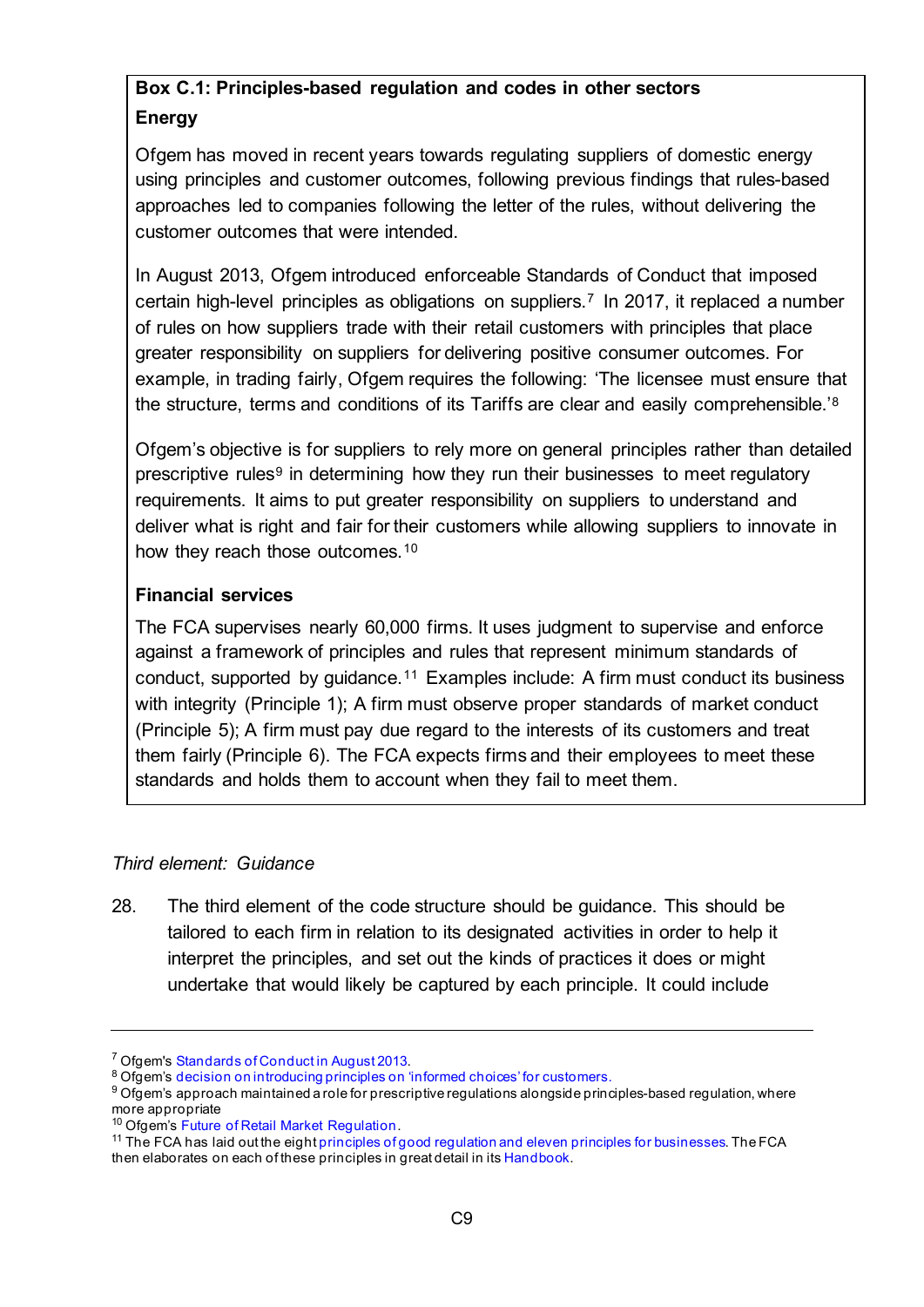**Box C.1: Principles-based regulation and codes in other sectors**

**Energy**

Ofgem has moved in recent years towards regulating suppliers of domestic energy using principles and customer outcomes, following previous findings that rules-based approaches led to companies following the letter of the rules, without delivering the customer outcomes that were intended.

In August 2013, Ofgem introduced enforceable Standards of Conduct that imposed certain high-level principles as obligations on suppliers.[7] In 2017, it replaced a number of rules on how suppliers trade with their retail customers with principles that place greater responsibility on suppliers for delivering positive consumer outcomes. For example, in trading fairly, Ofgem requires the following: 'The licensee must ensure that the structure, terms and conditions of its Tariffs are clear and easily comprehensible.'[8]

Ofgem's objective is for suppliers to rely more on general principles rather than detailed prescriptive rules[9] in determining how they run their businesses to meet regulatory requirements. It aims to put greater responsibility on suppliers to understand and deliver what is right and fair for their customers while allowing suppliers to innovate in how they reach those outcomes.[10]

**Financial services**

The FCA supervises nearly 60,000 firms. It uses judgment to supervise and enforce against a framework of principles and rules that represent minimum standards of conduct, supported by guidance.[11] Examples include: A firm must conduct its business with integrity (Principle 1); A firm must observe proper standards of market conduct (Principle 5); A firm must pay due regard to the interests of its customers and treat them fairly (Principle 6). The FCA expects firms and their employees to meet these standards and holds them to account when they fail to meet them.

*Third element: Guidance*

28. The third element of the code structure should be guidance. This should be tailored to each firm in relation to its designated activities in order to help it interpret the principles, and set out the kinds of practices it does or might undertake that would likely be captured by each principle. It could include

---

[7] Ofgem's Standards of Conduct in August 2013.

[8] Ofgem's decision on introducing principles on 'informed choices' for customers.

[9] Ofgem's approach maintained a role for prescriptive regulations alongside principles-based regulation, where more appropriate

[10] Ofgem's Future of Retail Market Regulation.

[11] The FCA has laid out the eight principles of good regulation and eleven principles for businesses. The FCA then elaborates on each of these principles in great detail in its Handbook.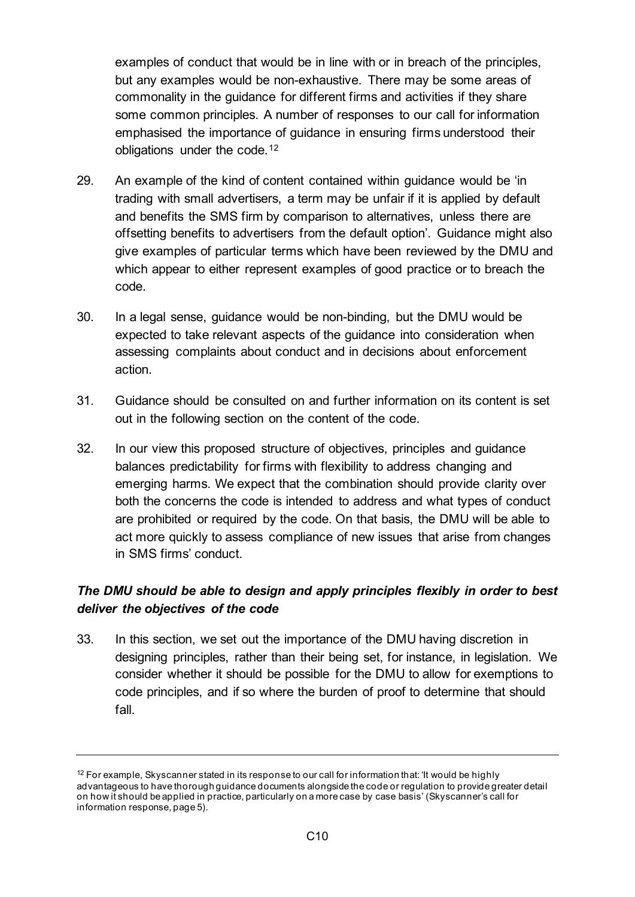examples of conduct that would be in line with or in breach of the principles, but any examples would be non-exhaustive. There may be some areas of commonality in the guidance for different firms and activities if they share some common principles. A number of responses to our call for information emphasised the importance of guidance in ensuring firms understood their obligations under the code.[12]

29. An example of the kind of content contained within guidance would be 'in trading with small advertisers, a term may be unfair if it is applied by default and benefits the SMS firm by comparison to alternatives, unless there are offsetting benefits to advertisers from the default option'. Guidance might also give examples of particular terms which have been reviewed by the DMU and which appear to either represent examples of good practice or to breach the code.

30. In a legal sense, guidance would be non-binding, but the DMU would be expected to take relevant aspects of the guidance into consideration when assessing complaints about conduct and in decisions about enforcement action.

31. Guidance should be consulted on and further information on its content is set out in the following section on the content of the code.

32. In our view this proposed structure of objectives, principles and guidance balances predictability for firms with flexibility to address changing and emerging harms. We expect that the combination should provide clarity over both the concerns the code is intended to address and what types of conduct are prohibited or required by the code. On that basis, the DMU will be able to act more quickly to assess compliance of new issues that arise from changes in SMS firms' conduct.

***The DMU should be able to design and apply principles flexibly in order to best deliver the objectives of the code***

33. In this section, we set out the importance of the DMU having discretion in designing principles, rather than their being set, for instance, in legislation. We consider whether it should be possible for the DMU to allow for exemptions to code principles, and if so where the burden of proof to determine that should fall.

---

[12] For example, Skyscanner stated in its response to our call for information that: 'It would be highly advantageous to have thorough guidance documents alongside the code or regulation to provide greater detail on how it should be applied in practice, particularly on a more case by case basis' (Skyscanner's call for information response, page 5).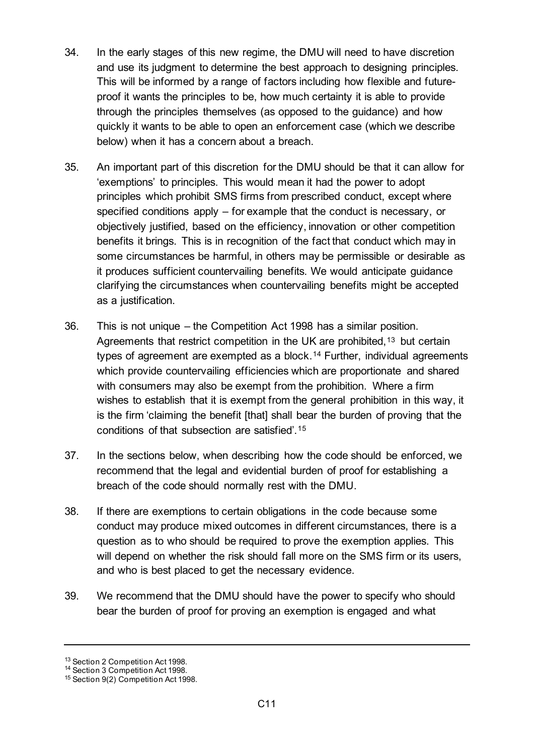34. In the early stages of this new regime, the DMU will need to have discretion and use its judgment to determine the best approach to designing principles. This will be informed by a range of factors including how flexible and future-proof it wants the principles to be, how much certainty it is able to provide through the principles themselves (as opposed to the guidance) and how quickly it wants to be able to open an enforcement case (which we describe below) when it has a concern about a breach.

35. An important part of this discretion for the DMU should be that it can allow for 'exemptions' to principles. This would mean it had the power to adopt principles which prohibit SMS firms from prescribed conduct, except where specified conditions apply – for example that the conduct is necessary, or objectively justified, based on the efficiency, innovation or other competition benefits it brings. This is in recognition of the fact that conduct which may in some circumstances be harmful, in others may be permissible or desirable as it produces sufficient countervailing benefits. We would anticipate guidance clarifying the circumstances when countervailing benefits might be accepted as a justification.

36. This is not unique – the Competition Act 1998 has a similar position. Agreements that restrict competition in the UK are prohibited,[13] but certain types of agreement are exempted as a block.[14] Further, individual agreements which provide countervailing efficiencies which are proportionate and shared with consumers may also be exempt from the prohibition. Where a firm wishes to establish that it is exempt from the general prohibition in this way, it is the firm 'claiming the benefit [that] shall bear the burden of proving that the conditions of that subsection are satisfied'.[15]

37. In the sections below, when describing how the code should be enforced, we recommend that the legal and evidential burden of proof for establishing a breach of the code should normally rest with the DMU.

38. If there are exemptions to certain obligations in the code because some conduct may produce mixed outcomes in different circumstances, there is a question as to who should be required to prove the exemption applies. This will depend on whether the risk should fall more on the SMS firm or its users, and who is best placed to get the necessary evidence.

39. We recommend that the DMU should have the power to specify who should bear the burden of proof for proving an exemption is engaged and what

---

[13] Section 2 Competition Act 1998.

[14] Section 3 Competition Act 1998.

[15] Section 9(2) Competition Act 1998.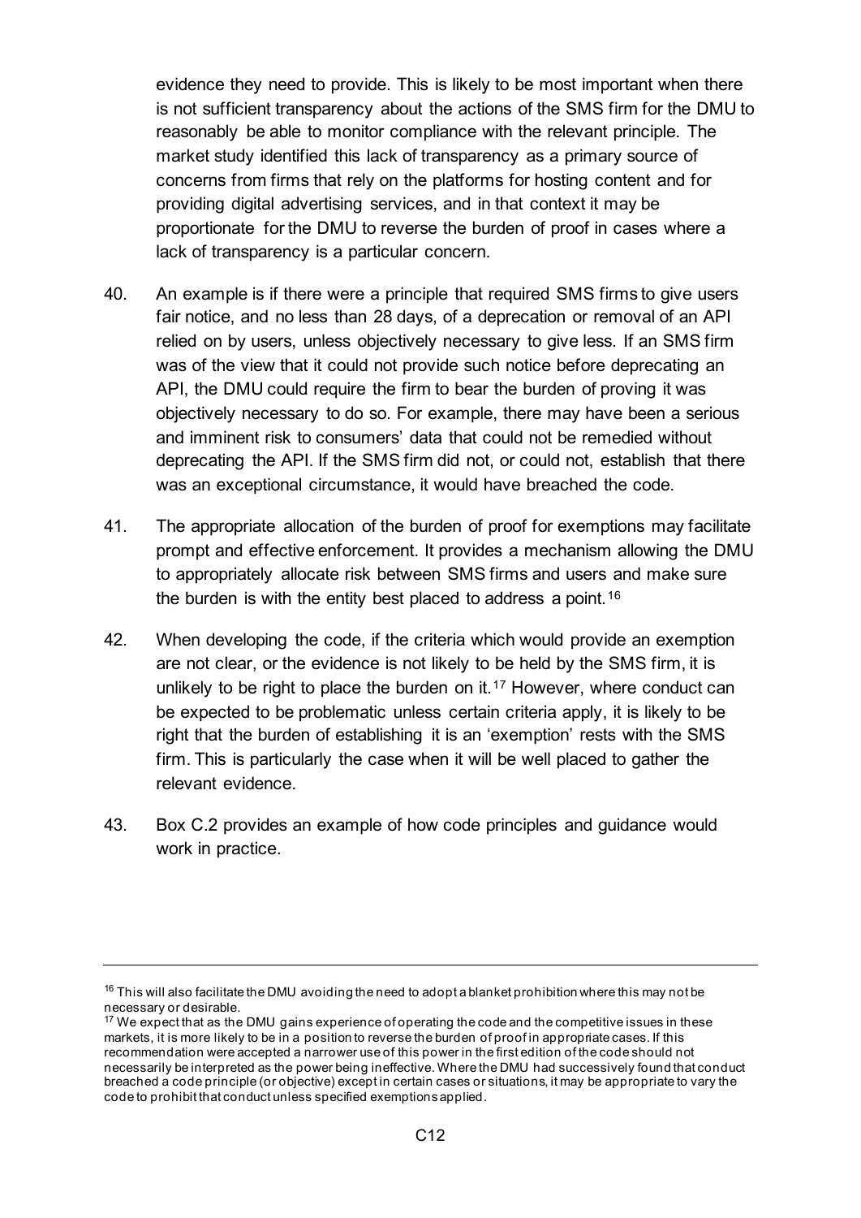evidence they need to provide. This is likely to be most important when there is not sufficient transparency about the actions of the SMS firm for the DMU to reasonably be able to monitor compliance with the relevant principle. The market study identified this lack of transparency as a primary source of concerns from firms that rely on the platforms for hosting content and for providing digital advertising services, and in that context it may be proportionate for the DMU to reverse the burden of proof in cases where a lack of transparency is a particular concern.

40. An example is if there were a principle that required SMS firms to give users fair notice, and no less than 28 days, of a deprecation or removal of an API relied on by users, unless objectively necessary to give less. If an SMS firm was of the view that it could not provide such notice before deprecating an API, the DMU could require the firm to bear the burden of proving it was objectively necessary to do so. For example, there may have been a serious and imminent risk to consumers' data that could not be remedied without deprecating the API. If the SMS firm did not, or could not, establish that there was an exceptional circumstance, it would have breached the code.

41. The appropriate allocation of the burden of proof for exemptions may facilitate prompt and effective enforcement. It provides a mechanism allowing the DMU to appropriately allocate risk between SMS firms and users and make sure the burden is with the entity best placed to address a point.[16]

42. When developing the code, if the criteria which would provide an exemption are not clear, or the evidence is not likely to be held by the SMS firm, it is unlikely to be right to place the burden on it.[17] However, where conduct can be expected to be problematic unless certain criteria apply, it is likely to be right that the burden of establishing it is an 'exemption' rests with the SMS firm. This is particularly the case when it will be well placed to gather the relevant evidence.

43. Box C.2 provides an example of how code principles and guidance would work in practice.

---

[16] This will also facilitate the DMU avoiding the need to adopt a blanket prohibition where this may not be necessary or desirable.

[17] We expect that as the DMU gains experience of operating the code and the competitive issues in these markets, it is more likely to be in a position to reverse the burden of proof in appropriate cases. If this recommendation were accepted a narrower use of this power in the first edition of the code should not necessarily be interpreted as the power being ineffective. Where the DMU had successively found that conduct breached a code principle (or objective) except in certain cases or situations, it may be appropriate to vary the code to prohibit that conduct unless specified exemptions applied.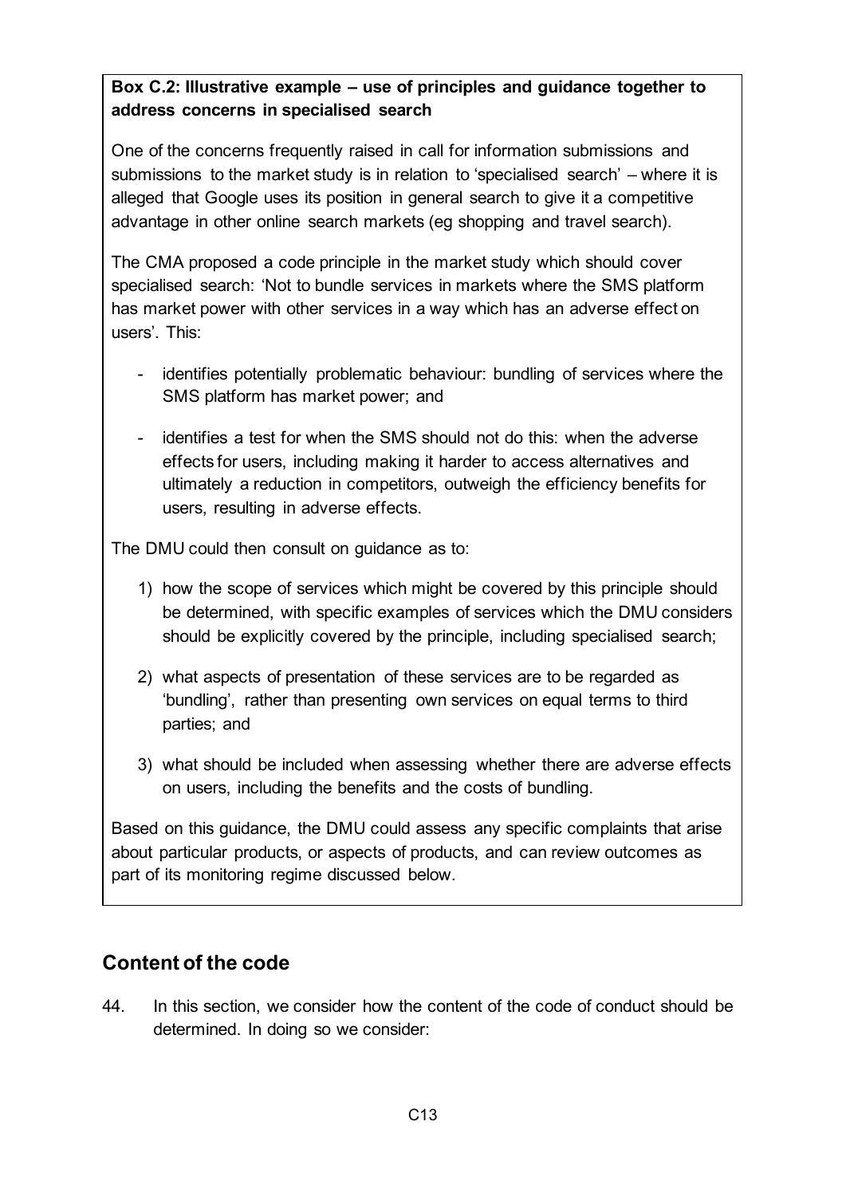**Box C.2: Illustrative example – use of principles and guidance together to address concerns in specialised search**

One of the concerns frequently raised in call for information submissions and submissions to the market study is in relation to 'specialised search' – where it is alleged that Google uses its position in general search to give it a competitive advantage in other online search markets (eg shopping and travel search).

The CMA proposed a code principle in the market study which should cover specialised search: 'Not to bundle services in markets where the SMS platform has market power with other services in a way which has an adverse effect on users'. This:

- identifies potentially problematic behaviour: bundling of services where the SMS platform has market power; and
- identifies a test for when the SMS should not do this: when the adverse effects for users, including making it harder to access alternatives and ultimately a reduction in competitors, outweigh the efficiency benefits for users, resulting in adverse effects.

The DMU could then consult on guidance as to:

1) how the scope of services which might be covered by this principle should be determined, with specific examples of services which the DMU considers should be explicitly covered by the principle, including specialised search;
2) what aspects of presentation of these services are to be regarded as 'bundling', rather than presenting own services on equal terms to third parties; and
3) what should be included when assessing whether there are adverse effects on users, including the benefits and the costs of bundling.

Based on this guidance, the DMU could assess any specific complaints that arise about particular products, or aspects of products, and can review outcomes as part of its monitoring regime discussed below.

## Content of the code

44. In this section, we consider how the content of the code of conduct should be determined. In doing so we consider: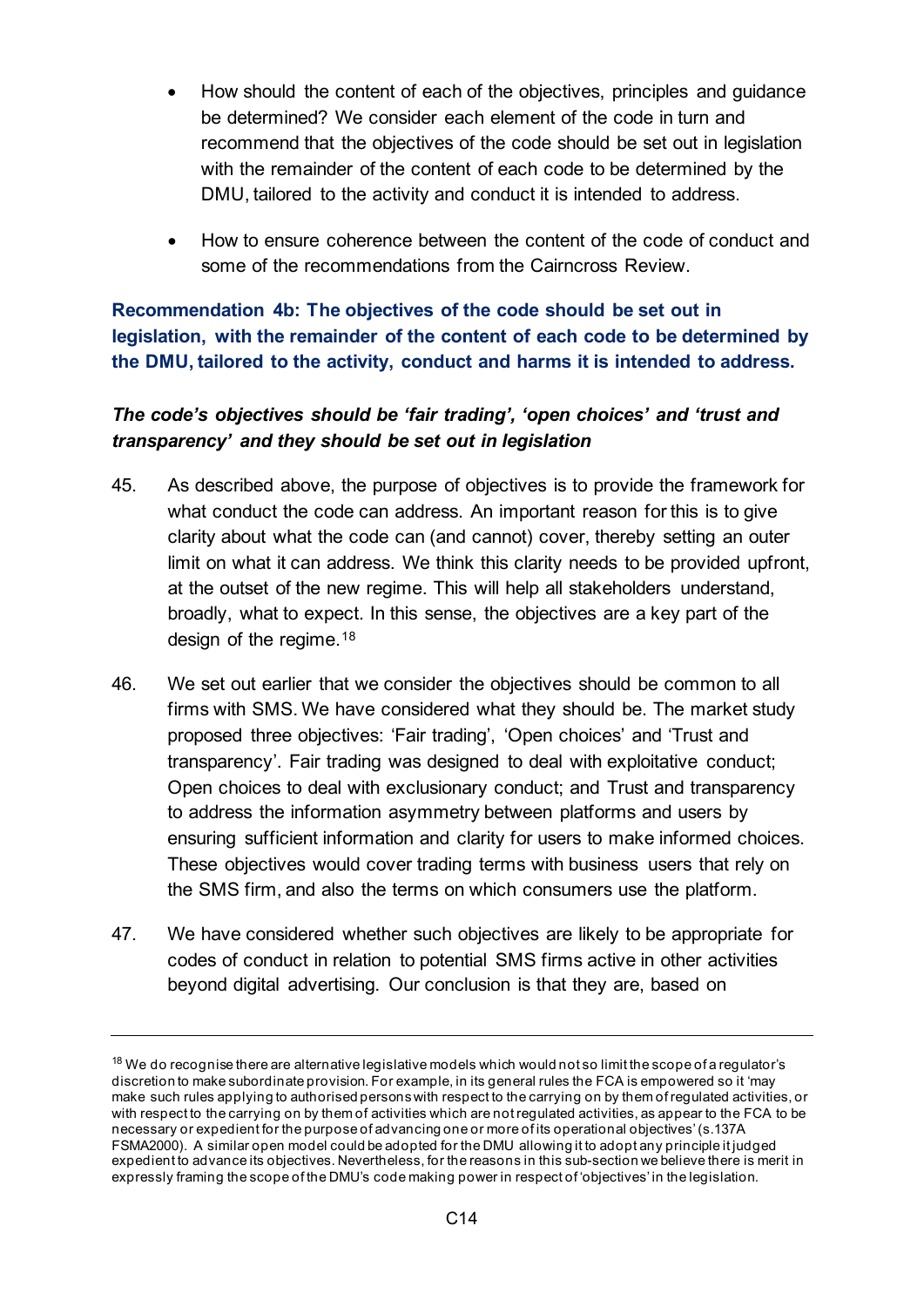- How should the content of each of the objectives, principles and guidance be determined? We consider each element of the code in turn and recommend that the objectives of the code should be set out in legislation with the remainder of the content of each code to be determined by the DMU, tailored to the activity and conduct it is intended to address.

- How to ensure coherence between the content of the code of conduct and some of the recommendations from the Cairncross Review.

**Recommendation 4b: The objectives of the code should be set out in legislation, with the remainder of the content of each code to be determined by the DMU, tailored to the activity, conduct and harms it is intended to address.**

***The code's objectives should be 'fair trading', 'open choices' and 'trust and transparency' and they should be set out in legislation***

45. As described above, the purpose of objectives is to provide the framework for what conduct the code can address. An important reason for this is to give clarity about what the code can (and cannot) cover, thereby setting an outer limit on what it can address. We think this clarity needs to be provided upfront, at the outset of the new regime. This will help all stakeholders understand, broadly, what to expect. In this sense, the objectives are a key part of the design of the regime.[18]

46. We set out earlier that we consider the objectives should be common to all firms with SMS. We have considered what they should be. The market study proposed three objectives: 'Fair trading', 'Open choices' and 'Trust and transparency'. Fair trading was designed to deal with exploitative conduct; Open choices to deal with exclusionary conduct; and Trust and transparency to address the information asymmetry between platforms and users by ensuring sufficient information and clarity for users to make informed choices. These objectives would cover trading terms with business users that rely on the SMS firm, and also the terms on which consumers use the platform.

47. We have considered whether such objectives are likely to be appropriate for codes of conduct in relation to potential SMS firms active in other activities beyond digital advertising. Our conclusion is that they are, based on

---

[18] We do recognise there are alternative legislative models which would not so limit the scope of a regulator's discretion to make subordinate provision. For example, in its general rules the FCA is empowered so it 'may make such rules applying to authorised persons with respect to the carrying on by them of regulated activities, or with respect to the carrying on by them of activities which are not regulated activities, as appear to the FCA to be necessary or expedient for the purpose of advancing one or more of its operational objectives' (s.137A FSMA2000). A similar open model could be adopted for the DMU allowing it to adopt any principle it judged expedient to advance its objectives. Nevertheless, for the reasons in this sub-section we believe there is merit in expressly framing the scope of the DMU's code making power in respect of 'objectives' in the legislation.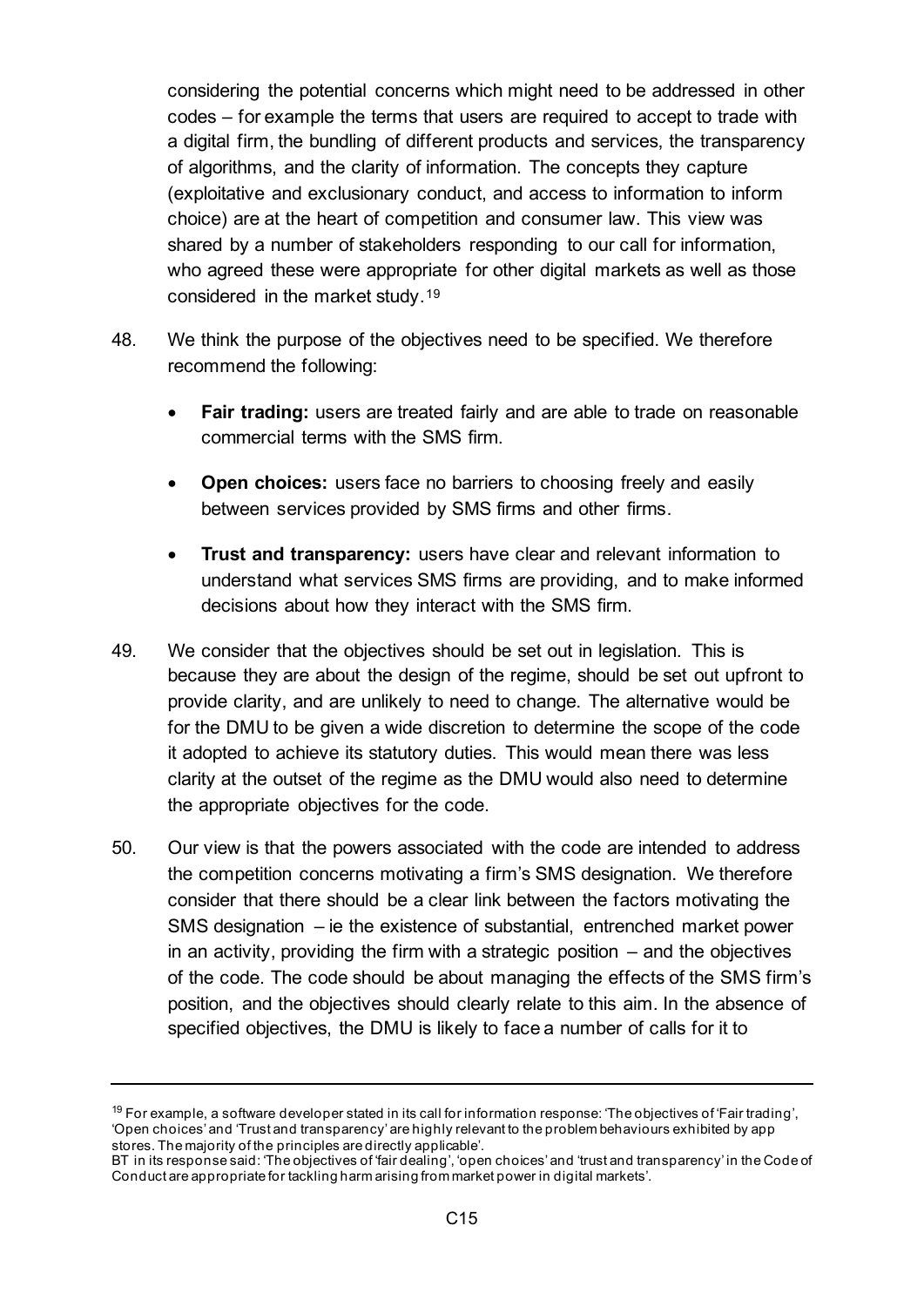considering the potential concerns which might need to be addressed in other codes – for example the terms that users are required to accept to trade with a digital firm, the bundling of different products and services, the transparency of algorithms, and the clarity of information. The concepts they capture (exploitative and exclusionary conduct, and access to information to inform choice) are at the heart of competition and consumer law. This view was shared by a number of stakeholders responding to our call for information, who agreed these were appropriate for other digital markets as well as those considered in the market study.[19]

48. We think the purpose of the objectives need to be specified. We therefore recommend the following:

- **Fair trading:** users are treated fairly and are able to trade on reasonable commercial terms with the SMS firm.
- **Open choices:** users face no barriers to choosing freely and easily between services provided by SMS firms and other firms.
- **Trust and transparency:** users have clear and relevant information to understand what services SMS firms are providing, and to make informed decisions about how they interact with the SMS firm.

49. We consider that the objectives should be set out in legislation. This is because they are about the design of the regime, should be set out upfront to provide clarity, and are unlikely to need to change. The alternative would be for the DMU to be given a wide discretion to determine the scope of the code it adopted to achieve its statutory duties. This would mean there was less clarity at the outset of the regime as the DMU would also need to determine the appropriate objectives for the code.

50. Our view is that the powers associated with the code are intended to address the competition concerns motivating a firm's SMS designation. We therefore consider that there should be a clear link between the factors motivating the SMS designation – ie the existence of substantial, entrenched market power in an activity, providing the firm with a strategic position – and the objectives of the code. The code should be about managing the effects of the SMS firm's position, and the objectives should clearly relate to this aim. In the absence of specified objectives, the DMU is likely to face a number of calls for it to

---

[19] For example, a software developer stated in its call for information response: 'The objectives of 'Fair trading', 'Open choices' and 'Trust and transparency' are highly relevant to the problem behaviours exhibited by app stores. The majority of the principles are directly applicable'.
BT in its response said: 'The objectives of 'fair dealing', 'open choices' and 'trust and transparency' in the Code of Conduct are appropriate for tackling harm arising from market power in digital markets'.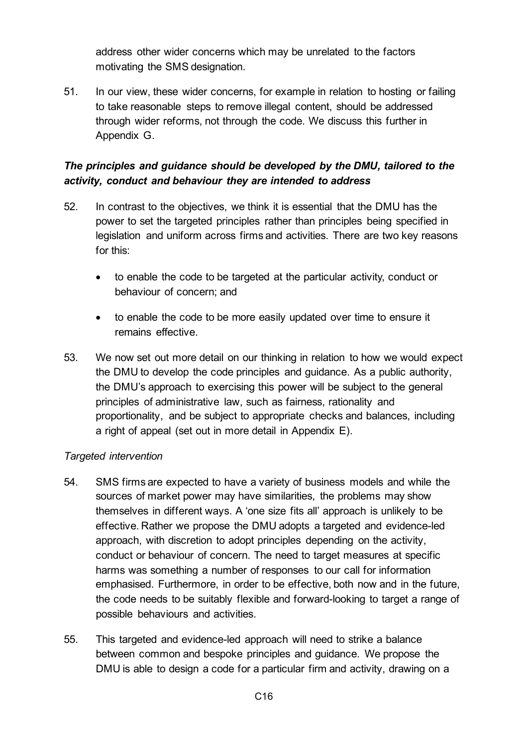address other wider concerns which may be unrelated to the factors motivating the SMS designation.

51. In our view, these wider concerns, for example in relation to hosting or failing to take reasonable steps to remove illegal content, should be addressed through wider reforms, not through the code. We discuss this further in Appendix G.

### *The principles and guidance should be developed by the DMU, tailored to the activity, conduct and behaviour they are intended to address*

52. In contrast to the objectives, we think it is essential that the DMU has the power to set the targeted principles rather than principles being specified in legislation and uniform across firms and activities. There are two key reasons for this:

    - to enable the code to be targeted at the particular activity, conduct or behaviour of concern; and
    - to enable the code to be more easily updated over time to ensure it remains effective.

53. We now set out more detail on our thinking in relation to how we would expect the DMU to develop the code principles and guidance. As a public authority, the DMU's approach to exercising this power will be subject to the general principles of administrative law, such as fairness, rationality and proportionality, and be subject to appropriate checks and balances, including a right of appeal (set out in more detail in Appendix E).

#### *Targeted intervention*

54. SMS firms are expected to have a variety of business models and while the sources of market power may have similarities, the problems may show themselves in different ways. A 'one size fits all' approach is unlikely to be effective. Rather we propose the DMU adopts a targeted and evidence-led approach, with discretion to adopt principles depending on the activity, conduct or behaviour of concern. The need to target measures at specific harms was something a number of responses to our call for information emphasised. Furthermore, in order to be effective, both now and in the future, the code needs to be suitably flexible and forward-looking to target a range of possible behaviours and activities.

55. This targeted and evidence-led approach will need to strike a balance between common and bespoke principles and guidance. We propose the DMU is able to design a code for a particular firm and activity, drawing on a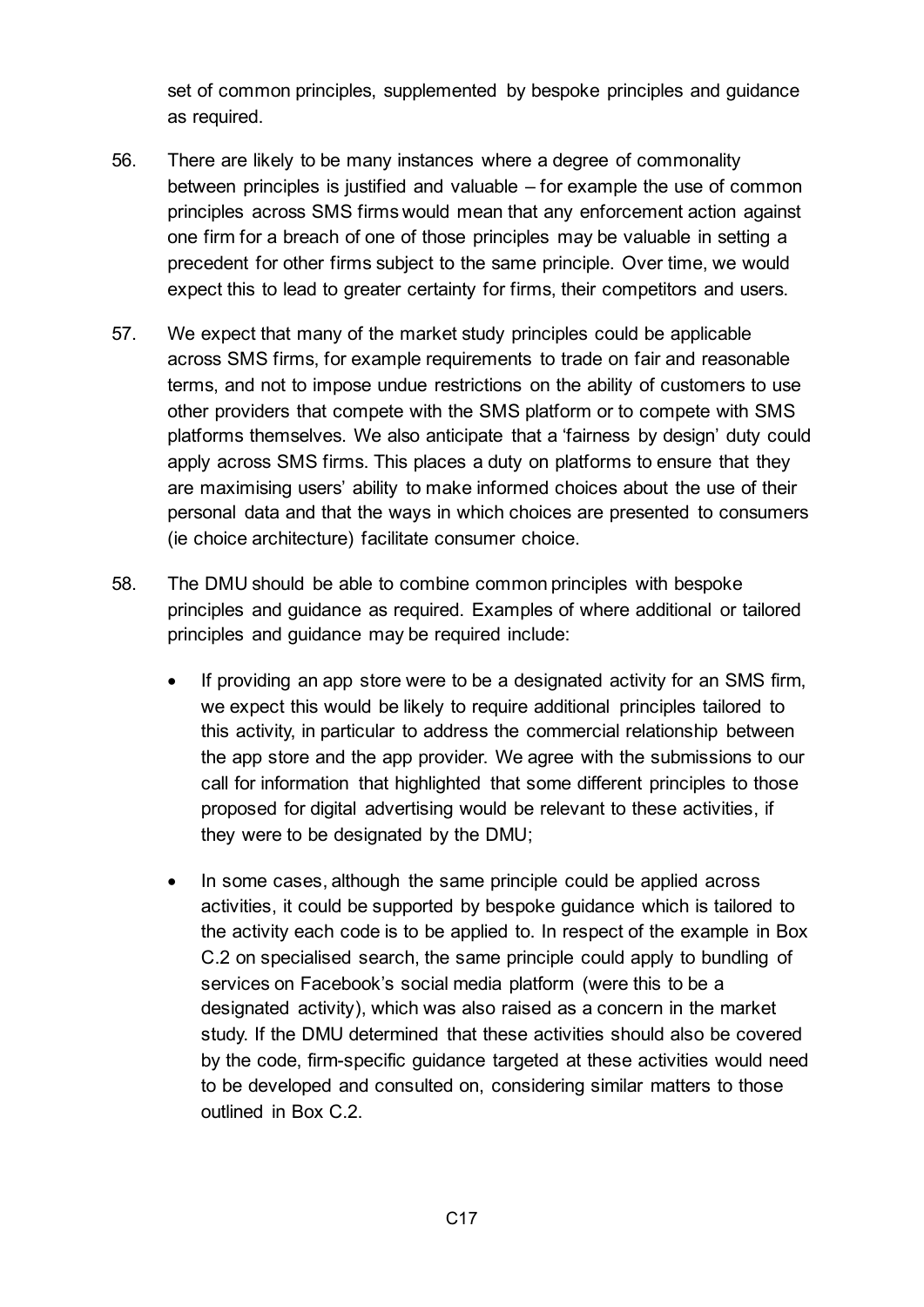set of common principles, supplemented by bespoke principles and guidance as required.

56. There are likely to be many instances where a degree of commonality between principles is justified and valuable – for example the use of common principles across SMS firms would mean that any enforcement action against one firm for a breach of one of those principles may be valuable in setting a precedent for other firms subject to the same principle. Over time, we would expect this to lead to greater certainty for firms, their competitors and users.

57. We expect that many of the market study principles could be applicable across SMS firms, for example requirements to trade on fair and reasonable terms, and not to impose undue restrictions on the ability of customers to use other providers that compete with the SMS platform or to compete with SMS platforms themselves. We also anticipate that a 'fairness by design' duty could apply across SMS firms. This places a duty on platforms to ensure that they are maximising users' ability to make informed choices about the use of their personal data and that the ways in which choices are presented to consumers (ie choice architecture) facilitate consumer choice.

58. The DMU should be able to combine common principles with bespoke principles and guidance as required. Examples of where additional or tailored principles and guidance may be required include:

   - If providing an app store were to be a designated activity for an SMS firm, we expect this would be likely to require additional principles tailored to this activity, in particular to address the commercial relationship between the app store and the app provider. We agree with the submissions to our call for information that highlighted that some different principles to those proposed for digital advertising would be relevant to these activities, if they were to be designated by the DMU;

   - In some cases, although the same principle could be applied across activities, it could be supported by bespoke guidance which is tailored to the activity each code is to be applied to. In respect of the example in Box C.2 on specialised search, the same principle could apply to bundling of services on Facebook's social media platform (were this to be a designated activity), which was also raised as a concern in the market study. If the DMU determined that these activities should also be covered by the code, firm-specific guidance targeted at these activities would need to be developed and consulted on, considering similar matters to those outlined in Box C.2.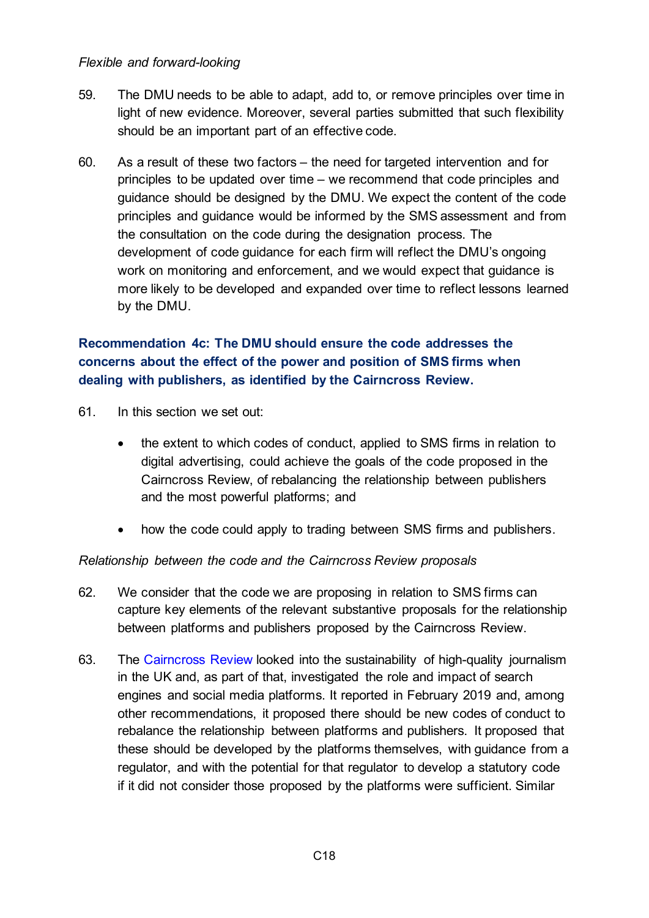*Flexible and forward-looking*

59. The DMU needs to be able to adapt, add to, or remove principles over time in light of new evidence. Moreover, several parties submitted that such flexibility should be an important part of an effective code.

60. As a result of these two factors – the need for targeted intervention and for principles to be updated over time – we recommend that code principles and guidance should be designed by the DMU. We expect the content of the code principles and guidance would be informed by the SMS assessment and from the consultation on the code during the designation process. The development of code guidance for each firm will reflect the DMU's ongoing work on monitoring and enforcement, and we would expect that guidance is more likely to be developed and expanded over time to reflect lessons learned by the DMU.

**Recommendation 4c: The DMU should ensure the code addresses the concerns about the effect of the power and position of SMS firms when dealing with publishers, as identified by the Cairncross Review.**

61. In this section we set out:

- the extent to which codes of conduct, applied to SMS firms in relation to digital advertising, could achieve the goals of the code proposed in the Cairncross Review, of rebalancing the relationship between publishers and the most powerful platforms; and
- how the code could apply to trading between SMS firms and publishers.

*Relationship between the code and the Cairncross Review proposals*

62. We consider that the code we are proposing in relation to SMS firms can capture key elements of the relevant substantive proposals for the relationship between platforms and publishers proposed by the Cairncross Review.

63. The Cairncross Review looked into the sustainability of high-quality journalism in the UK and, as part of that, investigated the role and impact of search engines and social media platforms. It reported in February 2019 and, among other recommendations, it proposed there should be new codes of conduct to rebalance the relationship between platforms and publishers. It proposed that these should be developed by the platforms themselves, with guidance from a regulator, and with the potential for that regulator to develop a statutory code if it did not consider those proposed by the platforms were sufficient. Similar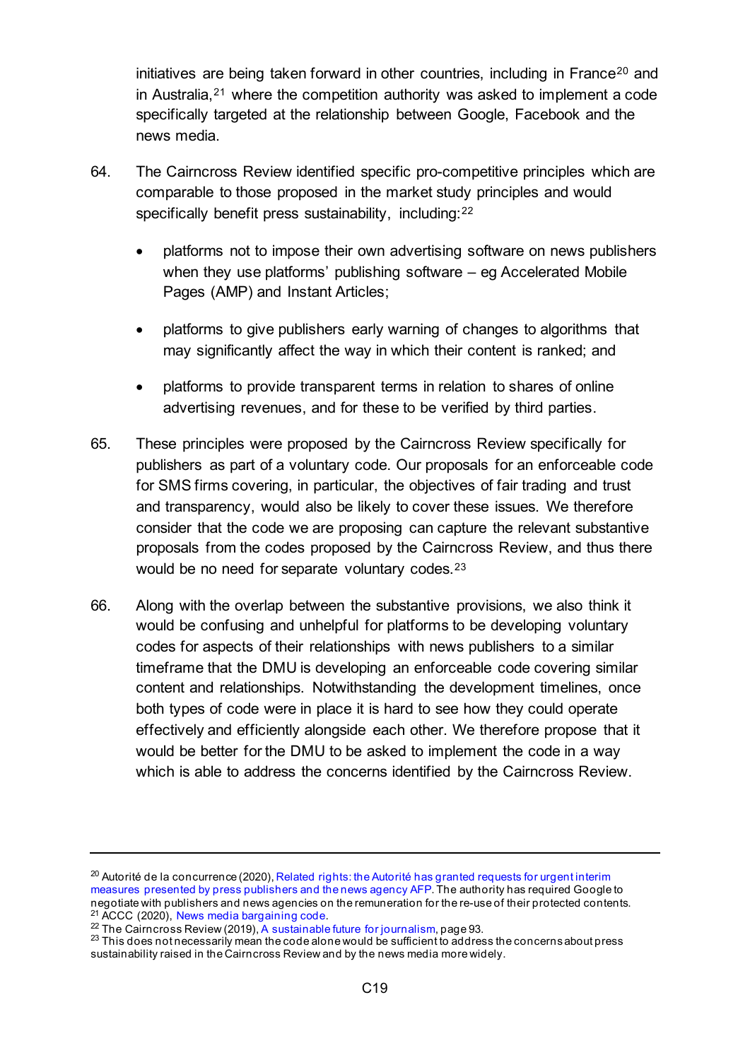initiatives are being taken forward in other countries, including in France[20] and in Australia,[21] where the competition authority was asked to implement a code specifically targeted at the relationship between Google, Facebook and the news media.

64. The Cairncross Review identified specific pro-competitive principles which are comparable to those proposed in the market study principles and would specifically benefit press sustainability, including:[22]

   - platforms not to impose their own advertising software on news publishers when they use platforms' publishing software – eg Accelerated Mobile Pages (AMP) and Instant Articles;
   - platforms to give publishers early warning of changes to algorithms that may significantly affect the way in which their content is ranked; and
   - platforms to provide transparent terms in relation to shares of online advertising revenues, and for these to be verified by third parties.

65. These principles were proposed by the Cairncross Review specifically for publishers as part of a voluntary code. Our proposals for an enforceable code for SMS firms covering, in particular, the objectives of fair trading and trust and transparency, would also be likely to cover these issues. We therefore consider that the code we are proposing can capture the relevant substantive proposals from the codes proposed by the Cairncross Review, and thus there would be no need for separate voluntary codes.[23]

66. Along with the overlap between the substantive provisions, we also think it would be confusing and unhelpful for platforms to be developing voluntary codes for aspects of their relationships with news publishers to a similar timeframe that the DMU is developing an enforceable code covering similar content and relationships. Notwithstanding the development timelines, once both types of code were in place it is hard to see how they could operate effectively and efficiently alongside each other. We therefore propose that it would be better for the DMU to be asked to implement the code in a way which is able to address the concerns identified by the Cairncross Review.

---

[20] Autorité de la concurrence (2020), Related rights: the Autorité has granted requests for urgent interim measures presented by press publishers and the news agency AFP. The authority has required Google to negotiate with publishers and news agencies on the remuneration for the re-use of their protected contents.
[21] ACCC (2020), News media bargaining code.
[22] The Cairncross Review (2019), A sustainable future for journalism, page 93.
[23] This does not necessarily mean the code alone would be sufficient to address the concerns about press sustainability raised in the Cairncross Review and by the news media more widely.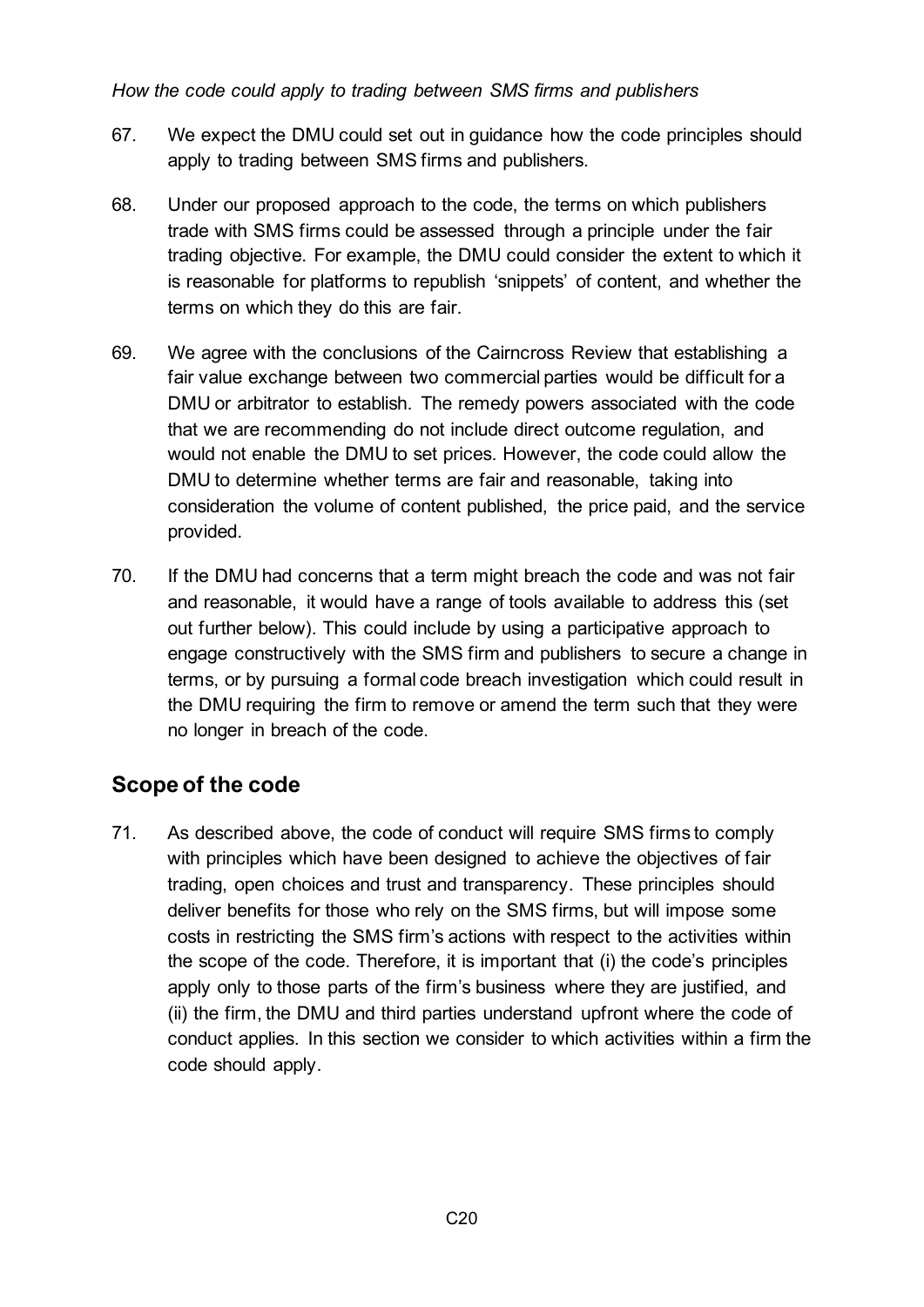*How the code could apply to trading between SMS firms and publishers*

67. We expect the DMU could set out in guidance how the code principles should apply to trading between SMS firms and publishers.

68. Under our proposed approach to the code, the terms on which publishers trade with SMS firms could be assessed through a principle under the fair trading objective. For example, the DMU could consider the extent to which it is reasonable for platforms to republish 'snippets' of content, and whether the terms on which they do this are fair.

69. We agree with the conclusions of the Cairncross Review that establishing a fair value exchange between two commercial parties would be difficult for a DMU or arbitrator to establish. The remedy powers associated with the code that we are recommending do not include direct outcome regulation, and would not enable the DMU to set prices. However, the code could allow the DMU to determine whether terms are fair and reasonable, taking into consideration the volume of content published, the price paid, and the service provided.

70. If the DMU had concerns that a term might breach the code and was not fair and reasonable, it would have a range of tools available to address this (set out further below). This could include by using a participative approach to engage constructively with the SMS firm and publishers to secure a change in terms, or by pursuing a formal code breach investigation which could result in the DMU requiring the firm to remove or amend the term such that they were no longer in breach of the code.

## Scope of the code

71. As described above, the code of conduct will require SMS firms to comply with principles which have been designed to achieve the objectives of fair trading, open choices and trust and transparency. These principles should deliver benefits for those who rely on the SMS firms, but will impose some costs in restricting the SMS firm's actions with respect to the activities within the scope of the code. Therefore, it is important that (i) the code's principles apply only to those parts of the firm's business where they are justified, and (ii) the firm, the DMU and third parties understand upfront where the code of conduct applies. In this section we consider to which activities within a firm the code should apply.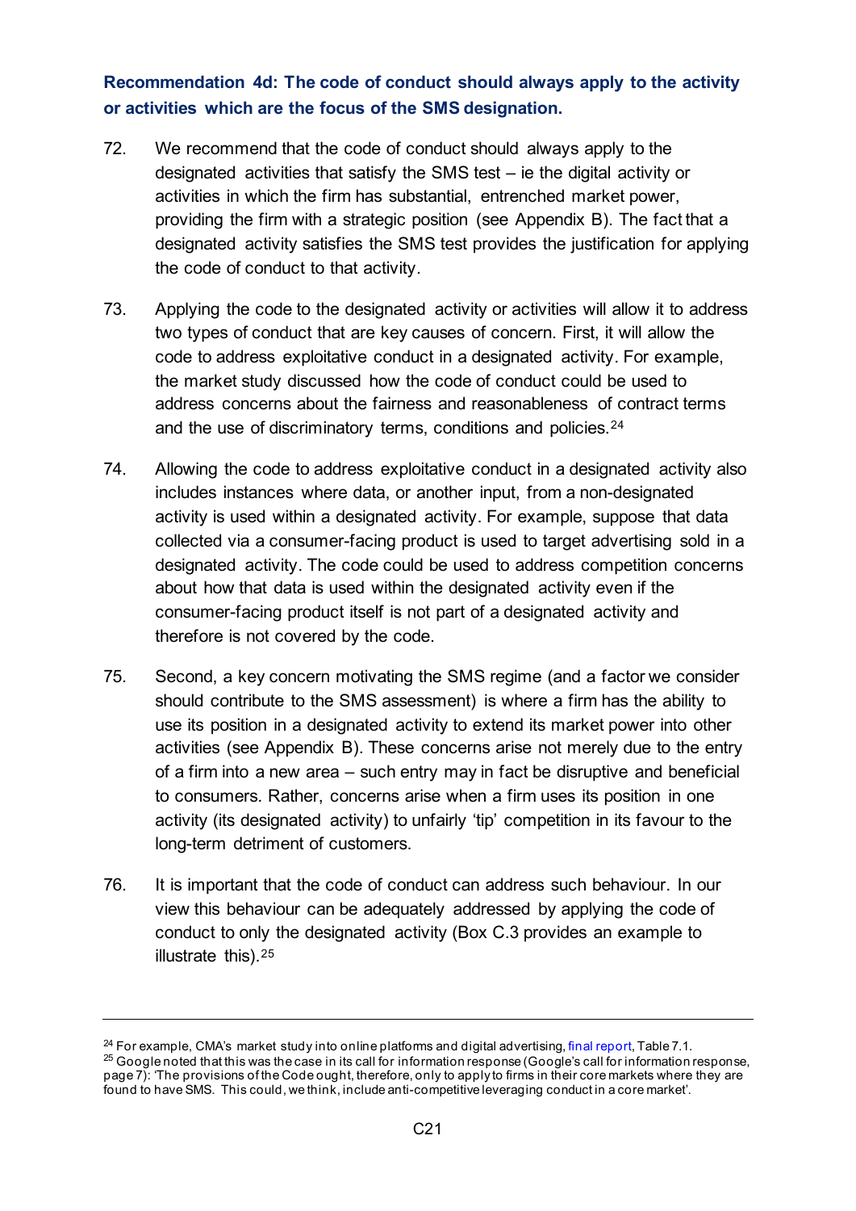### Recommendation 4d: The code of conduct should always apply to the activity or activities which are the focus of the SMS designation.

72. We recommend that the code of conduct should always apply to the designated activities that satisfy the SMS test – ie the digital activity or activities in which the firm has substantial, entrenched market power, providing the firm with a strategic position (see Appendix B). The fact that a designated activity satisfies the SMS test provides the justification for applying the code of conduct to that activity.

73. Applying the code to the designated activity or activities will allow it to address two types of conduct that are key causes of concern. First, it will allow the code to address exploitative conduct in a designated activity. For example, the market study discussed how the code of conduct could be used to address concerns about the fairness and reasonableness of contract terms and the use of discriminatory terms, conditions and policies.[24]

74. Allowing the code to address exploitative conduct in a designated activity also includes instances where data, or another input, from a non-designated activity is used within a designated activity. For example, suppose that data collected via a consumer-facing product is used to target advertising sold in a designated activity. The code could be used to address competition concerns about how that data is used within the designated activity even if the consumer-facing product itself is not part of a designated activity and therefore is not covered by the code.

75. Second, a key concern motivating the SMS regime (and a factor we consider should contribute to the SMS assessment) is where a firm has the ability to use its position in a designated activity to extend its market power into other activities (see Appendix B). These concerns arise not merely due to the entry of a firm into a new area – such entry may in fact be disruptive and beneficial to consumers. Rather, concerns arise when a firm uses its position in one activity (its designated activity) to unfairly 'tip' competition in its favour to the long-term detriment of customers.

76. It is important that the code of conduct can address such behaviour. In our view this behaviour can be adequately addressed by applying the code of conduct to only the designated activity (Box C.3 provides an example to illustrate this).[25]

---

[24] For example, CMA's market study into online platforms and digital advertising, final report, Table 7.1.

[25] Google noted that this was the case in its call for information response (Google's call for information response, page 7): 'The provisions of the Code ought, therefore, only to apply to firms in their core markets where they are found to have SMS. This could, we think, include anti-competitive leveraging conduct in a core market'.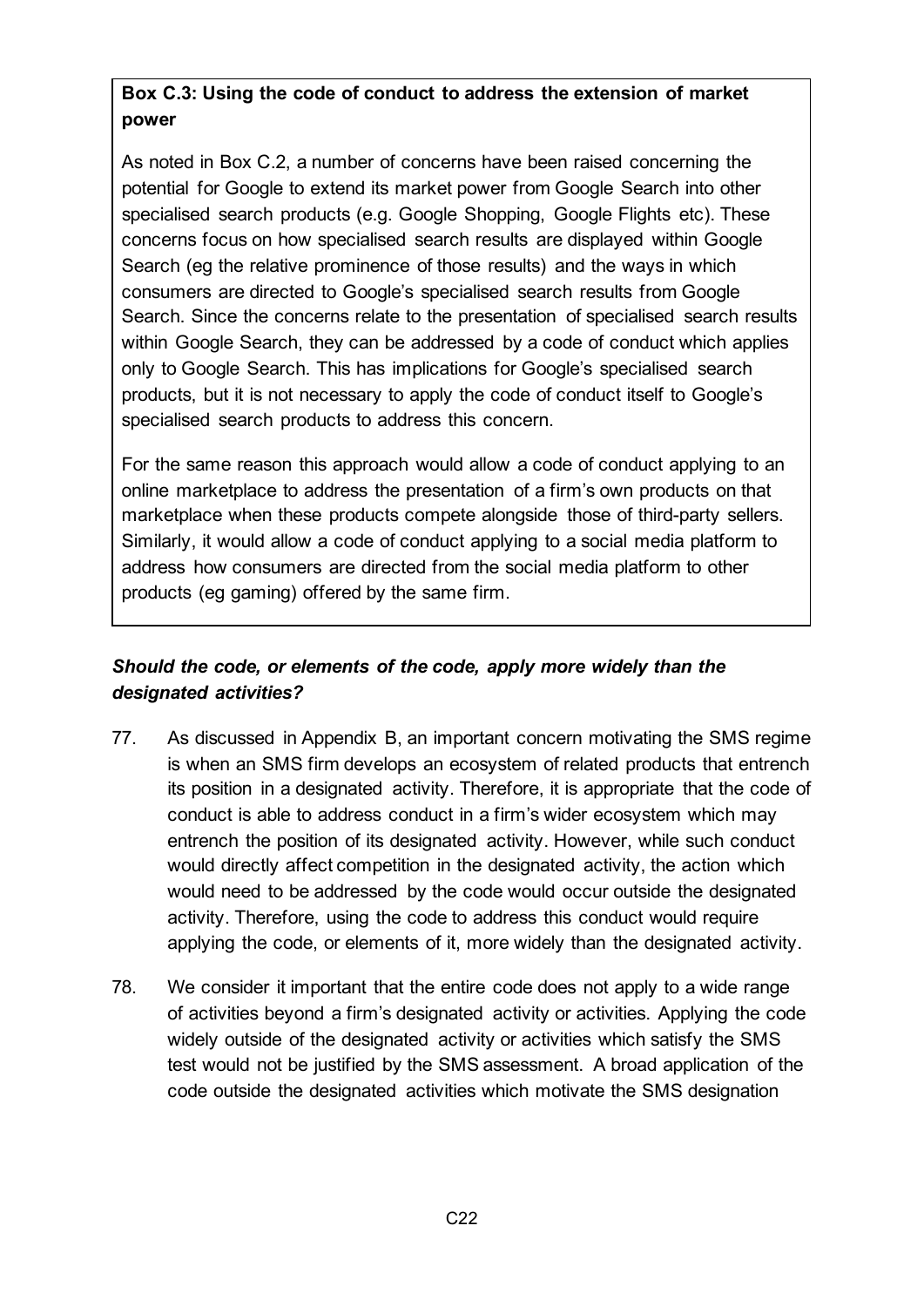**Box C.3: Using the code of conduct to address the extension of market power**

As noted in Box C.2, a number of concerns have been raised concerning the potential for Google to extend its market power from Google Search into other specialised search products (e.g. Google Shopping, Google Flights etc). These concerns focus on how specialised search results are displayed within Google Search (eg the relative prominence of those results) and the ways in which consumers are directed to Google's specialised search results from Google Search. Since the concerns relate to the presentation of specialised search results within Google Search, they can be addressed by a code of conduct which applies only to Google Search. This has implications for Google's specialised search products, but it is not necessary to apply the code of conduct itself to Google's specialised search products to address this concern.

For the same reason this approach would allow a code of conduct applying to an online marketplace to address the presentation of a firm's own products on that marketplace when these products compete alongside those of third-party sellers. Similarly, it would allow a code of conduct applying to a social media platform to address how consumers are directed from the social media platform to other products (eg gaming) offered by the same firm.

***Should the code, or elements of the code, apply more widely than the designated activities?***

77. As discussed in Appendix B, an important concern motivating the SMS regime is when an SMS firm develops an ecosystem of related products that entrench its position in a designated activity. Therefore, it is appropriate that the code of conduct is able to address conduct in a firm's wider ecosystem which may entrench the position of its designated activity. However, while such conduct would directly affect competition in the designated activity, the action which would need to be addressed by the code would occur outside the designated activity. Therefore, using the code to address this conduct would require applying the code, or elements of it, more widely than the designated activity.

78. We consider it important that the entire code does not apply to a wide range of activities beyond a firm's designated activity or activities. Applying the code widely outside of the designated activity or activities which satisfy the SMS test would not be justified by the SMS assessment. A broad application of the code outside the designated activities which motivate the SMS designation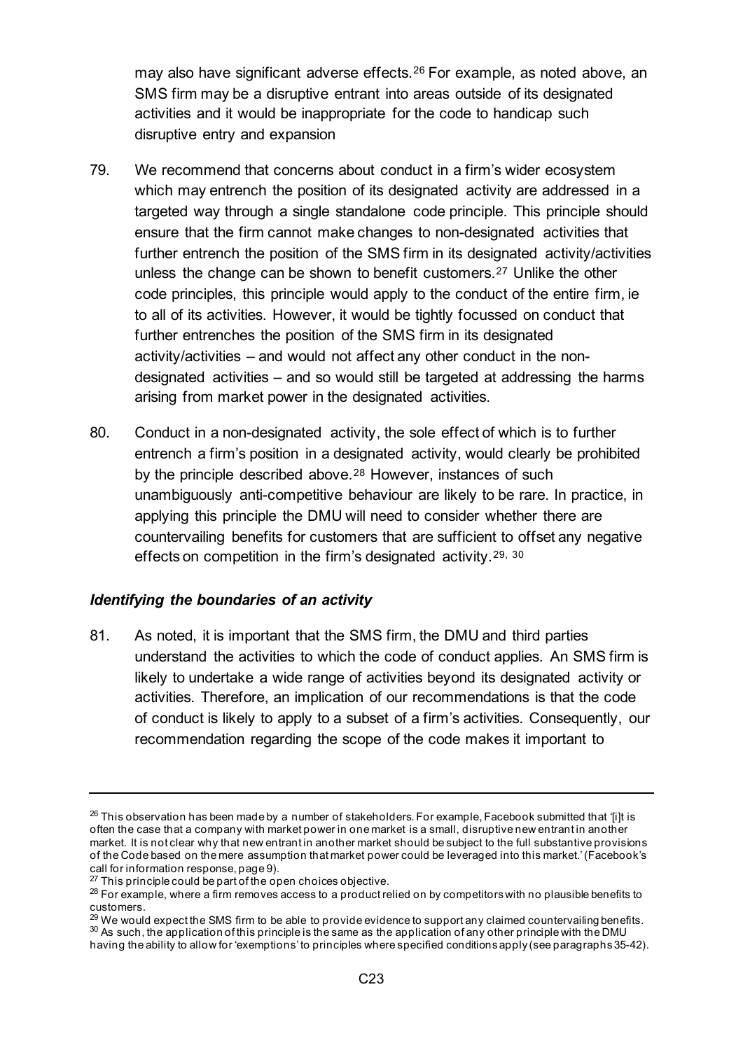may also have significant adverse effects.[26] For example, as noted above, an SMS firm may be a disruptive entrant into areas outside of its designated activities and it would be inappropriate for the code to handicap such disruptive entry and expansion

79. We recommend that concerns about conduct in a firm's wider ecosystem which may entrench the position of its designated activity are addressed in a targeted way through a single standalone code principle. This principle should ensure that the firm cannot make changes to non-designated activities that further entrench the position of the SMS firm in its designated activity/activities unless the change can be shown to benefit customers.[27] Unlike the other code principles, this principle would apply to the conduct of the entire firm, ie to all of its activities. However, it would be tightly focussed on conduct that further entrenches the position of the SMS firm in its designated activity/activities – and would not affect any other conduct in the non-designated activities – and so would still be targeted at addressing the harms arising from market power in the designated activities.

80. Conduct in a non-designated activity, the sole effect of which is to further entrench a firm's position in a designated activity, would clearly be prohibited by the principle described above.[28] However, instances of such unambiguously anti-competitive behaviour are likely to be rare. In practice, in applying this principle the DMU will need to consider whether there are countervailing benefits for customers that are sufficient to offset any negative effects on competition in the firm's designated activity.[29, 30]

### *Identifying the boundaries of an activity*

81. As noted, it is important that the SMS firm, the DMU and third parties understand the activities to which the code of conduct applies. An SMS firm is likely to undertake a wide range of activities beyond its designated activity or activities. Therefore, an implication of our recommendations is that the code of conduct is likely to apply to a subset of a firm's activities. Consequently, our recommendation regarding the scope of the code makes it important to

---

[26] This observation has been made by a number of stakeholders. For example, Facebook submitted that '[i]t is often the case that a company with market power in one market is a small, disruptive new entrant in another market. It is not clear why that new entrant in another market should be subject to the full substantive provisions of the Code based on the mere assumption that market power could be leveraged into this market.' (Facebook's call for information response, page 9).

[27] This principle could be part of the open choices objective.

[28] For example, where a firm removes access to a product relied on by competitors with no plausible benefits to customers.

[29] We would expect the SMS firm to be able to provide evidence to support any claimed countervailing benefits.

[30] As such, the application of this principle is the same as the application of any other principle with the DMU having the ability to allow for 'exemptions' to principles where specified conditions apply (see paragraphs 35-42).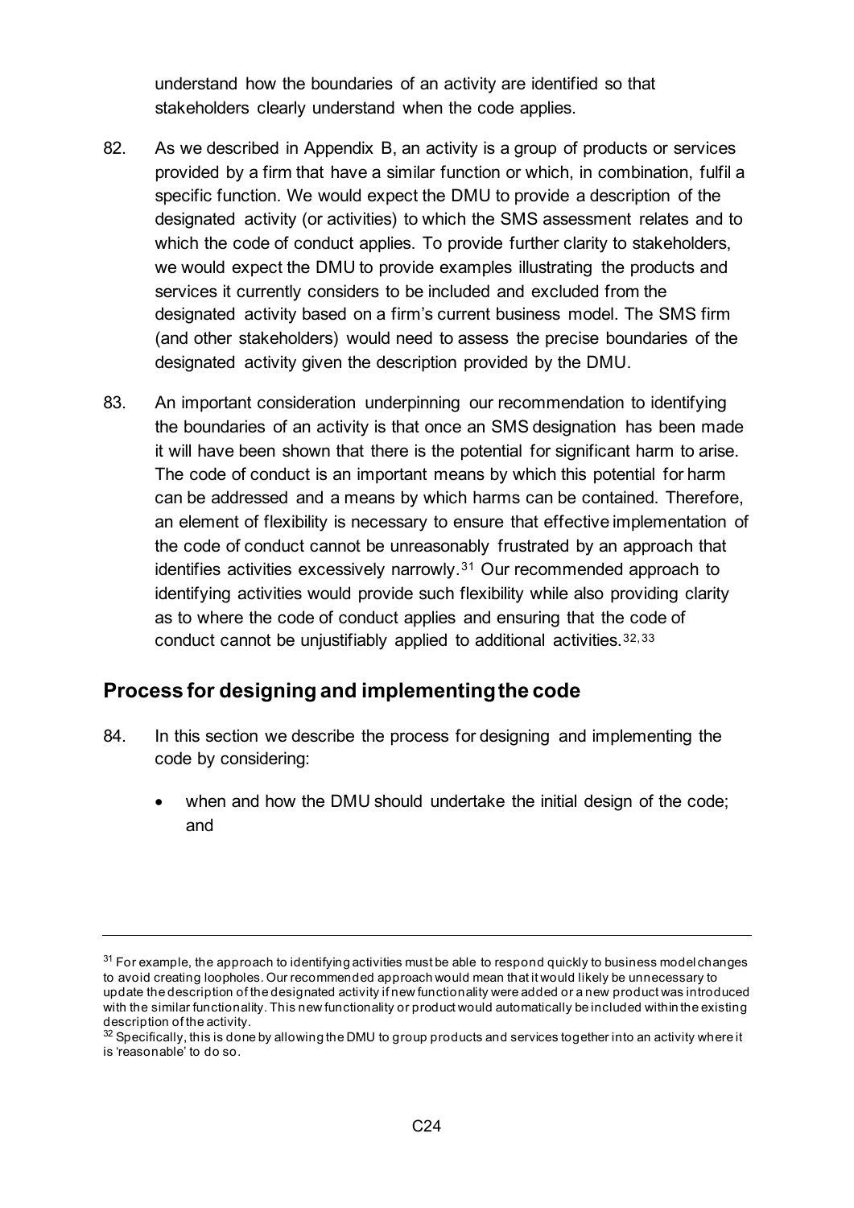understand how the boundaries of an activity are identified so that stakeholders clearly understand when the code applies.

82. As we described in Appendix B, an activity is a group of products or services provided by a firm that have a similar function or which, in combination, fulfil a specific function. We would expect the DMU to provide a description of the designated activity (or activities) to which the SMS assessment relates and to which the code of conduct applies. To provide further clarity to stakeholders, we would expect the DMU to provide examples illustrating the products and services it currently considers to be included and excluded from the designated activity based on a firm's current business model. The SMS firm (and other stakeholders) would need to assess the precise boundaries of the designated activity given the description provided by the DMU.

83. An important consideration underpinning our recommendation to identifying the boundaries of an activity is that once an SMS designation has been made it will have been shown that there is the potential for significant harm to arise. The code of conduct is an important means by which this potential for harm can be addressed and a means by which harms can be contained. Therefore, an element of flexibility is necessary to ensure that effective implementation of the code of conduct cannot be unreasonably frustrated by an approach that identifies activities excessively narrowly.[31] Our recommended approach to identifying activities would provide such flexibility while also providing clarity as to where the code of conduct applies and ensuring that the code of conduct cannot be unjustifiably applied to additional activities.[32,33]

## Process for designing and implementing the code

84. In this section we describe the process for designing and implementing the code by considering:

- when and how the DMU should undertake the initial design of the code; and

---

[31] For example, the approach to identifying activities must be able to respond quickly to business model changes to avoid creating loopholes. Our recommended approach would mean that it would likely be unnecessary to update the description of the designated activity if new functionality were added or a new product was introduced with the similar functionality. This new functionality or product would automatically be included within the existing description of the activity.

[32] Specifically, this is done by allowing the DMU to group products and services together into an activity where it is 'reasonable' to do so.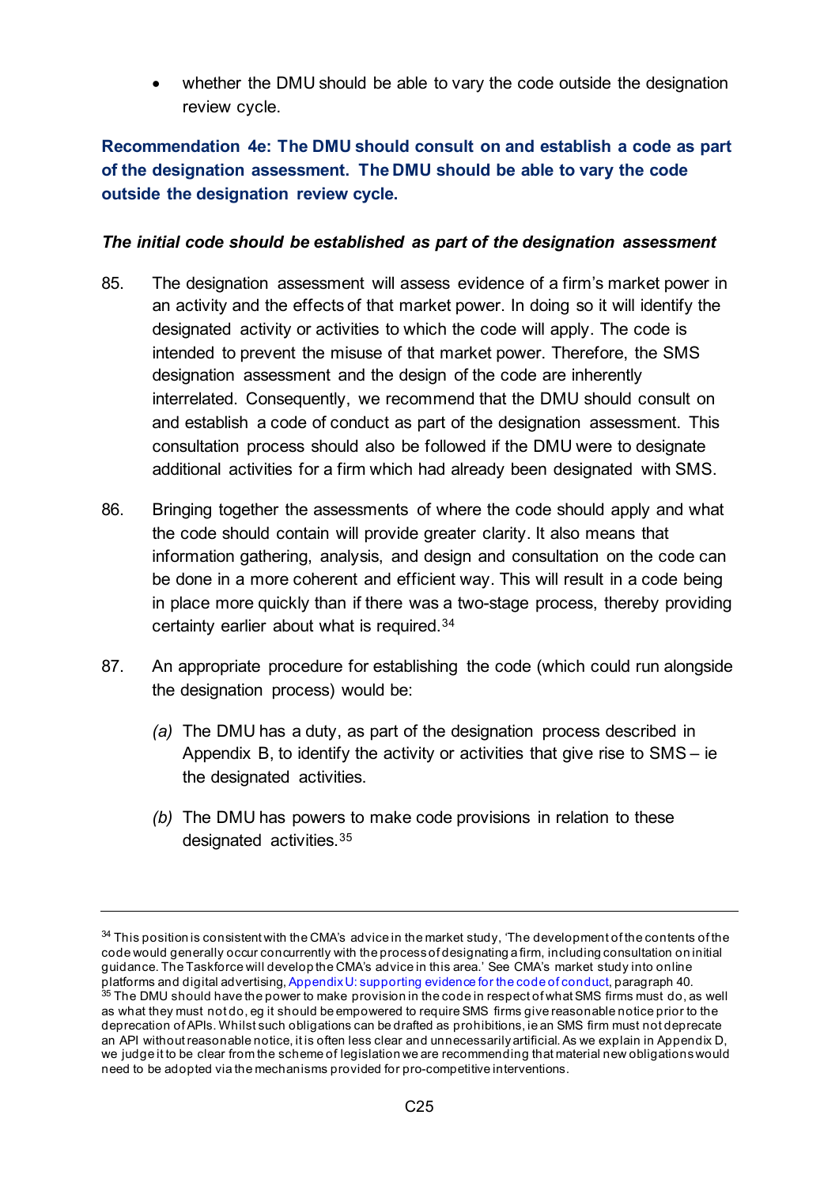- whether the DMU should be able to vary the code outside the designation review cycle.

**Recommendation 4e: The DMU should consult on and establish a code as part of the designation assessment. The DMU should be able to vary the code outside the designation review cycle.**

***The initial code should be established as part of the designation assessment***

85. The designation assessment will assess evidence of a firm's market power in an activity and the effects of that market power. In doing so it will identify the designated activity or activities to which the code will apply. The code is intended to prevent the misuse of that market power. Therefore, the SMS designation assessment and the design of the code are inherently interrelated. Consequently, we recommend that the DMU should consult on and establish a code of conduct as part of the designation assessment. This consultation process should also be followed if the DMU were to designate additional activities for a firm which had already been designated with SMS.

86. Bringing together the assessments of where the code should apply and what the code should contain will provide greater clarity. It also means that information gathering, analysis, and design and consultation on the code can be done in a more coherent and efficient way. This will result in a code being in place more quickly than if there was a two-stage process, thereby providing certainty earlier about what is required.[34]

87. An appropriate procedure for establishing the code (which could run alongside the designation process) would be:

    *(a)* The DMU has a duty, as part of the designation process described in Appendix B, to identify the activity or activities that give rise to SMS – ie the designated activities.

    *(b)* The DMU has powers to make code provisions in relation to these designated activities.[35]

---

[34] This position is consistent with the CMA's advice in the market study, 'The development of the contents of the code would generally occur concurrently with the process of designating a firm, including consultation on initial guidance. The Taskforce will develop the CMA's advice in this area.' See CMA's market study into online platforms and digital advertising, Appendix U: supporting evidence for the code of conduct, paragraph 40.

[35] The DMU should have the power to make provision in the code in respect of what SMS firms must do, as well as what they must not do, eg it should be empowered to require SMS firms give reasonable notice prior to the deprecation of APIs. Whilst such obligations can be drafted as prohibitions, ie an SMS firm must not deprecate an API without reasonable notice, it is often less clear and unnecessarily artificial. As we explain in Appendix D, we judge it to be clear from the scheme of legislation we are recommending that material new obligations would need to be adopted via the mechanisms provided for pro-competitive interventions.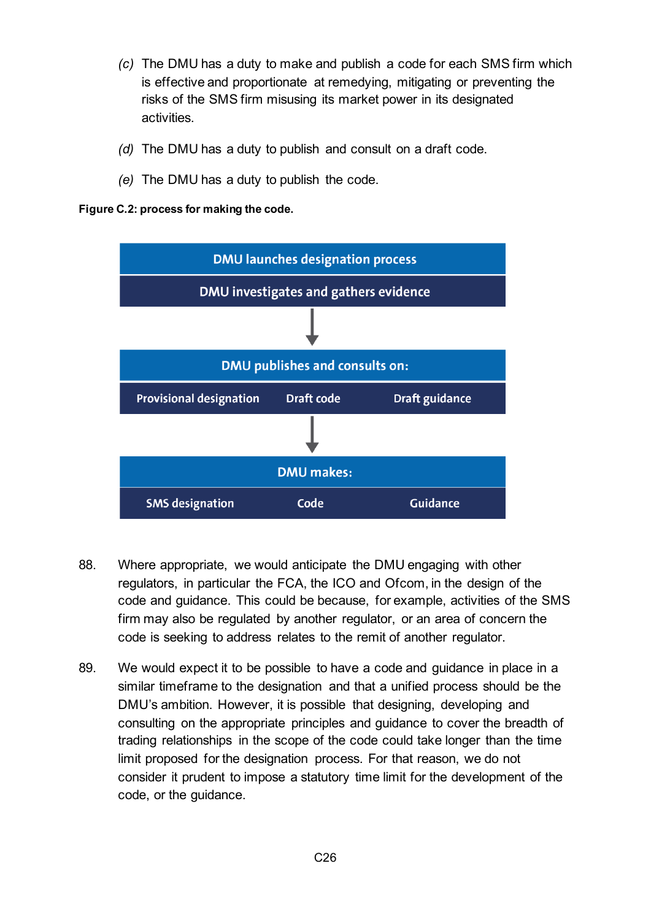(c) The DMU has a duty to make and publish a code for each SMS firm which is effective and proportionate at remedying, mitigating or preventing the risks of the SMS firm misusing its market power in its designated activities.

(d) The DMU has a duty to publish and consult on a draft code.

(e) The DMU has a duty to publish the code.

**Figure C.2: process for making the code.**

**DMU launches designation process**

**DMU investigates and gathers evidence**

↓

**DMU publishes and consults on:**

| Provisional designation | Draft code | Draft guidance |
|---|---|---|

↓

**DMU makes:**

| SMS designation | Code | Guidance |
|---|---|---|

88. Where appropriate, we would anticipate the DMU engaging with other regulators, in particular the FCA, the ICO and Ofcom, in the design of the code and guidance. This could be because, for example, activities of the SMS firm may also be regulated by another regulator, or an area of concern the code is seeking to address relates to the remit of another regulator.

89. We would expect it to be possible to have a code and guidance in place in a similar timeframe to the designation and that a unified process should be the DMU's ambition. However, it is possible that designing, developing and consulting on the appropriate principles and guidance to cover the breadth of trading relationships in the scope of the code could take longer than the time limit proposed for the designation process. For that reason, we do not consider it prudent to impose a statutory time limit for the development of the code, or the guidance.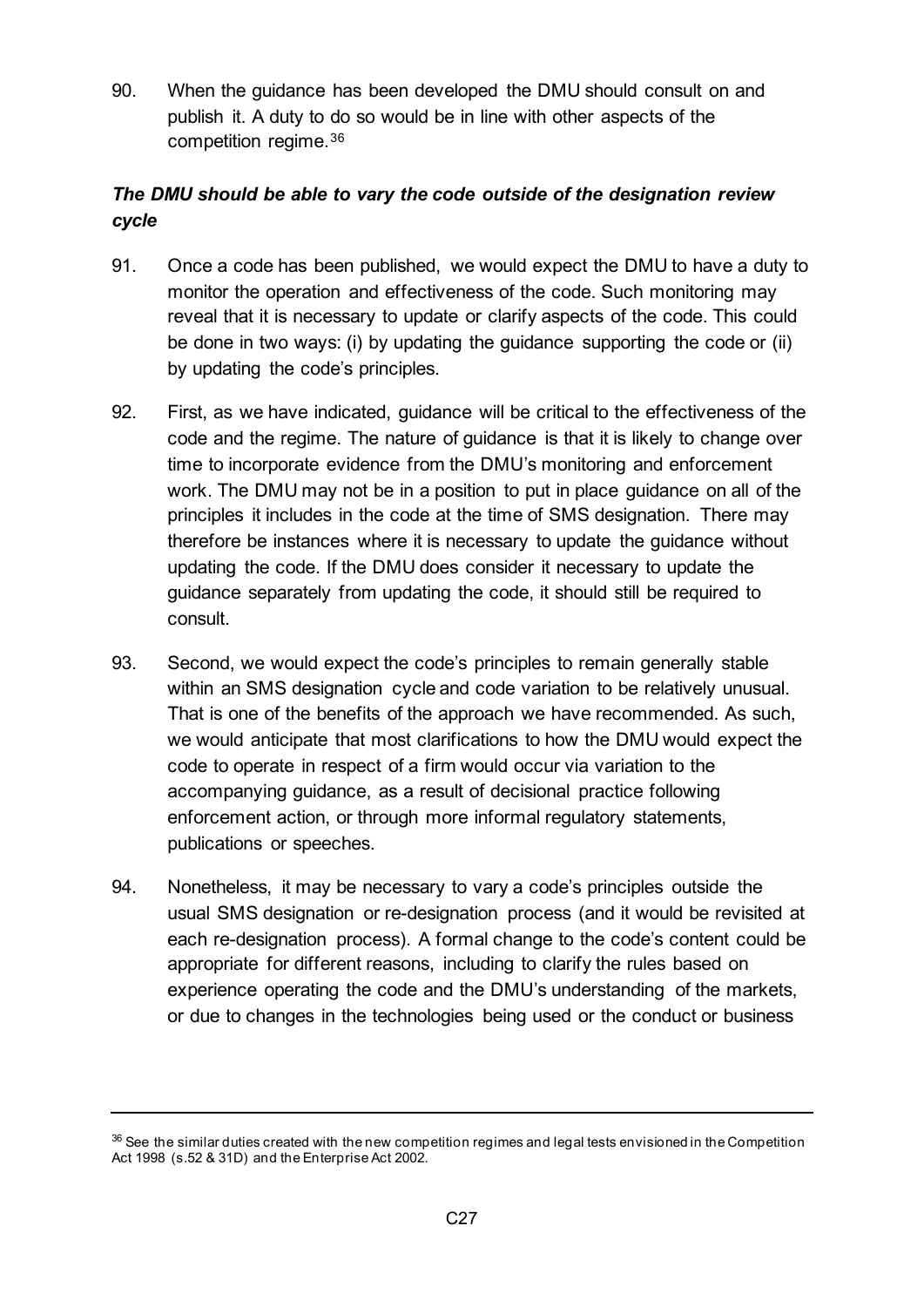90. When the guidance has been developed the DMU should consult on and publish it. A duty to do so would be in line with other aspects of the competition regime.[36]

### *The DMU should be able to vary the code outside of the designation review cycle*

91. Once a code has been published, we would expect the DMU to have a duty to monitor the operation and effectiveness of the code. Such monitoring may reveal that it is necessary to update or clarify aspects of the code. This could be done in two ways: (i) by updating the guidance supporting the code or (ii) by updating the code's principles.

92. First, as we have indicated, guidance will be critical to the effectiveness of the code and the regime. The nature of guidance is that it is likely to change over time to incorporate evidence from the DMU's monitoring and enforcement work. The DMU may not be in a position to put in place guidance on all of the principles it includes in the code at the time of SMS designation. There may therefore be instances where it is necessary to update the guidance without updating the code. If the DMU does consider it necessary to update the guidance separately from updating the code, it should still be required to consult.

93. Second, we would expect the code's principles to remain generally stable within an SMS designation cycle and code variation to be relatively unusual. That is one of the benefits of the approach we have recommended. As such, we would anticipate that most clarifications to how the DMU would expect the code to operate in respect of a firm would occur via variation to the accompanying guidance, as a result of decisional practice following enforcement action, or through more informal regulatory statements, publications or speeches.

94. Nonetheless, it may be necessary to vary a code's principles outside the usual SMS designation or re-designation process (and it would be revisited at each re-designation process). A formal change to the code's content could be appropriate for different reasons, including to clarify the rules based on experience operating the code and the DMU's understanding of the markets, or due to changes in the technologies being used or the conduct or business

---

[36] See the similar duties created with the new competition regimes and legal tests envisioned in the Competition Act 1998 (s.52 & 31D) and the Enterprise Act 2002.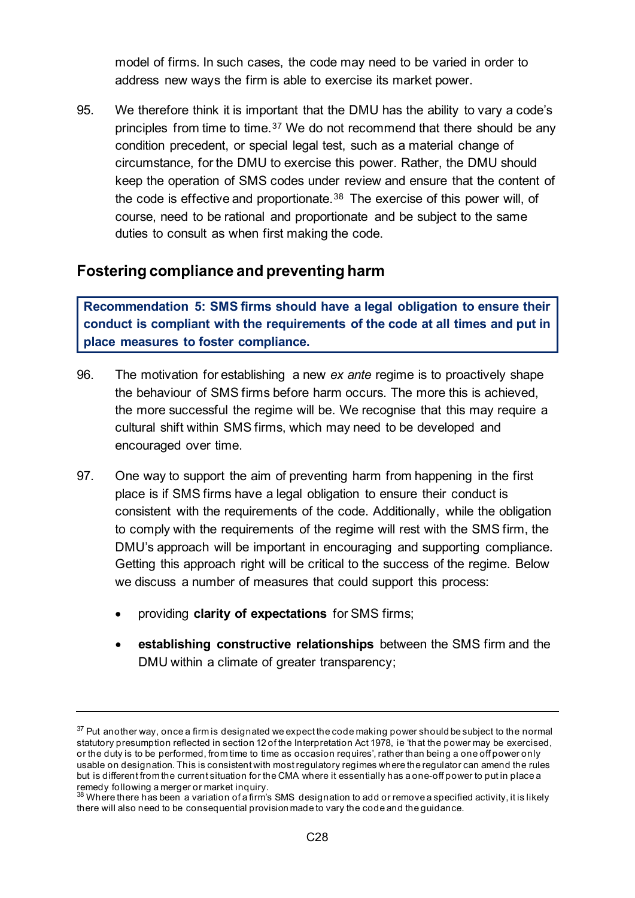model of firms. In such cases, the code may need to be varied in order to address new ways the firm is able to exercise its market power.

95. We therefore think it is important that the DMU has the ability to vary a code's principles from time to time.[37] We do not recommend that there should be any condition precedent, or special legal test, such as a material change of circumstance, for the DMU to exercise this power. Rather, the DMU should keep the operation of SMS codes under review and ensure that the content of the code is effective and proportionate.[38] The exercise of this power will, of course, need to be rational and proportionate and be subject to the same duties to consult as when first making the code.

## Fostering compliance and preventing harm

**Recommendation 5: SMS firms should have a legal obligation to ensure their conduct is compliant with the requirements of the code at all times and put in place measures to foster compliance.**

96. The motivation for establishing a new *ex ante* regime is to proactively shape the behaviour of SMS firms before harm occurs. The more this is achieved, the more successful the regime will be. We recognise that this may require a cultural shift within SMS firms, which may need to be developed and encouraged over time.

97. One way to support the aim of preventing harm from happening in the first place is if SMS firms have a legal obligation to ensure their conduct is consistent with the requirements of the code. Additionally, while the obligation to comply with the requirements of the regime will rest with the SMS firm, the DMU's approach will be important in encouraging and supporting compliance. Getting this approach right will be critical to the success of the regime. Below we discuss a number of measures that could support this process:

- providing **clarity of expectations** for SMS firms;
- **establishing constructive relationships** between the SMS firm and the DMU within a climate of greater transparency;

---

[37] Put another way, once a firm is designated we expect the code making power should be subject to the normal statutory presumption reflected in section 12 of the Interpretation Act 1978, ie 'that the power may be exercised, or the duty is to be performed, from time to time as occasion requires', rather than being a one off power only usable on designation. This is consistent with most regulatory regimes where the regulator can amend the rules but is different from the current situation for the CMA where it essentially has a one-off power to put in place a remedy following a merger or market inquiry.

[38] Where there has been a variation of a firm's SMS designation to add or remove a specified activity, it is likely there will also need to be consequential provision made to vary the code and the guidance.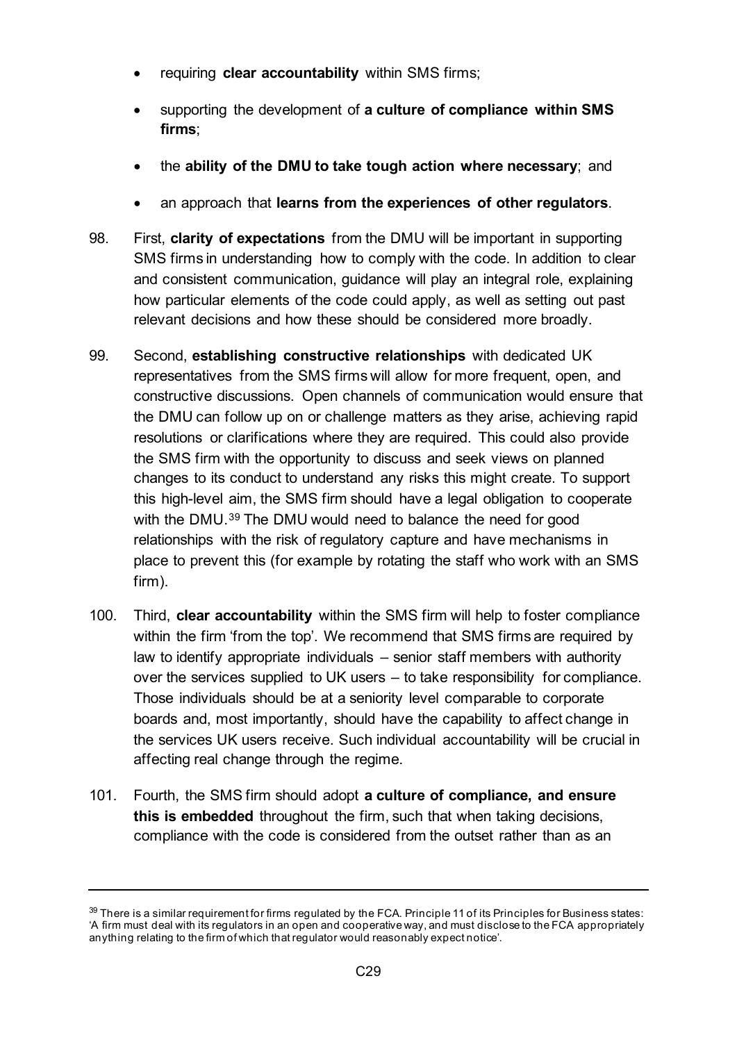- requiring **clear accountability** within SMS firms;
- supporting the development of **a culture of compliance within SMS firms**;
- the **ability of the DMU to take tough action where necessary**; and
- an approach that **learns from the experiences of other regulators**.

98. First, **clarity of expectations** from the DMU will be important in supporting SMS firms in understanding how to comply with the code. In addition to clear and consistent communication, guidance will play an integral role, explaining how particular elements of the code could apply, as well as setting out past relevant decisions and how these should be considered more broadly.

99. Second, **establishing constructive relationships** with dedicated UK representatives from the SMS firms will allow for more frequent, open, and constructive discussions. Open channels of communication would ensure that the DMU can follow up on or challenge matters as they arise, achieving rapid resolutions or clarifications where they are required. This could also provide the SMS firm with the opportunity to discuss and seek views on planned changes to its conduct to understand any risks this might create. To support this high-level aim, the SMS firm should have a legal obligation to cooperate with the DMU.[39] The DMU would need to balance the need for good relationships with the risk of regulatory capture and have mechanisms in place to prevent this (for example by rotating the staff who work with an SMS firm).

100. Third, **clear accountability** within the SMS firm will help to foster compliance within the firm 'from the top'. We recommend that SMS firms are required by law to identify appropriate individuals – senior staff members with authority over the services supplied to UK users – to take responsibility for compliance. Those individuals should be at a seniority level comparable to corporate boards and, most importantly, should have the capability to affect change in the services UK users receive. Such individual accountability will be crucial in affecting real change through the regime.

101. Fourth, the SMS firm should adopt **a culture of compliance, and ensure this is embedded** throughout the firm, such that when taking decisions, compliance with the code is considered from the outset rather than as an

---

[39] There is a similar requirement for firms regulated by the FCA. Principle 11 of its Principles for Business states: 'A firm must deal with its regulators in an open and cooperative way, and must disclose to the FCA appropriately anything relating to the firm of which that regulator would reasonably expect notice'.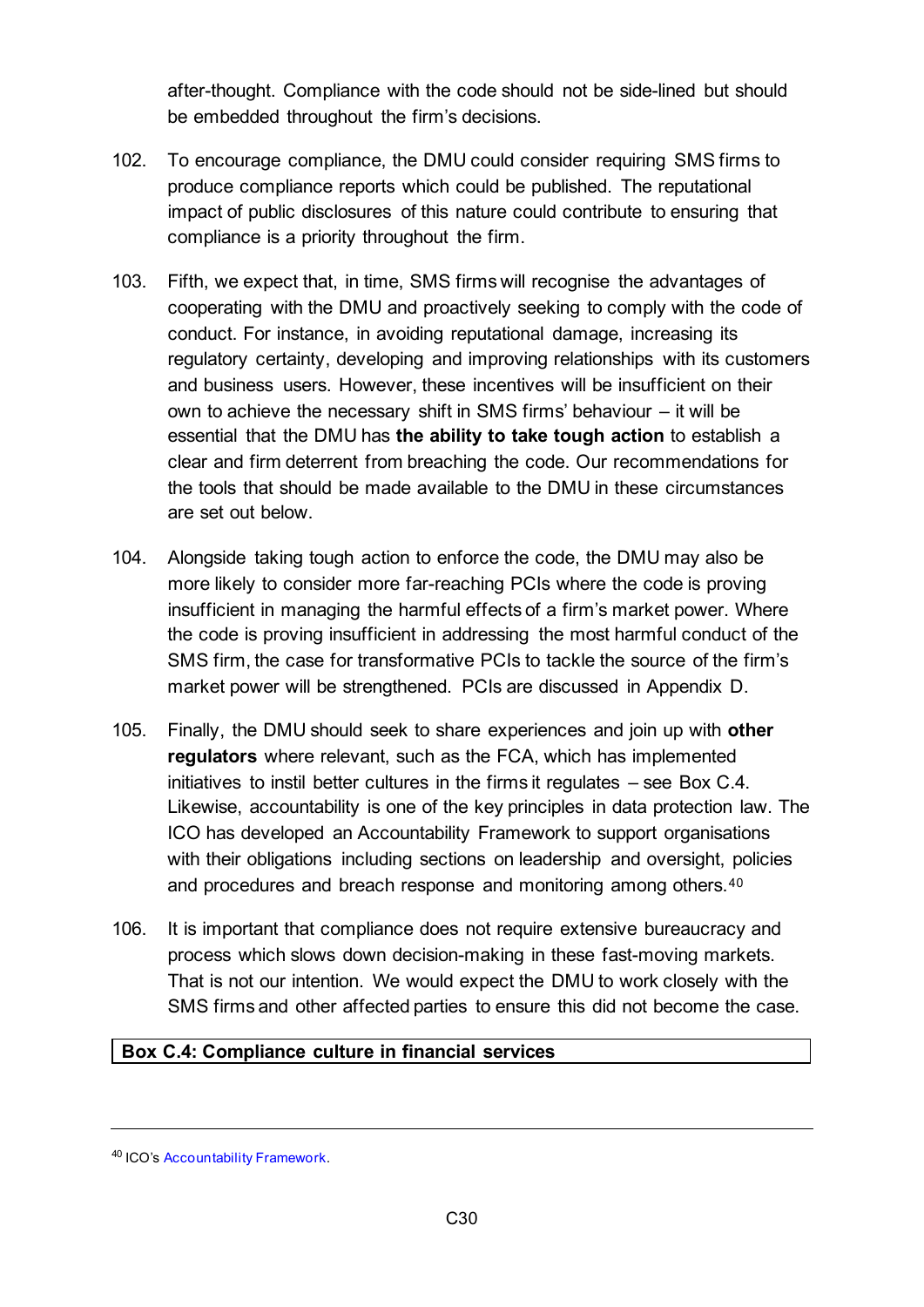after-thought. Compliance with the code should not be side-lined but should be embedded throughout the firm's decisions.

102. To encourage compliance, the DMU could consider requiring SMS firms to produce compliance reports which could be published. The reputational impact of public disclosures of this nature could contribute to ensuring that compliance is a priority throughout the firm.

103. Fifth, we expect that, in time, SMS firms will recognise the advantages of cooperating with the DMU and proactively seeking to comply with the code of conduct. For instance, in avoiding reputational damage, increasing its regulatory certainty, developing and improving relationships with its customers and business users. However, these incentives will be insufficient on their own to achieve the necessary shift in SMS firms' behaviour – it will be essential that the DMU has **the ability to take tough action** to establish a clear and firm deterrent from breaching the code. Our recommendations for the tools that should be made available to the DMU in these circumstances are set out below.

104. Alongside taking tough action to enforce the code, the DMU may also be more likely to consider more far-reaching PCIs where the code is proving insufficient in managing the harmful effects of a firm's market power. Where the code is proving insufficient in addressing the most harmful conduct of the SMS firm, the case for transformative PCIs to tackle the source of the firm's market power will be strengthened. PCIs are discussed in Appendix D.

105. Finally, the DMU should seek to share experiences and join up with **other regulators** where relevant, such as the FCA, which has implemented initiatives to instil better cultures in the firms it regulates – see Box C.4. Likewise, accountability is one of the key principles in data protection law. The ICO has developed an Accountability Framework to support organisations with their obligations including sections on leadership and oversight, policies and procedures and breach response and monitoring among others.[40]

106. It is important that compliance does not require extensive bureaucracy and process which slows down decision-making in these fast-moving markets. That is not our intention. We would expect the DMU to work closely with the SMS firms and other affected parties to ensure this did not become the case.

**Box C.4: Compliance culture in financial services**

---

[40] ICO's Accountability Framework.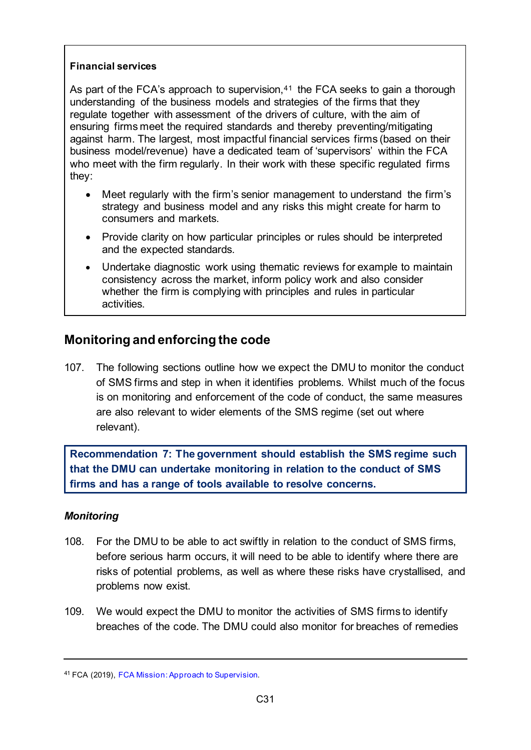**Financial services**

As part of the FCA's approach to supervision,[41] the FCA seeks to gain a thorough understanding of the business models and strategies of the firms that they regulate together with assessment of the drivers of culture, with the aim of ensuring firms meet the required standards and thereby preventing/mitigating against harm. The largest, most impactful financial services firms (based on their business model/revenue) have a dedicated team of 'supervisors' within the FCA who meet with the firm regularly. In their work with these specific regulated firms they:

- Meet regularly with the firm's senior management to understand the firm's strategy and business model and any risks this might create for harm to consumers and markets.
- Provide clarity on how particular principles or rules should be interpreted and the expected standards.
- Undertake diagnostic work using thematic reviews for example to maintain consistency across the market, inform policy work and also consider whether the firm is complying with principles and rules in particular activities.

## Monitoring and enforcing the code

107. The following sections outline how we expect the DMU to monitor the conduct of SMS firms and step in when it identifies problems. Whilst much of the focus is on monitoring and enforcement of the code of conduct, the same measures are also relevant to wider elements of the SMS regime (set out where relevant).

**Recommendation 7: The government should establish the SMS regime such that the DMU can undertake monitoring in relation to the conduct of SMS firms and has a range of tools available to resolve concerns.**

### *Monitoring*

108. For the DMU to be able to act swiftly in relation to the conduct of SMS firms, before serious harm occurs, it will need to be able to identify where there are risks of potential problems, as well as where these risks have crystallised, and problems now exist.

109. We would expect the DMU to monitor the activities of SMS firms to identify breaches of the code. The DMU could also monitor for breaches of remedies

[41] FCA (2019), FCA Mission: Approach to Supervision.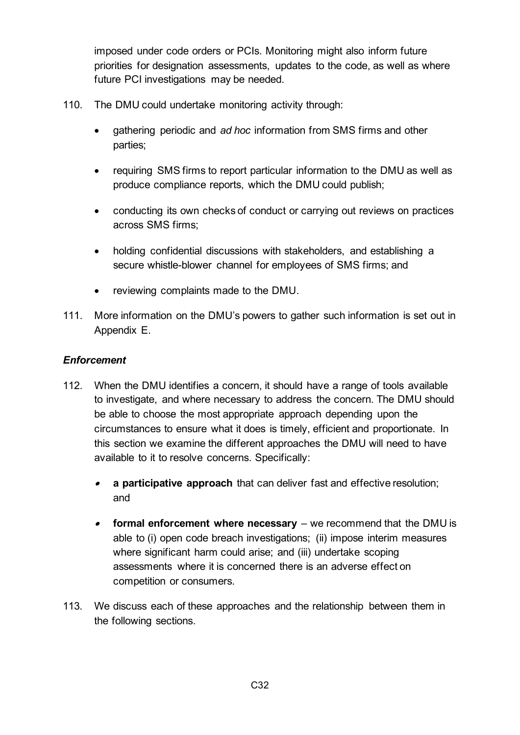imposed under code orders or PCIs. Monitoring might also inform future priorities for designation assessments, updates to the code, as well as where future PCI investigations may be needed.

110. The DMU could undertake monitoring activity through:

- gathering periodic and *ad hoc* information from SMS firms and other parties;
- requiring SMS firms to report particular information to the DMU as well as produce compliance reports, which the DMU could publish;
- conducting its own checks of conduct or carrying out reviews on practices across SMS firms;
- holding confidential discussions with stakeholders, and establishing a secure whistle-blower channel for employees of SMS firms; and
- reviewing complaints made to the DMU.

111. More information on the DMU's powers to gather such information is set out in Appendix E.

### *Enforcement*

112. When the DMU identifies a concern, it should have a range of tools available to investigate, and where necessary to address the concern. The DMU should be able to choose the most appropriate approach depending upon the circumstances to ensure what it does is timely, efficient and proportionate. In this section we examine the different approaches the DMU will need to have available to it to resolve concerns. Specifically:

- **a participative approach** that can deliver fast and effective resolution; and
- **formal enforcement where necessary** – we recommend that the DMU is able to (i) open code breach investigations; (ii) impose interim measures where significant harm could arise; and (iii) undertake scoping assessments where it is concerned there is an adverse effect on competition or consumers.

113. We discuss each of these approaches and the relationship between them in the following sections.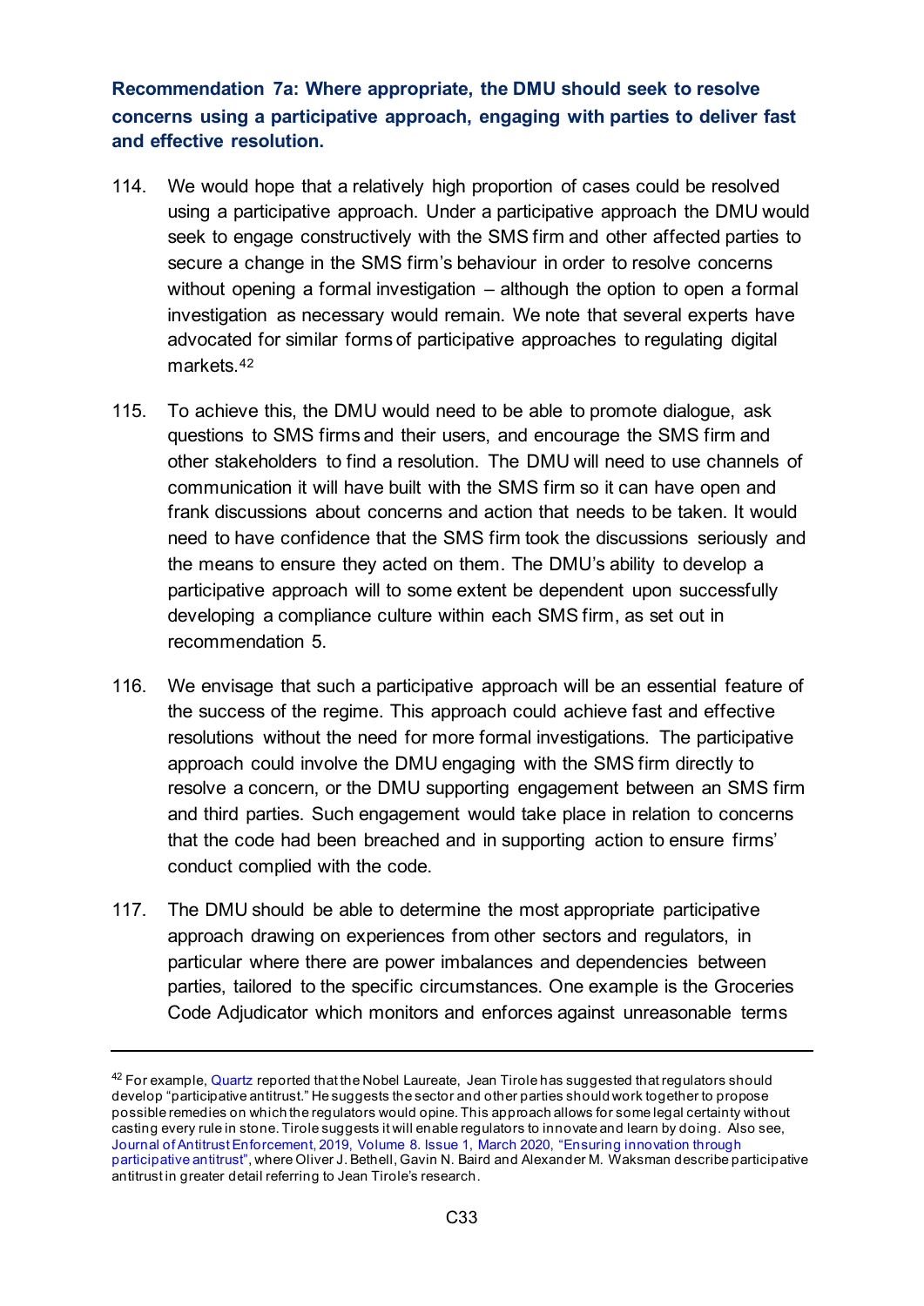**Recommendation 7a: Where appropriate, the DMU should seek to resolve concerns using a participative approach, engaging with parties to deliver fast and effective resolution.**

114. We would hope that a relatively high proportion of cases could be resolved using a participative approach. Under a participative approach the DMU would seek to engage constructively with the SMS firm and other affected parties to secure a change in the SMS firm's behaviour in order to resolve concerns without opening a formal investigation – although the option to open a formal investigation as necessary would remain. We note that several experts have advocated for similar forms of participative approaches to regulating digital markets.[42]

115. To achieve this, the DMU would need to be able to promote dialogue, ask questions to SMS firms and their users, and encourage the SMS firm and other stakeholders to find a resolution. The DMU will need to use channels of communication it will have built with the SMS firm so it can have open and frank discussions about concerns and action that needs to be taken. It would need to have confidence that the SMS firm took the discussions seriously and the means to ensure they acted on them. The DMU's ability to develop a participative approach will to some extent be dependent upon successfully developing a compliance culture within each SMS firm, as set out in recommendation 5.

116. We envisage that such a participative approach will be an essential feature of the success of the regime. This approach could achieve fast and effective resolutions without the need for more formal investigations. The participative approach could involve the DMU engaging with the SMS firm directly to resolve a concern, or the DMU supporting engagement between an SMS firm and third parties. Such engagement would take place in relation to concerns that the code had been breached and in supporting action to ensure firms' conduct complied with the code.

117. The DMU should be able to determine the most appropriate participative approach drawing on experiences from other sectors and regulators, in particular where there are power imbalances and dependencies between parties, tailored to the specific circumstances. One example is the Groceries Code Adjudicator which monitors and enforces against unreasonable terms

---

[42] For example, Quartz reported that the Nobel Laureate, Jean Tirole has suggested that regulators should develop "participative antitrust." He suggests the sector and other parties should work together to propose possible remedies on which the regulators would opine. This approach allows for some legal certainty without casting every rule in stone. Tirole suggests it will enable regulators to innovate and learn by doing. Also see, Journal of Antitrust Enforcement, 2019, Volume 8. Issue 1, March 2020, "Ensuring innovation through participative antitrust", where Oliver J. Bethell, Gavin N. Baird and Alexander M. Waksman describe participative antitrust in greater detail referring to Jean Tirole's research.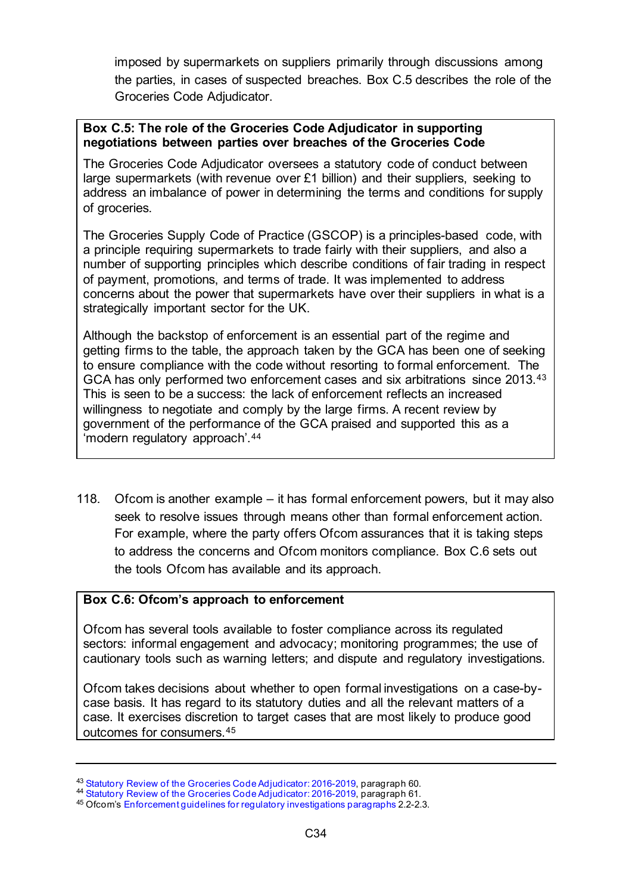imposed by supermarkets on suppliers primarily through discussions among the parties, in cases of suspected breaches. Box C.5 describes the role of the Groceries Code Adjudicator.

**Box C.5: The role of the Groceries Code Adjudicator in supporting negotiations between parties over breaches of the Groceries Code**

The Groceries Code Adjudicator oversees a statutory code of conduct between large supermarkets (with revenue over £1 billion) and their suppliers, seeking to address an imbalance of power in determining the terms and conditions for supply of groceries.

The Groceries Supply Code of Practice (GSCOP) is a principles-based code, with a principle requiring supermarkets to trade fairly with their suppliers, and also a number of supporting principles which describe conditions of fair trading in respect of payment, promotions, and terms of trade. It was implemented to address concerns about the power that supermarkets have over their suppliers in what is a strategically important sector for the UK.

Although the backstop of enforcement is an essential part of the regime and getting firms to the table, the approach taken by the GCA has been one of seeking to ensure compliance with the code without resorting to formal enforcement. The GCA has only performed two enforcement cases and six arbitrations since 2013.[43] This is seen to be a success: the lack of enforcement reflects an increased willingness to negotiate and comply by the large firms. A recent review by government of the performance of the GCA praised and supported this as a 'modern regulatory approach'.[44]

118. Ofcom is another example – it has formal enforcement powers, but it may also seek to resolve issues through means other than formal enforcement action. For example, where the party offers Ofcom assurances that it is taking steps to address the concerns and Ofcom monitors compliance. Box C.6 sets out the tools Ofcom has available and its approach.

**Box C.6: Ofcom's approach to enforcement**

Ofcom has several tools available to foster compliance across its regulated sectors: informal engagement and advocacy; monitoring programmes; the use of cautionary tools such as warning letters; and dispute and regulatory investigations.

Ofcom takes decisions about whether to open formal investigations on a case-by-case basis. It has regard to its statutory duties and all the relevant matters of a case. It exercises discretion to target cases that are most likely to produce good outcomes for consumers.[45]

---

[43] Statutory Review of the Groceries Code Adjudicator: 2016-2019, paragraph 60.
[44] Statutory Review of the Groceries Code Adjudicator: 2016-2019, paragraph 61.
[45] Ofcom's Enforcement guidelines for regulatory investigations paragraphs 2.2-2.3.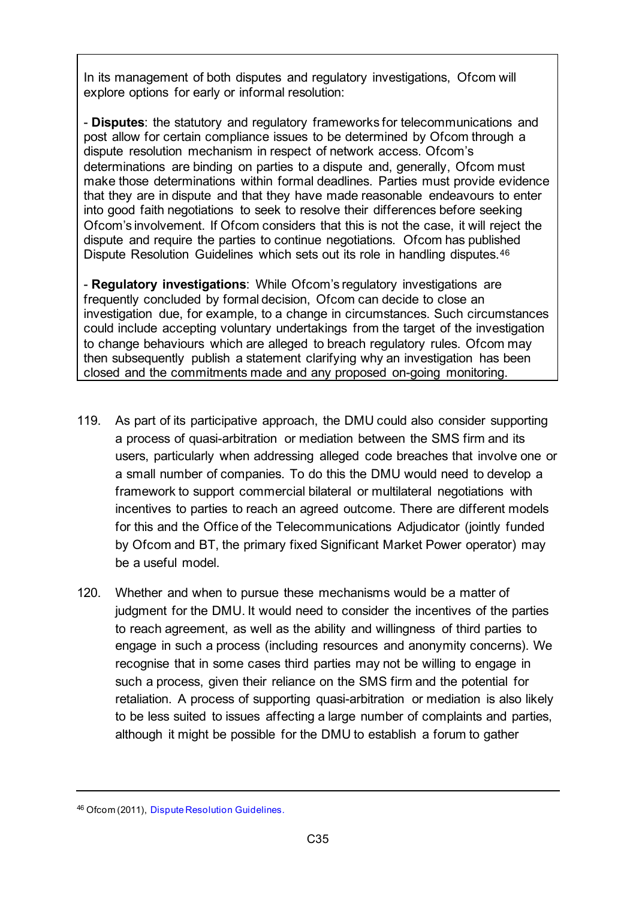In its management of both disputes and regulatory investigations, Ofcom will explore options for early or informal resolution:

- **Disputes**: the statutory and regulatory frameworks for telecommunications and post allow for certain compliance issues to be determined by Ofcom through a dispute resolution mechanism in respect of network access. Ofcom's determinations are binding on parties to a dispute and, generally, Ofcom must make those determinations within formal deadlines. Parties must provide evidence that they are in dispute and that they have made reasonable endeavours to enter into good faith negotiations to seek to resolve their differences before seeking Ofcom's involvement. If Ofcom considers that this is not the case, it will reject the dispute and require the parties to continue negotiations. Ofcom has published Dispute Resolution Guidelines which sets out its role in handling disputes.[46]

- **Regulatory investigations**: While Ofcom's regulatory investigations are frequently concluded by formal decision, Ofcom can decide to close an investigation due, for example, to a change in circumstances. Such circumstances could include accepting voluntary undertakings from the target of the investigation to change behaviours which are alleged to breach regulatory rules. Ofcom may then subsequently publish a statement clarifying why an investigation has been closed and the commitments made and any proposed on-going monitoring.

119. As part of its participative approach, the DMU could also consider supporting a process of quasi-arbitration or mediation between the SMS firm and its users, particularly when addressing alleged code breaches that involve one or a small number of companies. To do this the DMU would need to develop a framework to support commercial bilateral or multilateral negotiations with incentives to parties to reach an agreed outcome. There are different models for this and the Office of the Telecommunications Adjudicator (jointly funded by Ofcom and BT, the primary fixed Significant Market Power operator) may be a useful model.

120. Whether and when to pursue these mechanisms would be a matter of judgment for the DMU. It would need to consider the incentives of the parties to reach agreement, as well as the ability and willingness of third parties to engage in such a process (including resources and anonymity concerns). We recognise that in some cases third parties may not be willing to engage in such a process, given their reliance on the SMS firm and the potential for retaliation. A process of supporting quasi-arbitration or mediation is also likely to be less suited to issues affecting a large number of complaints and parties, although it might be possible for the DMU to establish a forum to gather

---

[46] Ofcom (2011), Dispute Resolution Guidelines.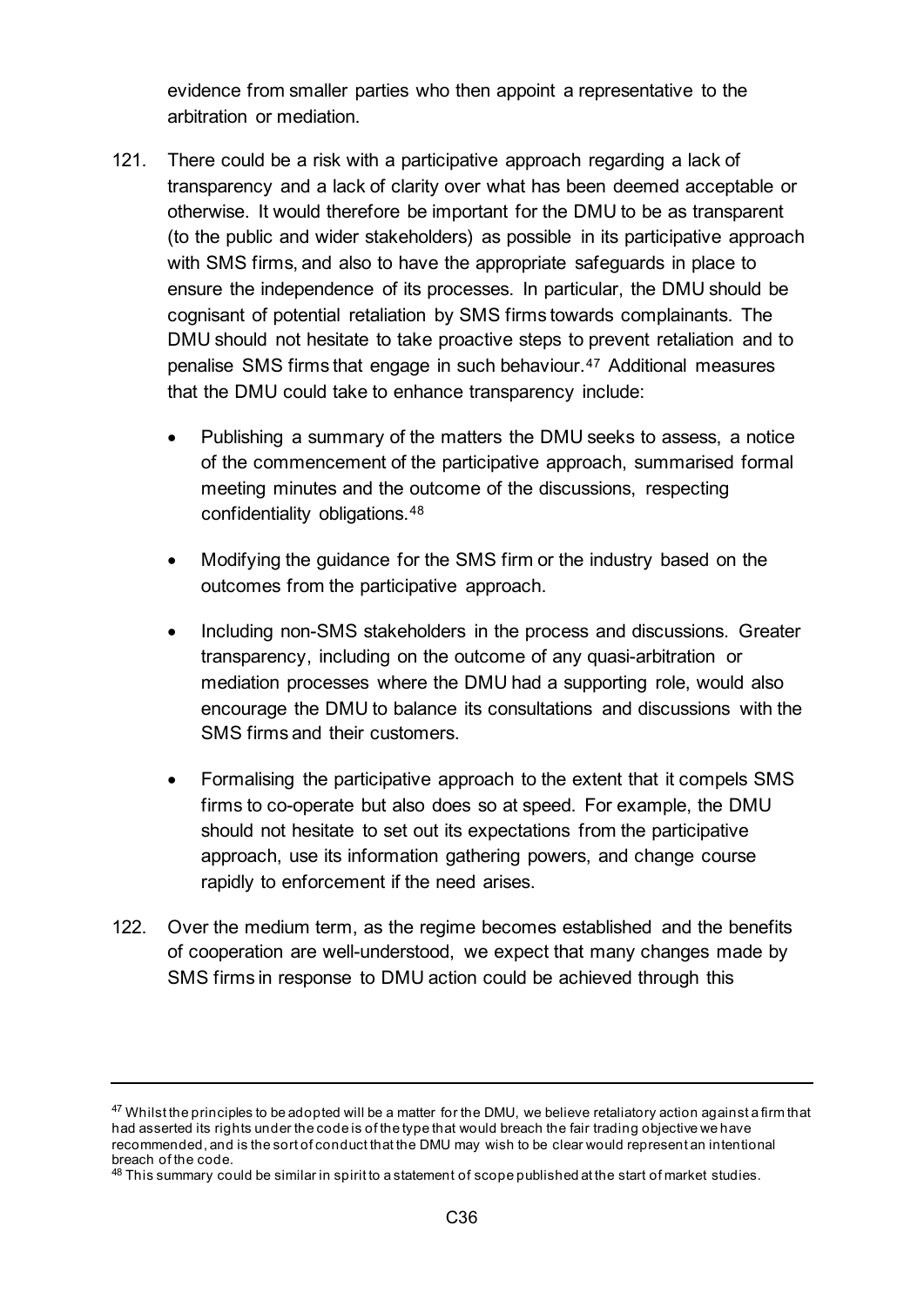evidence from smaller parties who then appoint a representative to the arbitration or mediation.

121. There could be a risk with a participative approach regarding a lack of transparency and a lack of clarity over what has been deemed acceptable or otherwise. It would therefore be important for the DMU to be as transparent (to the public and wider stakeholders) as possible in its participative approach with SMS firms, and also to have the appropriate safeguards in place to ensure the independence of its processes. In particular, the DMU should be cognisant of potential retaliation by SMS firms towards complainants. The DMU should not hesitate to take proactive steps to prevent retaliation and to penalise SMS firms that engage in such behaviour.[47] Additional measures that the DMU could take to enhance transparency include:

- Publishing a summary of the matters the DMU seeks to assess, a notice of the commencement of the participative approach, summarised formal meeting minutes and the outcome of the discussions, respecting confidentiality obligations.[48]

- Modifying the guidance for the SMS firm or the industry based on the outcomes from the participative approach.

- Including non-SMS stakeholders in the process and discussions. Greater transparency, including on the outcome of any quasi-arbitration or mediation processes where the DMU had a supporting role, would also encourage the DMU to balance its consultations and discussions with the SMS firms and their customers.

- Formalising the participative approach to the extent that it compels SMS firms to co-operate but also does so at speed. For example, the DMU should not hesitate to set out its expectations from the participative approach, use its information gathering powers, and change course rapidly to enforcement if the need arises.

122. Over the medium term, as the regime becomes established and the benefits of cooperation are well-understood, we expect that many changes made by SMS firms in response to DMU action could be achieved through this

---

[47] Whilst the principles to be adopted will be a matter for the DMU, we believe retaliatory action against a firm that had asserted its rights under the code is of the type that would breach the fair trading objective we have recommended, and is the sort of conduct that the DMU may wish to be clear would represent an intentional breach of the code.

[48] This summary could be similar in spirit to a statement of scope published at the start of market studies.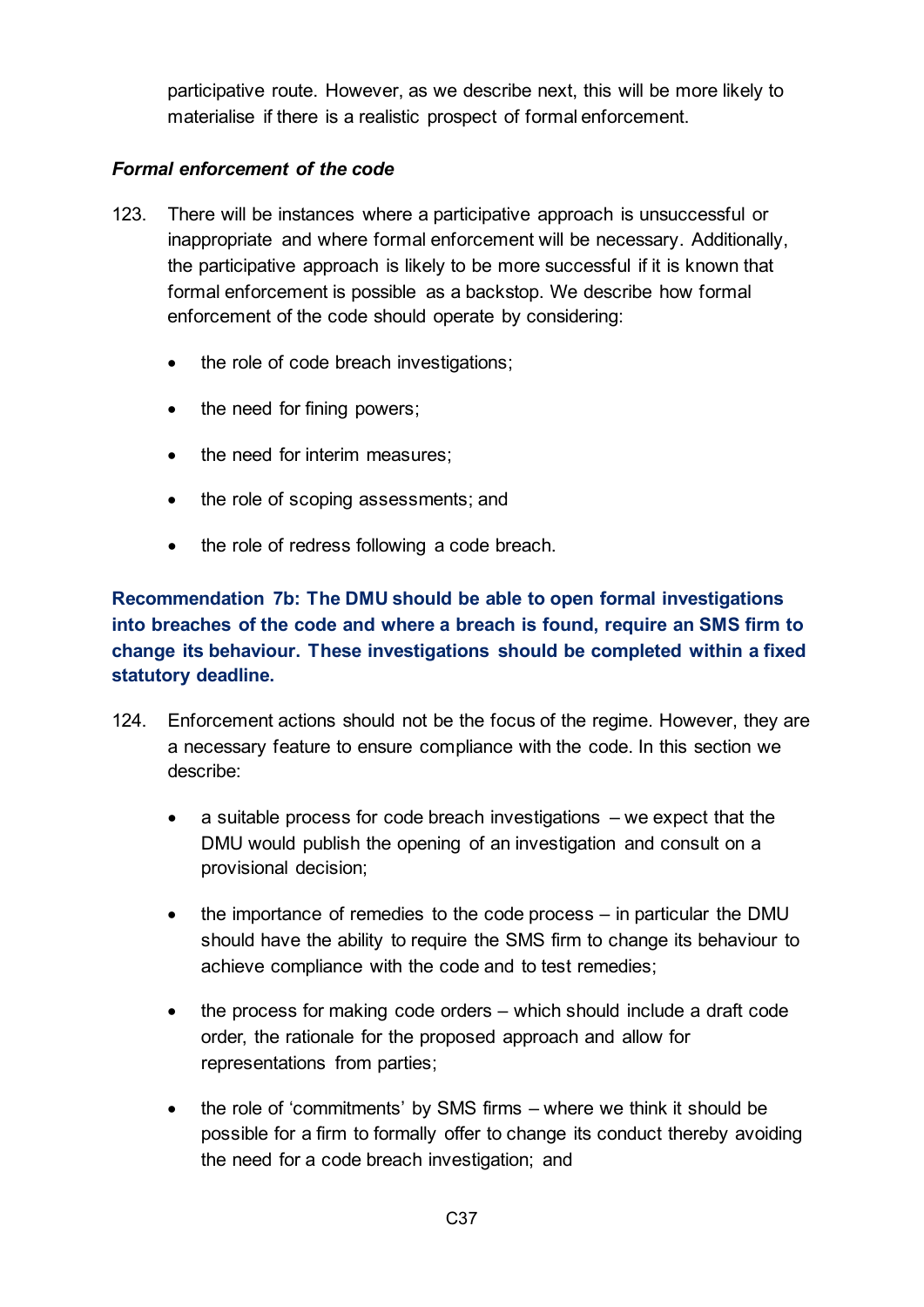participative route. However, as we describe next, this will be more likely to materialise if there is a realistic prospect of formal enforcement.

### *Formal enforcement of the code*

123. There will be instances where a participative approach is unsuccessful or inappropriate and where formal enforcement will be necessary. Additionally, the participative approach is likely to be more successful if it is known that formal enforcement is possible as a backstop. We describe how formal enforcement of the code should operate by considering:

- the role of code breach investigations;
- the need for fining powers;
- the need for interim measures;
- the role of scoping assessments; and
- the role of redress following a code breach.

**Recommendation 7b: The DMU should be able to open formal investigations into breaches of the code and where a breach is found, require an SMS firm to change its behaviour. These investigations should be completed within a fixed statutory deadline.**

124. Enforcement actions should not be the focus of the regime. However, they are a necessary feature to ensure compliance with the code. In this section we describe:

- a suitable process for code breach investigations – we expect that the DMU would publish the opening of an investigation and consult on a provisional decision;
- the importance of remedies to the code process – in particular the DMU should have the ability to require the SMS firm to change its behaviour to achieve compliance with the code and to test remedies;
- the process for making code orders – which should include a draft code order, the rationale for the proposed approach and allow for representations from parties;
- the role of 'commitments' by SMS firms – where we think it should be possible for a firm to formally offer to change its conduct thereby avoiding the need for a code breach investigation; and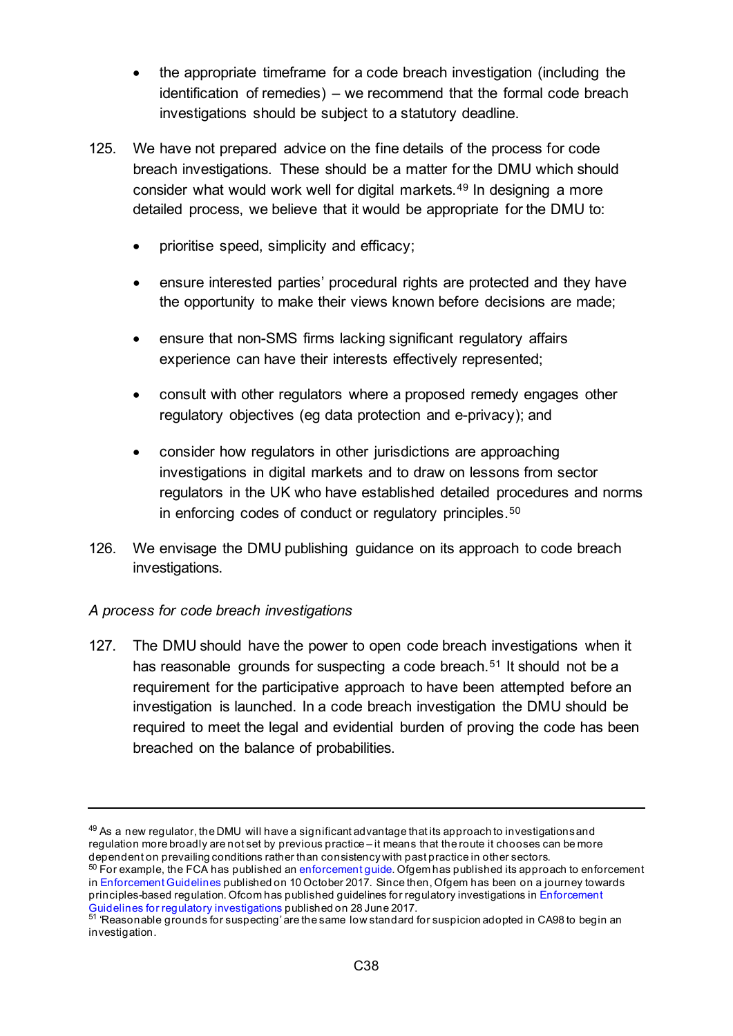- the appropriate timeframe for a code breach investigation (including the identification of remedies) – we recommend that the formal code breach investigations should be subject to a statutory deadline.

125. We have not prepared advice on the fine details of the process for code breach investigations. These should be a matter for the DMU which should consider what would work well for digital markets.[49] In designing a more detailed process, we believe that it would be appropriate for the DMU to:

- prioritise speed, simplicity and efficacy;
- ensure interested parties' procedural rights are protected and they have the opportunity to make their views known before decisions are made;
- ensure that non-SMS firms lacking significant regulatory affairs experience can have their interests effectively represented;
- consult with other regulators where a proposed remedy engages other regulatory objectives (eg data protection and e-privacy); and
- consider how regulators in other jurisdictions are approaching investigations in digital markets and to draw on lessons from sector regulators in the UK who have established detailed procedures and norms in enforcing codes of conduct or regulatory principles.[50]

126. We envisage the DMU publishing guidance on its approach to code breach investigations.

*A process for code breach investigations*

127. The DMU should have the power to open code breach investigations when it has reasonable grounds for suspecting a code breach.[51] It should not be a requirement for the participative approach to have been attempted before an investigation is launched. In a code breach investigation the DMU should be required to meet the legal and evidential burden of proving the code has been breached on the balance of probabilities.

---

[49] As a new regulator, the DMU will have a significant advantage that its approach to investigations and regulation more broadly are not set by previous practice – it means that the route it chooses can be more dependent on prevailing conditions rather than consistency with past practice in other sectors.

[50] For example, the FCA has published an enforcement guide. Ofgem has published its approach to enforcement in Enforcement Guidelines published on 10 October 2017. Since then, Ofgem has been on a journey towards principles-based regulation. Ofcom has published guidelines for regulatory investigations in Enforcement Guidelines for regulatory investigations published on 28 June 2017.

[51] 'Reasonable grounds for suspecting' are the same low standard for suspicion adopted in CA98 to begin an investigation.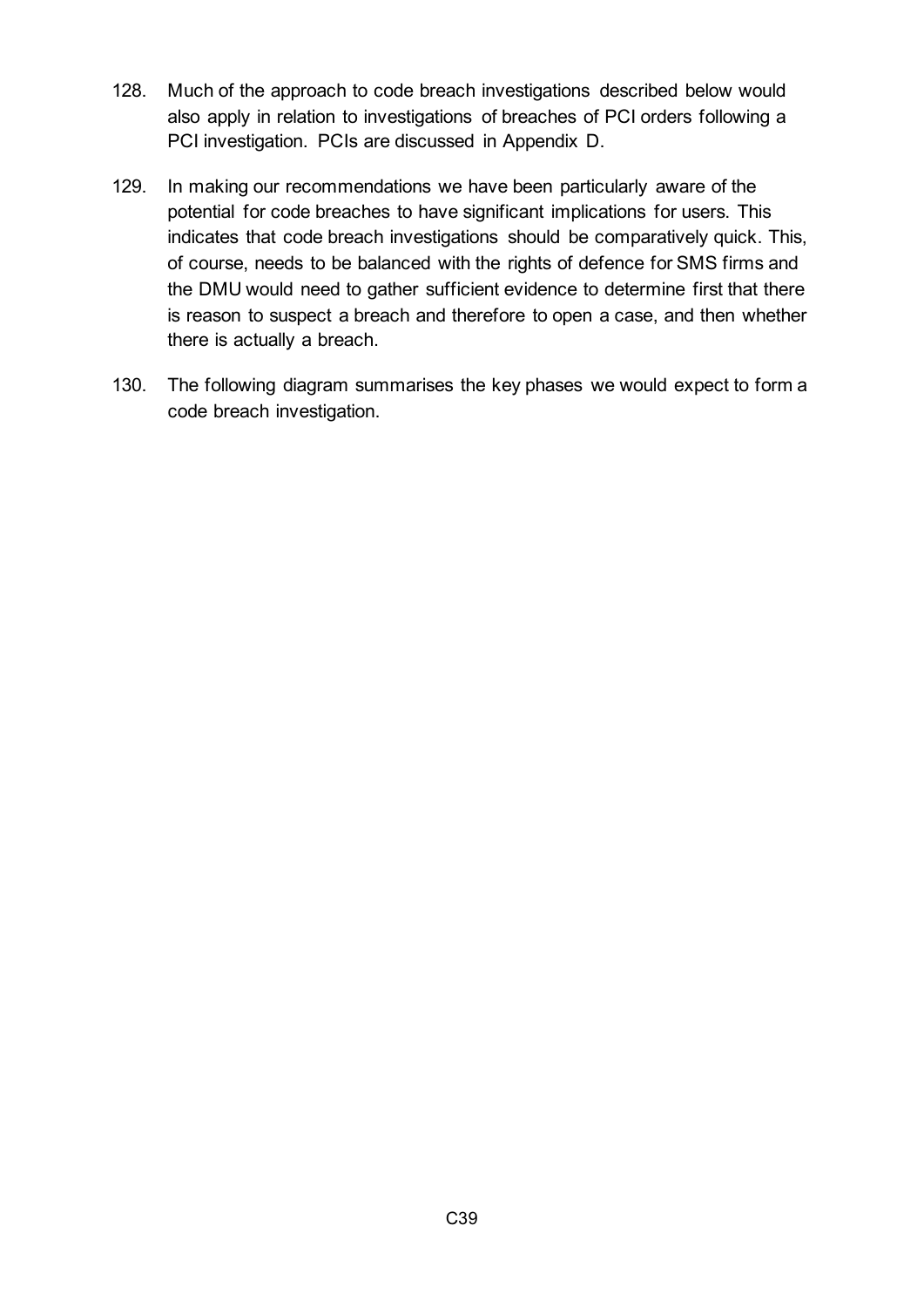128. Much of the approach to code breach investigations described below would also apply in relation to investigations of breaches of PCI orders following a PCI investigation. PCIs are discussed in Appendix D.

129. In making our recommendations we have been particularly aware of the potential for code breaches to have significant implications for users. This indicates that code breach investigations should be comparatively quick. This, of course, needs to be balanced with the rights of defence for SMS firms and the DMU would need to gather sufficient evidence to determine first that there is reason to suspect a breach and therefore to open a case, and then whether there is actually a breach.

130. The following diagram summarises the key phases we would expect to form a code breach investigation.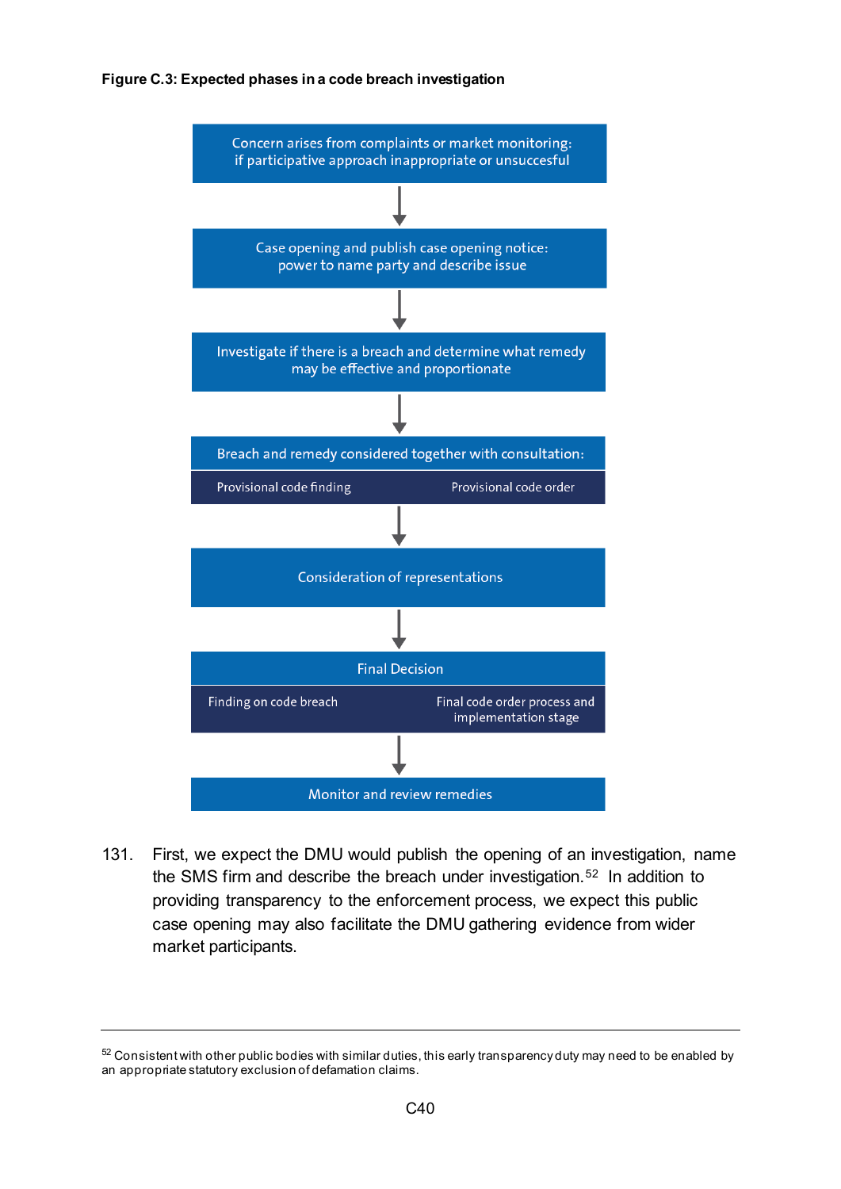**Figure C.3: Expected phases in a code breach investigation**

Concern arises from complaints or market monitoring: if participative approach inappropriate or unsuccesful

↓

Case opening and publish case opening notice: power to name party and describe issue

↓

Investigate if there is a breach and determine what remedy may be effective and proportionate

↓

Breach and remedy considered together with consultation:

- Provisional code finding
- Provisional code order

↓

Consideration of representations

↓

Final Decision

- Finding on code breach
- Final code order process and implementation stage

↓

Monitor and review remedies

131. First, we expect the DMU would publish the opening of an investigation, name the SMS firm and describe the breach under investigation.[52] In addition to providing transparency to the enforcement process, we expect this public case opening may also facilitate the DMU gathering evidence from wider market participants.

---

[52] Consistent with other public bodies with similar duties, this early transparency duty may need to be enabled by an appropriate statutory exclusion of defamation claims.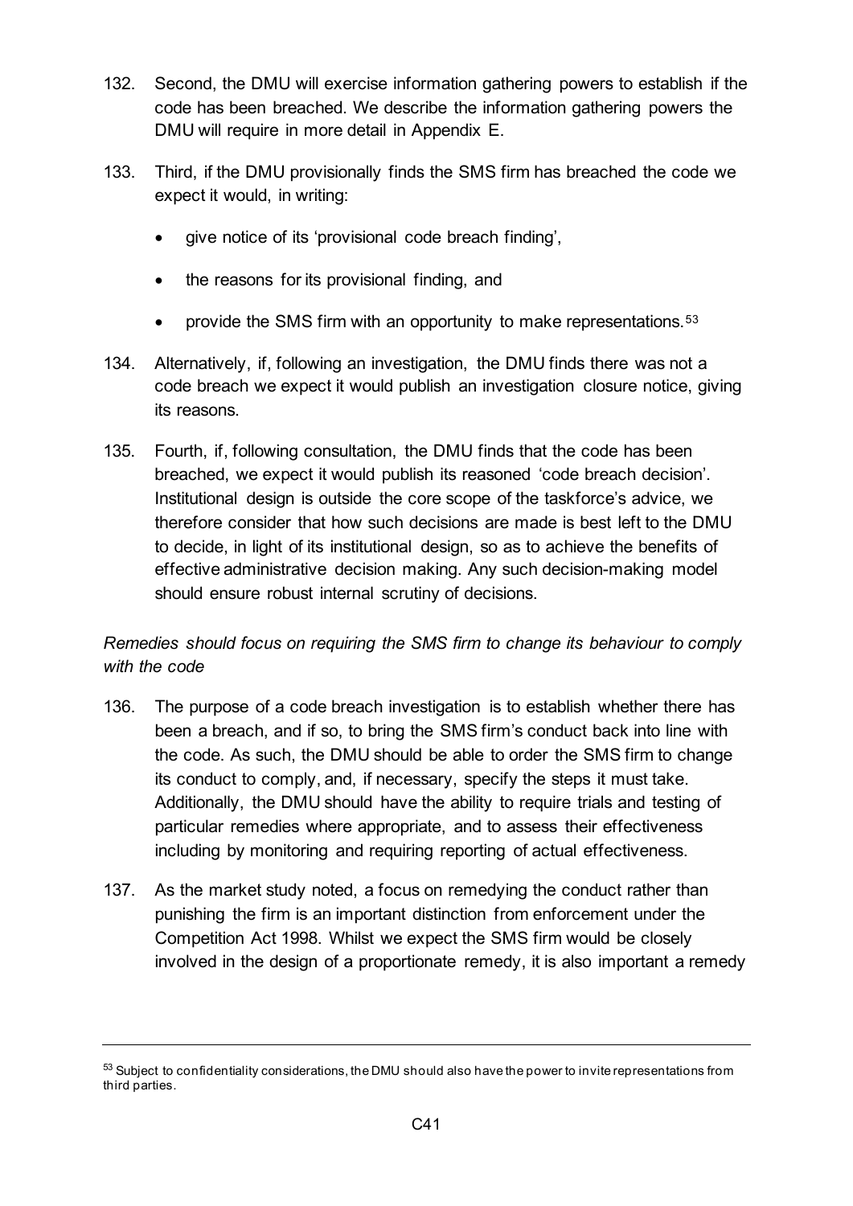132. Second, the DMU will exercise information gathering powers to establish if the code has been breached. We describe the information gathering powers the DMU will require in more detail in Appendix E.

133. Third, if the DMU provisionally finds the SMS firm has breached the code we expect it would, in writing:

- give notice of its 'provisional code breach finding',
- the reasons for its provisional finding, and
- provide the SMS firm with an opportunity to make representations.[53]

134. Alternatively, if, following an investigation, the DMU finds there was not a code breach we expect it would publish an investigation closure notice, giving its reasons.

135. Fourth, if, following consultation, the DMU finds that the code has been breached, we expect it would publish its reasoned 'code breach decision'. Institutional design is outside the core scope of the taskforce's advice, we therefore consider that how such decisions are made is best left to the DMU to decide, in light of its institutional design, so as to achieve the benefits of effective administrative decision making. Any such decision-making model should ensure robust internal scrutiny of decisions.

*Remedies should focus on requiring the SMS firm to change its behaviour to comply with the code*

136. The purpose of a code breach investigation is to establish whether there has been a breach, and if so, to bring the SMS firm's conduct back into line with the code. As such, the DMU should be able to order the SMS firm to change its conduct to comply, and, if necessary, specify the steps it must take. Additionally, the DMU should have the ability to require trials and testing of particular remedies where appropriate, and to assess their effectiveness including by monitoring and requiring reporting of actual effectiveness.

137. As the market study noted, a focus on remedying the conduct rather than punishing the firm is an important distinction from enforcement under the Competition Act 1998. Whilst we expect the SMS firm would be closely involved in the design of a proportionate remedy, it is also important a remedy

[53] Subject to confidentiality considerations, the DMU should also have the power to invite representations from third parties.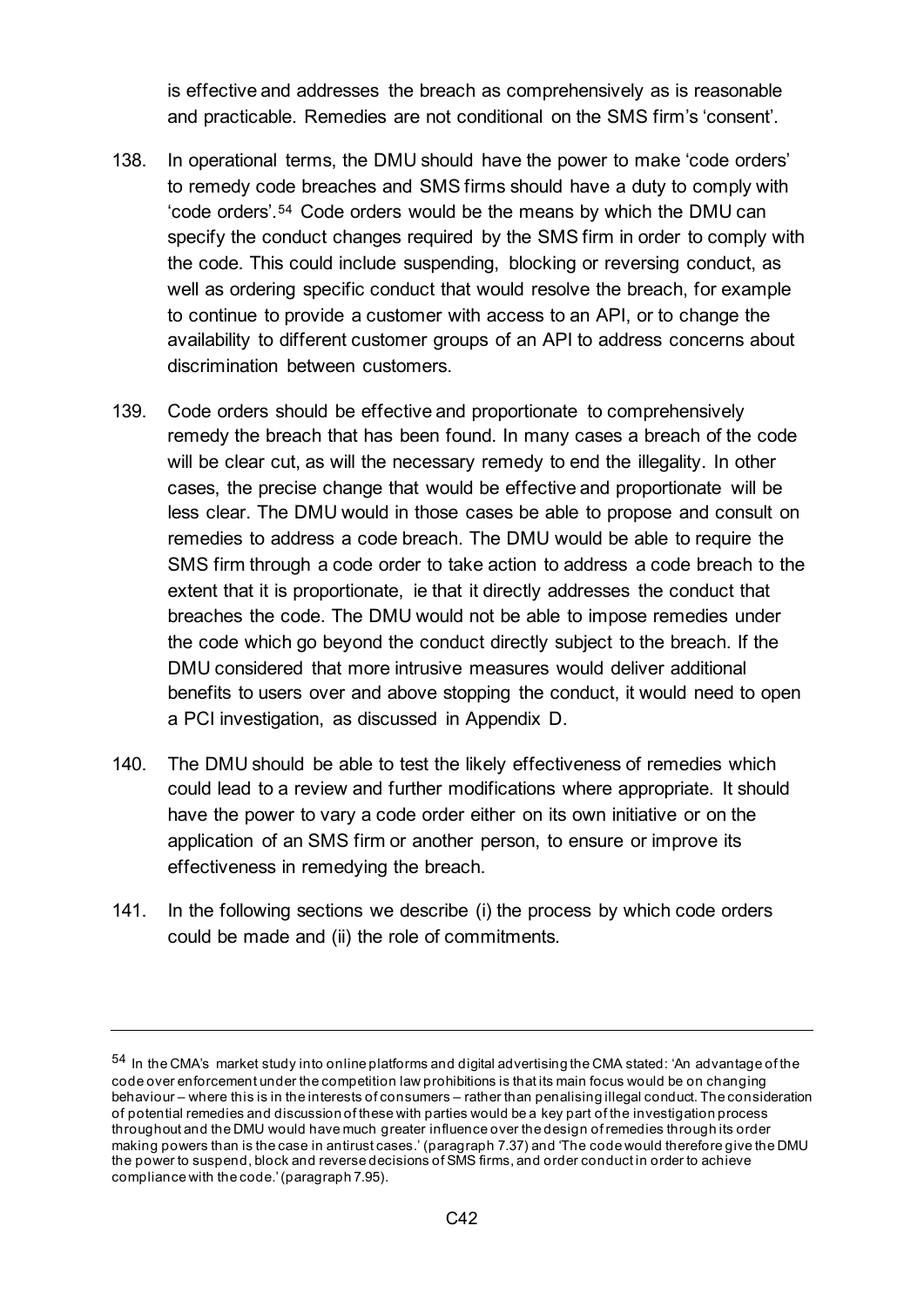is effective and addresses the breach as comprehensively as is reasonable and practicable. Remedies are not conditional on the SMS firm's 'consent'.

138. In operational terms, the DMU should have the power to make 'code orders' to remedy code breaches and SMS firms should have a duty to comply with 'code orders'.[54] Code orders would be the means by which the DMU can specify the conduct changes required by the SMS firm in order to comply with the code. This could include suspending, blocking or reversing conduct, as well as ordering specific conduct that would resolve the breach, for example to continue to provide a customer with access to an API, or to change the availability to different customer groups of an API to address concerns about discrimination between customers.

139. Code orders should be effective and proportionate to comprehensively remedy the breach that has been found. In many cases a breach of the code will be clear cut, as will the necessary remedy to end the illegality. In other cases, the precise change that would be effective and proportionate will be less clear. The DMU would in those cases be able to propose and consult on remedies to address a code breach. The DMU would be able to require the SMS firm through a code order to take action to address a code breach to the extent that it is proportionate, ie that it directly addresses the conduct that breaches the code. The DMU would not be able to impose remedies under the code which go beyond the conduct directly subject to the breach. If the DMU considered that more intrusive measures would deliver additional benefits to users over and above stopping the conduct, it would need to open a PCI investigation, as discussed in Appendix D.

140. The DMU should be able to test the likely effectiveness of remedies which could lead to a review and further modifications where appropriate. It should have the power to vary a code order either on its own initiative or on the application of an SMS firm or another person, to ensure or improve its effectiveness in remedying the breach.

141. In the following sections we describe (i) the process by which code orders could be made and (ii) the role of commitments.

---

[54] In the CMA's market study into online platforms and digital advertising the CMA stated: 'An advantage of the code over enforcement under the competition law prohibitions is that its main focus would be on changing behaviour – where this is in the interests of consumers – rather than penalising illegal conduct. The consideration of potential remedies and discussion of these with parties would be a key part of the investigation process throughout and the DMU would have much greater influence over the design of remedies through its order making powers than is the case in antitrust cases.' (paragraph 7.37) and 'The code would therefore give the DMU the power to suspend, block and reverse decisions of SMS firms, and order conduct in order to achieve compliance with the code.' (paragraph 7.95).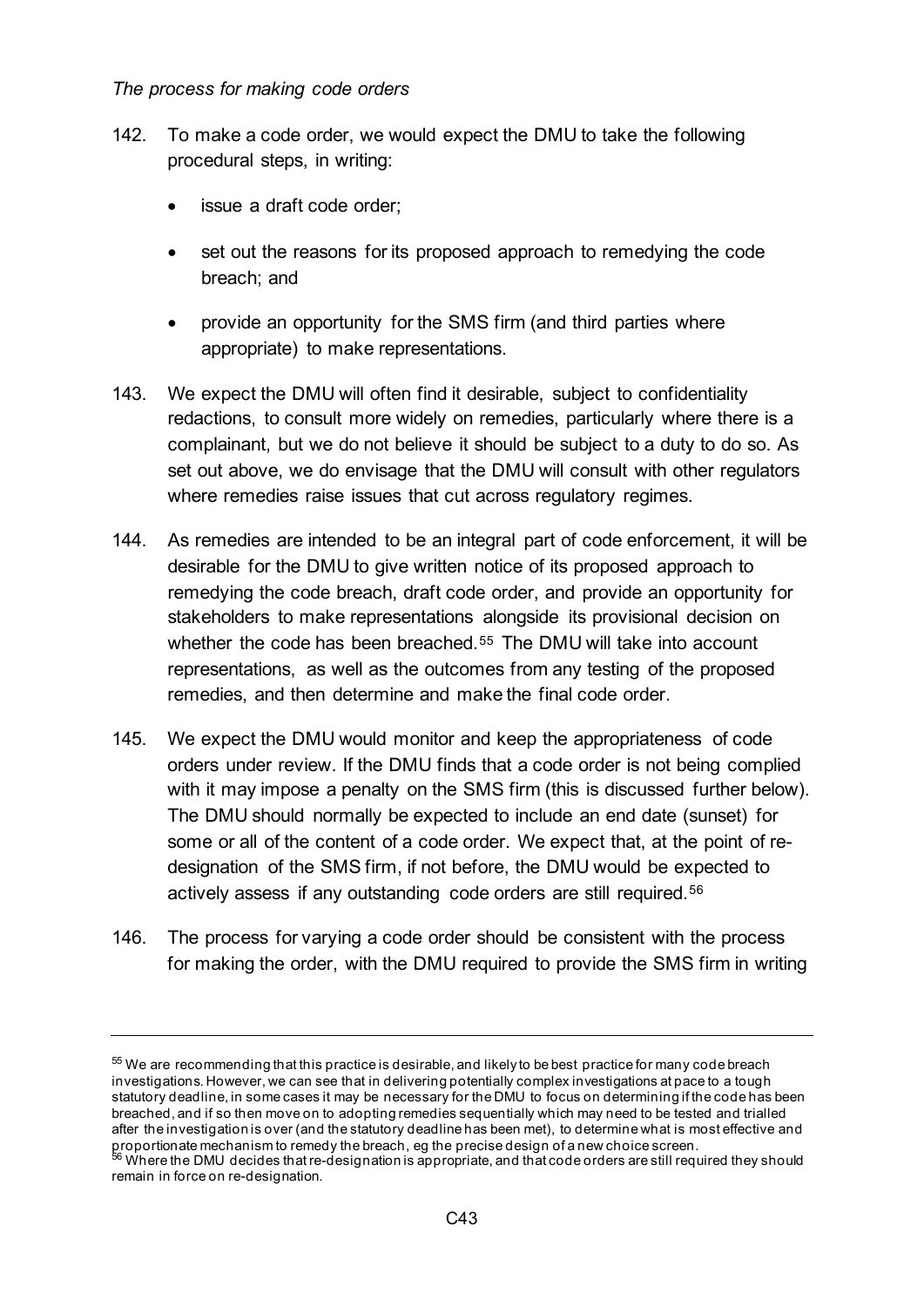*The process for making code orders*

142. To make a code order, we would expect the DMU to take the following procedural steps, in writing:

    - issue a draft code order;
    - set out the reasons for its proposed approach to remedying the code breach; and
    - provide an opportunity for the SMS firm (and third parties where appropriate) to make representations.

143. We expect the DMU will often find it desirable, subject to confidentiality redactions, to consult more widely on remedies, particularly where there is a complainant, but we do not believe it should be subject to a duty to do so. As set out above, we do envisage that the DMU will consult with other regulators where remedies raise issues that cut across regulatory regimes.

144. As remedies are intended to be an integral part of code enforcement, it will be desirable for the DMU to give written notice of its proposed approach to remedying the code breach, draft code order, and provide an opportunity for stakeholders to make representations alongside its provisional decision on whether the code has been breached.[55] The DMU will take into account representations, as well as the outcomes from any testing of the proposed remedies, and then determine and make the final code order.

145. We expect the DMU would monitor and keep the appropriateness of code orders under review. If the DMU finds that a code order is not being complied with it may impose a penalty on the SMS firm (this is discussed further below). The DMU should normally be expected to include an end date (sunset) for some or all of the content of a code order. We expect that, at the point of re-designation of the SMS firm, if not before, the DMU would be expected to actively assess if any outstanding code orders are still required.[56]

146. The process for varying a code order should be consistent with the process for making the order, with the DMU required to provide the SMS firm in writing

---

[55] We are recommending that this practice is desirable, and likely to be best practice for many code breach investigations. However, we can see that in delivering potentially complex investigations at pace to a tough statutory deadline, in some cases it may be necessary for the DMU to focus on determining if the code has been breached, and if so then move on to adopting remedies sequentially which may need to be tested and trialled after the investigation is over (and the statutory deadline has been met), to determine what is most effective and proportionate mechanism to remedy the breach, eg the precise design of a new choice screen.

[56] Where the DMU decides that re-designation is appropriate, and that code orders are still required they should remain in force on re-designation.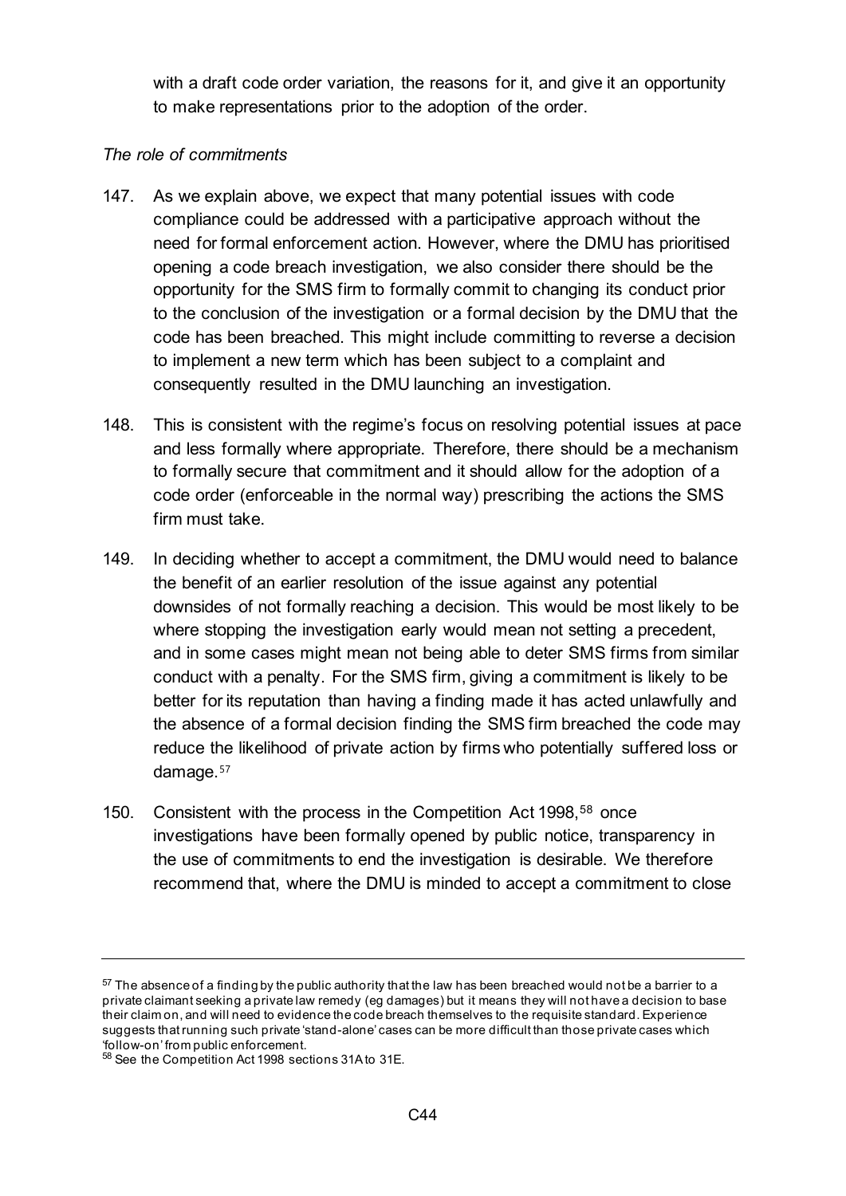with a draft code order variation, the reasons for it, and give it an opportunity to make representations prior to the adoption of the order.

*The role of commitments*

147. As we explain above, we expect that many potential issues with code compliance could be addressed with a participative approach without the need for formal enforcement action. However, where the DMU has prioritised opening a code breach investigation, we also consider there should be the opportunity for the SMS firm to formally commit to changing its conduct prior to the conclusion of the investigation or a formal decision by the DMU that the code has been breached. This might include committing to reverse a decision to implement a new term which has been subject to a complaint and consequently resulted in the DMU launching an investigation.

148. This is consistent with the regime's focus on resolving potential issues at pace and less formally where appropriate. Therefore, there should be a mechanism to formally secure that commitment and it should allow for the adoption of a code order (enforceable in the normal way) prescribing the actions the SMS firm must take.

149. In deciding whether to accept a commitment, the DMU would need to balance the benefit of an earlier resolution of the issue against any potential downsides of not formally reaching a decision. This would be most likely to be where stopping the investigation early would mean not setting a precedent, and in some cases might mean not being able to deter SMS firms from similar conduct with a penalty. For the SMS firm, giving a commitment is likely to be better for its reputation than having a finding made it has acted unlawfully and the absence of a formal decision finding the SMS firm breached the code may reduce the likelihood of private action by firms who potentially suffered loss or damage.[57]

150. Consistent with the process in the Competition Act 1998,[58] once investigations have been formally opened by public notice, transparency in the use of commitments to end the investigation is desirable. We therefore recommend that, where the DMU is minded to accept a commitment to close

---

[57] The absence of a finding by the public authority that the law has been breached would not be a barrier to a private claimant seeking a private law remedy (eg damages) but it means they will not have a decision to base their claim on, and will need to evidence the code breach themselves to the requisite standard. Experience suggests that running such private 'stand-alone' cases can be more difficult than those private cases which 'follow-on' from public enforcement.

[58] See the Competition Act 1998 sections 31A to 31E.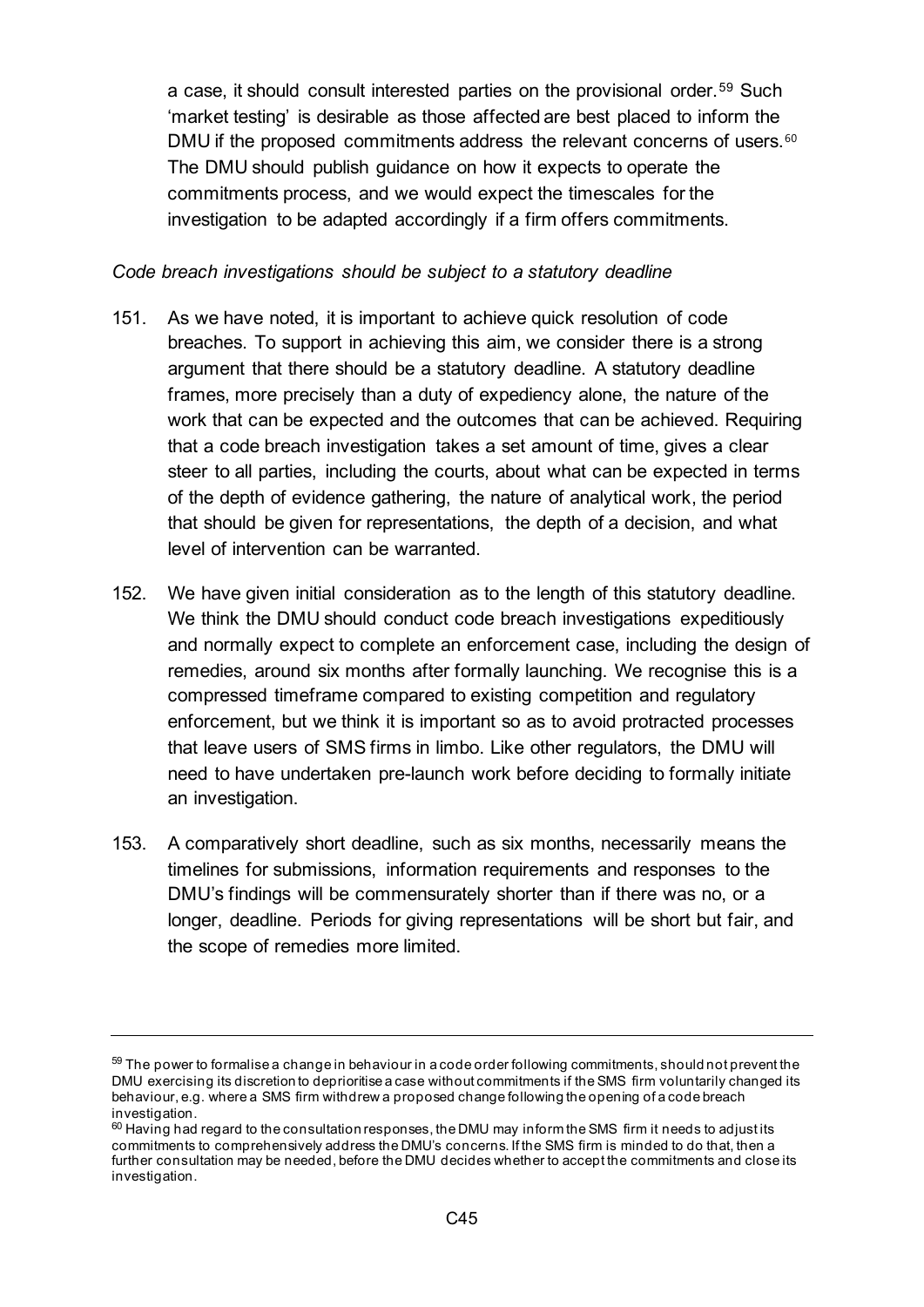a case, it should consult interested parties on the provisional order.[59] Such 'market testing' is desirable as those affected are best placed to inform the DMU if the proposed commitments address the relevant concerns of users.[60] The DMU should publish guidance on how it expects to operate the commitments process, and we would expect the timescales for the investigation to be adapted accordingly if a firm offers commitments.

*Code breach investigations should be subject to a statutory deadline*

151. As we have noted, it is important to achieve quick resolution of code breaches. To support in achieving this aim, we consider there is a strong argument that there should be a statutory deadline. A statutory deadline frames, more precisely than a duty of expediency alone, the nature of the work that can be expected and the outcomes that can be achieved. Requiring that a code breach investigation takes a set amount of time, gives a clear steer to all parties, including the courts, about what can be expected in terms of the depth of evidence gathering, the nature of analytical work, the period that should be given for representations, the depth of a decision, and what level of intervention can be warranted.

152. We have given initial consideration as to the length of this statutory deadline. We think the DMU should conduct code breach investigations expeditiously and normally expect to complete an enforcement case, including the design of remedies, around six months after formally launching. We recognise this is a compressed timeframe compared to existing competition and regulatory enforcement, but we think it is important so as to avoid protracted processes that leave users of SMS firms in limbo. Like other regulators, the DMU will need to have undertaken pre-launch work before deciding to formally initiate an investigation.

153. A comparatively short deadline, such as six months, necessarily means the timelines for submissions, information requirements and responses to the DMU's findings will be commensurately shorter than if there was no, or a longer, deadline. Periods for giving representations will be short but fair, and the scope of remedies more limited.

---

[59] The power to formalise a change in behaviour in a code order following commitments, should not prevent the DMU exercising its discretion to deprioritise a case without commitments if the SMS firm voluntarily changed its behaviour, e.g. where a SMS firm withdrew a proposed change following the opening of a code breach investigation.

[60] Having had regard to the consultation responses, the DMU may inform the SMS firm it needs to adjust its commitments to comprehensively address the DMU's concerns. If the SMS firm is minded to do that, then a further consultation may be needed, before the DMU decides whether to accept the commitments and close its investigation.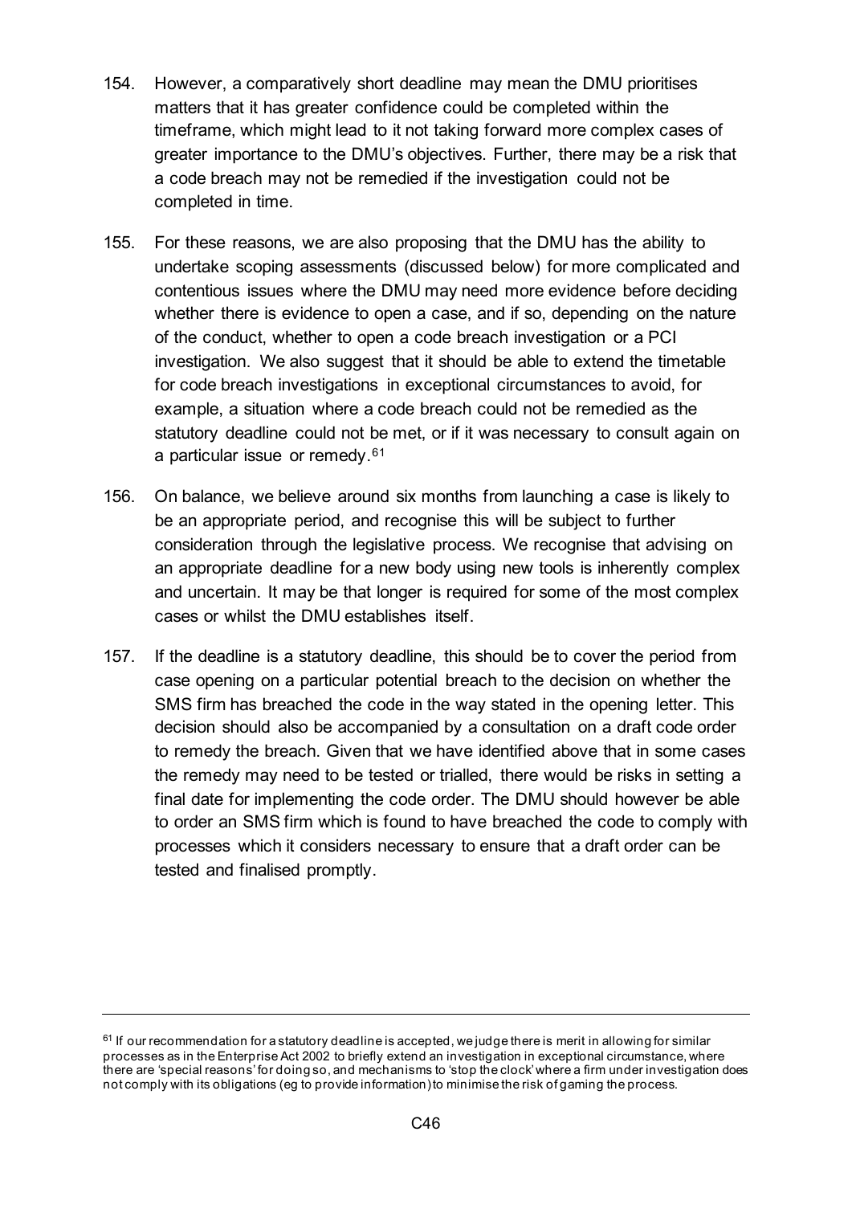154. However, a comparatively short deadline may mean the DMU prioritises matters that it has greater confidence could be completed within the timeframe, which might lead to it not taking forward more complex cases of greater importance to the DMU's objectives. Further, there may be a risk that a code breach may not be remedied if the investigation could not be completed in time.

155. For these reasons, we are also proposing that the DMU has the ability to undertake scoping assessments (discussed below) for more complicated and contentious issues where the DMU may need more evidence before deciding whether there is evidence to open a case, and if so, depending on the nature of the conduct, whether to open a code breach investigation or a PCI investigation. We also suggest that it should be able to extend the timetable for code breach investigations in exceptional circumstances to avoid, for example, a situation where a code breach could not be remedied as the statutory deadline could not be met, or if it was necessary to consult again on a particular issue or remedy.[61]

156. On balance, we believe around six months from launching a case is likely to be an appropriate period, and recognise this will be subject to further consideration through the legislative process. We recognise that advising on an appropriate deadline for a new body using new tools is inherently complex and uncertain. It may be that longer is required for some of the most complex cases or whilst the DMU establishes itself.

157. If the deadline is a statutory deadline, this should be to cover the period from case opening on a particular potential breach to the decision on whether the SMS firm has breached the code in the way stated in the opening letter. This decision should also be accompanied by a consultation on a draft code order to remedy the breach. Given that we have identified above that in some cases the remedy may need to be tested or trialled, there would be risks in setting a final date for implementing the code order. The DMU should however be able to order an SMS firm which is found to have breached the code to comply with processes which it considers necessary to ensure that a draft order can be tested and finalised promptly.

---

[61] If our recommendation for a statutory deadline is accepted, we judge there is merit in allowing for similar processes as in the Enterprise Act 2002 to briefly extend an investigation in exceptional circumstance, where there are 'special reasons' for doing so, and mechanisms to 'stop the clock' where a firm under investigation does not comply with its obligations (eg to provide information) to minimise the risk of gaming the process.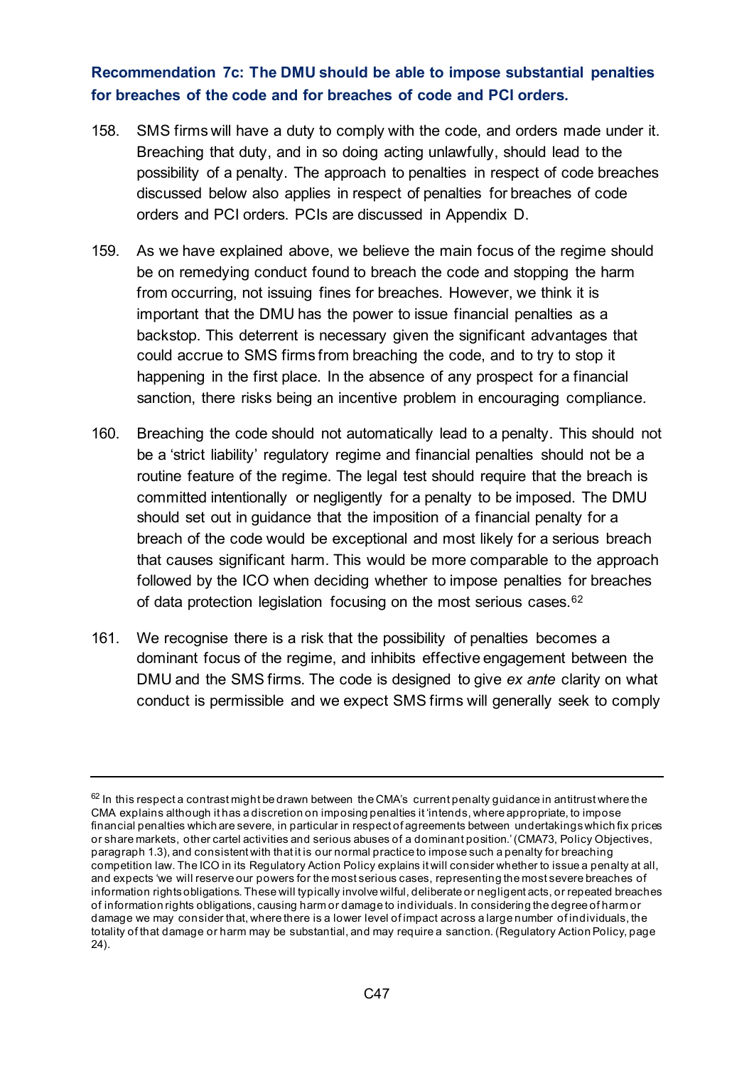### Recommendation 7c: The DMU should be able to impose substantial penalties for breaches of the code and for breaches of code and PCI orders.

158. SMS firms will have a duty to comply with the code, and orders made under it. Breaching that duty, and in so doing acting unlawfully, should lead to the possibility of a penalty. The approach to penalties in respect of code breaches discussed below also applies in respect of penalties for breaches of code orders and PCI orders. PCIs are discussed in Appendix D.

159. As we have explained above, we believe the main focus of the regime should be on remedying conduct found to breach the code and stopping the harm from occurring, not issuing fines for breaches. However, we think it is important that the DMU has the power to issue financial penalties as a backstop. This deterrent is necessary given the significant advantages that could accrue to SMS firms from breaching the code, and to try to stop it happening in the first place. In the absence of any prospect for a financial sanction, there risks being an incentive problem in encouraging compliance.

160. Breaching the code should not automatically lead to a penalty. This should not be a 'strict liability' regulatory regime and financial penalties should not be a routine feature of the regime. The legal test should require that the breach is committed intentionally or negligently for a penalty to be imposed. The DMU should set out in guidance that the imposition of a financial penalty for a breach of the code would be exceptional and most likely for a serious breach that causes significant harm. This would be more comparable to the approach followed by the ICO when deciding whether to impose penalties for breaches of data protection legislation focusing on the most serious cases.[62]

161. We recognise there is a risk that the possibility of penalties becomes a dominant focus of the regime, and inhibits effective engagement between the DMU and the SMS firms. The code is designed to give *ex ante* clarity on what conduct is permissible and we expect SMS firms will generally seek to comply

---

[62] In this respect a contrast might be drawn between the CMA's current penalty guidance in antitrust where the CMA explains although it has a discretion on imposing penalties it 'intends, where appropriate, to impose financial penalties which are severe, in particular in respect of agreements between undertakings which fix prices or share markets, other cartel activities and serious abuses of a dominant position.' (CMA73, Policy Objectives, paragraph 1.3), and consistent with that it is our normal practice to impose such a penalty for breaching competition law. The ICO in its Regulatory Action Policy explains it will consider whether to issue a penalty at all, and expects 'we will reserve our powers for the most serious cases, representing the most severe breaches of information rights obligations. These will typically involve wilful, deliberate or negligent acts, or repeated breaches of information rights obligations, causing harm or damage to individuals. In considering the degree of harm or damage we may consider that, where there is a lower level of impact across a large number of individuals, the totality of that damage or harm may be substantial, and may require a sanction. (Regulatory Action Policy, page 24).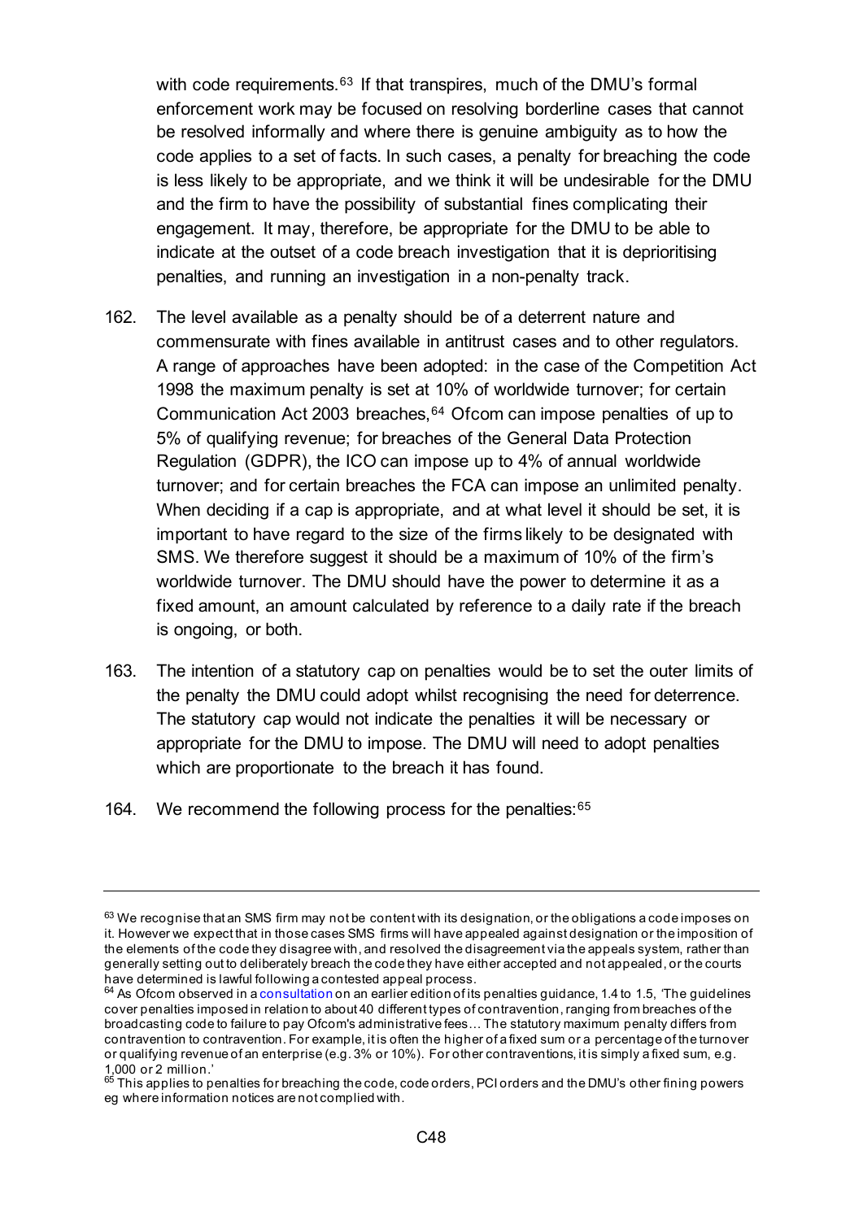with code requirements.[63] If that transpires, much of the DMU's formal enforcement work may be focused on resolving borderline cases that cannot be resolved informally and where there is genuine ambiguity as to how the code applies to a set of facts. In such cases, a penalty for breaching the code is less likely to be appropriate, and we think it will be undesirable for the DMU and the firm to have the possibility of substantial fines complicating their engagement. It may, therefore, be appropriate for the DMU to be able to indicate at the outset of a code breach investigation that it is deprioritising penalties, and running an investigation in a non-penalty track.

162. The level available as a penalty should be of a deterrent nature and commensurate with fines available in antitrust cases and to other regulators. A range of approaches have been adopted: in the case of the Competition Act 1998 the maximum penalty is set at 10% of worldwide turnover; for certain Communication Act 2003 breaches,[64] Ofcom can impose penalties of up to 5% of qualifying revenue; for breaches of the General Data Protection Regulation (GDPR), the ICO can impose up to 4% of annual worldwide turnover; and for certain breaches the FCA can impose an unlimited penalty. When deciding if a cap is appropriate, and at what level it should be set, it is important to have regard to the size of the firms likely to be designated with SMS. We therefore suggest it should be a maximum of 10% of the firm's worldwide turnover. The DMU should have the power to determine it as a fixed amount, an amount calculated by reference to a daily rate if the breach is ongoing, or both.

163. The intention of a statutory cap on penalties would be to set the outer limits of the penalty the DMU could adopt whilst recognising the need for deterrence. The statutory cap would not indicate the penalties it will be necessary or appropriate for the DMU to impose. The DMU will need to adopt penalties which are proportionate to the breach it has found.

164. We recommend the following process for the penalties:[65]

---

[63] We recognise that an SMS firm may not be content with its designation, or the obligations a code imposes on it. However we expect that in those cases SMS firms will have appealed against designation or the imposition of the elements of the code they disagree with, and resolved the disagreement via the appeals system, rather than generally setting out to deliberately breach the code they have either accepted and not appealed, or the courts have determined is lawful following a contested appeal process.

[64] As Ofcom observed in a consultation on an earlier edition of its penalties guidance, 1.4 to 1.5, 'The guidelines cover penalties imposed in relation to about 40 different types of contravention, ranging from breaches of the broadcasting code to failure to pay Ofcom's administrative fees… The statutory maximum penalty differs from contravention to contravention. For example, it is often the higher of a fixed sum or a percentage of the turnover or qualifying revenue of an enterprise (e.g. 3% or 10%). For other contraventions, it is simply a fixed sum, e.g. 1,000 or 2 million.'

[65] This applies to penalties for breaching the code, code orders, PCI orders and the DMU's other fining powers eg where information notices are not complied with.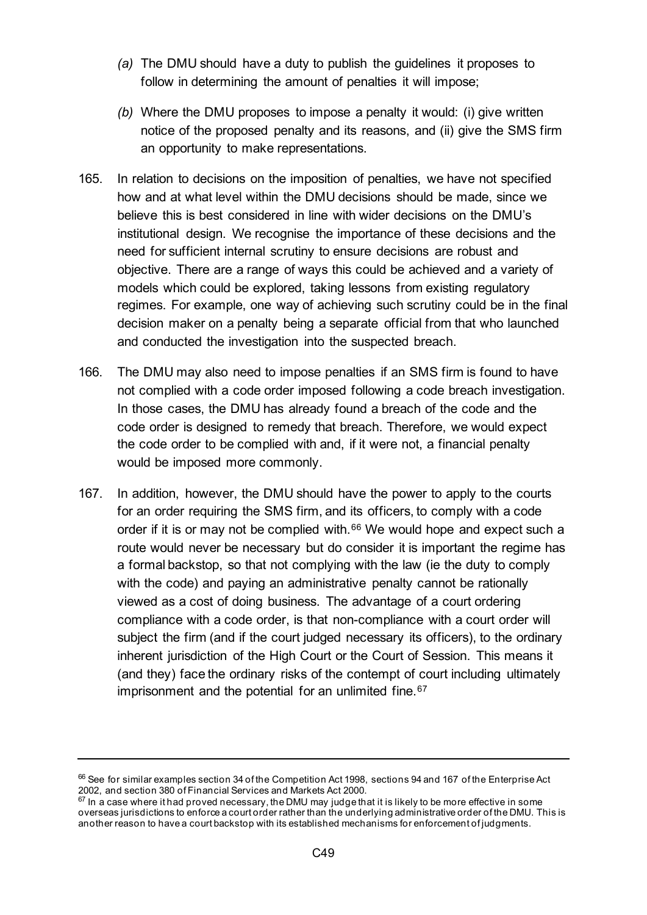*(a)* The DMU should have a duty to publish the guidelines it proposes to follow in determining the amount of penalties it will impose;

*(b)* Where the DMU proposes to impose a penalty it would: (i) give written notice of the proposed penalty and its reasons, and (ii) give the SMS firm an opportunity to make representations.

165. In relation to decisions on the imposition of penalties, we have not specified how and at what level within the DMU decisions should be made, since we believe this is best considered in line with wider decisions on the DMU's institutional design. We recognise the importance of these decisions and the need for sufficient internal scrutiny to ensure decisions are robust and objective. There are a range of ways this could be achieved and a variety of models which could be explored, taking lessons from existing regulatory regimes. For example, one way of achieving such scrutiny could be in the final decision maker on a penalty being a separate official from that who launched and conducted the investigation into the suspected breach.

166. The DMU may also need to impose penalties if an SMS firm is found to have not complied with a code order imposed following a code breach investigation. In those cases, the DMU has already found a breach of the code and the code order is designed to remedy that breach. Therefore, we would expect the code order to be complied with and, if it were not, a financial penalty would be imposed more commonly.

167. In addition, however, the DMU should have the power to apply to the courts for an order requiring the SMS firm, and its officers, to comply with a code order if it is or may not be complied with.[66] We would hope and expect such a route would never be necessary but do consider it is important the regime has a formal backstop, so that not complying with the law (ie the duty to comply with the code) and paying an administrative penalty cannot be rationally viewed as a cost of doing business. The advantage of a court ordering compliance with a code order, is that non-compliance with a court order will subject the firm (and if the court judged necessary its officers), to the ordinary inherent jurisdiction of the High Court or the Court of Session. This means it (and they) face the ordinary risks of the contempt of court including ultimately imprisonment and the potential for an unlimited fine.[67]

---

[66] See for similar examples section 34 of the Competition Act 1998, sections 94 and 167 of the Enterprise Act 2002, and section 380 of Financial Services and Markets Act 2000.

[67] In a case where it had proved necessary, the DMU may judge that it is likely to be more effective in some overseas jurisdictions to enforce a court order rather than the underlying administrative order of the DMU. This is another reason to have a court backstop with its established mechanisms for enforcement of judgments.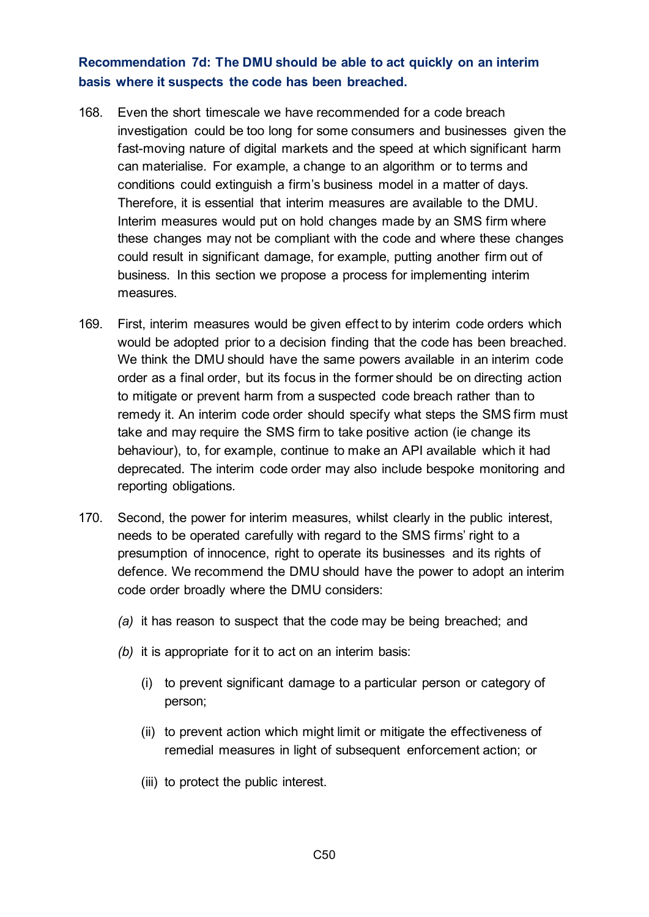**Recommendation 7d: The DMU should be able to act quickly on an interim basis where it suspects the code has been breached.**

168. Even the short timescale we have recommended for a code breach investigation could be too long for some consumers and businesses given the fast-moving nature of digital markets and the speed at which significant harm can materialise. For example, a change to an algorithm or to terms and conditions could extinguish a firm's business model in a matter of days. Therefore, it is essential that interim measures are available to the DMU. Interim measures would put on hold changes made by an SMS firm where these changes may not be compliant with the code and where these changes could result in significant damage, for example, putting another firm out of business. In this section we propose a process for implementing interim measures.

169. First, interim measures would be given effect to by interim code orders which would be adopted prior to a decision finding that the code has been breached. We think the DMU should have the same powers available in an interim code order as a final order, but its focus in the former should be on directing action to mitigate or prevent harm from a suspected code breach rather than to remedy it. An interim code order should specify what steps the SMS firm must take and may require the SMS firm to take positive action (ie change its behaviour), to, for example, continue to make an API available which it had deprecated. The interim code order may also include bespoke monitoring and reporting obligations.

170. Second, the power for interim measures, whilst clearly in the public interest, needs to be operated carefully with regard to the SMS firms' right to a presumption of innocence, right to operate its businesses and its rights of defence. We recommend the DMU should have the power to adopt an interim code order broadly where the DMU considers:

    *(a)* it has reason to suspect that the code may be being breached; and

    *(b)* it is appropriate for it to act on an interim basis:

    (i) to prevent significant damage to a particular person or category of person;

    (ii) to prevent action which might limit or mitigate the effectiveness of remedial measures in light of subsequent enforcement action; or

    (iii) to protect the public interest.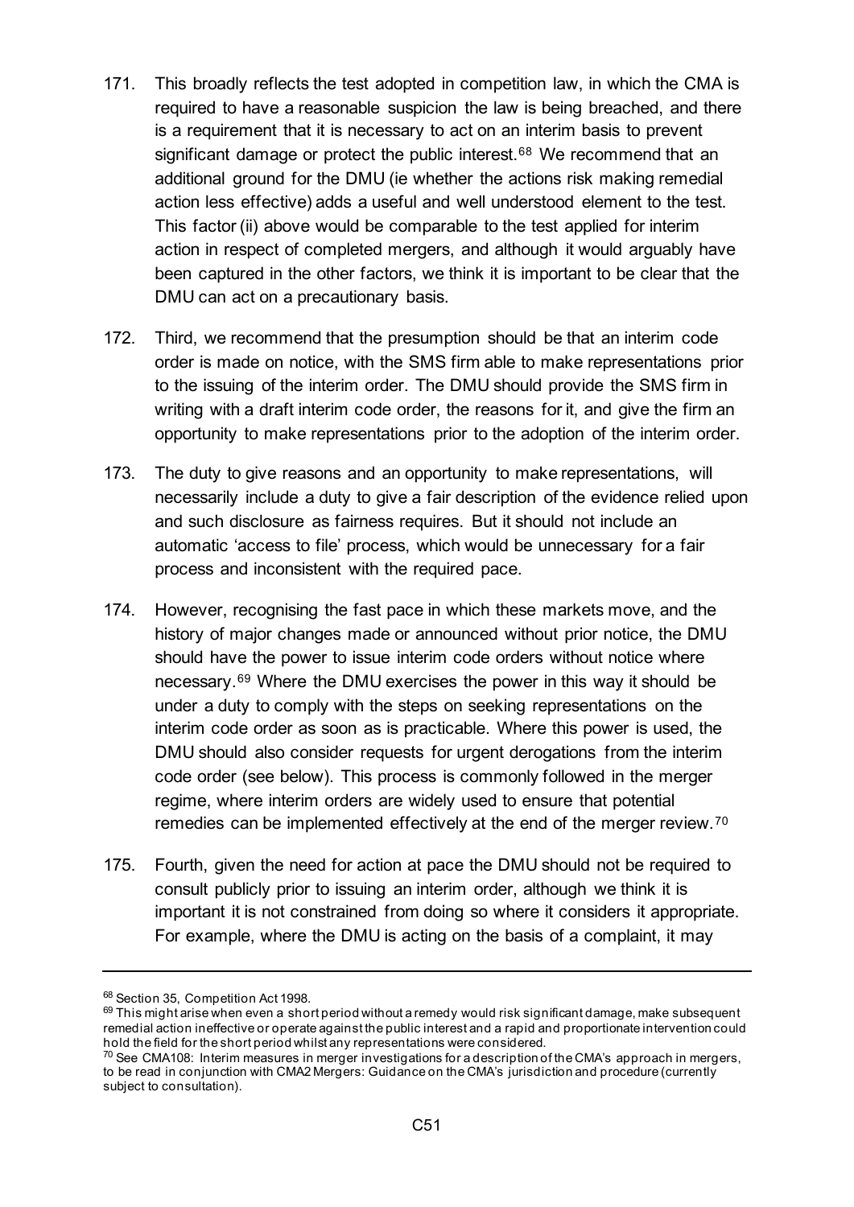171. This broadly reflects the test adopted in competition law, in which the CMA is required to have a reasonable suspicion the law is being breached, and there is a requirement that it is necessary to act on an interim basis to prevent significant damage or protect the public interest.[68] We recommend that an additional ground for the DMU (ie whether the actions risk making remedial action less effective) adds a useful and well understood element to the test. This factor (ii) above would be comparable to the test applied for interim action in respect of completed mergers, and although it would arguably have been captured in the other factors, we think it is important to be clear that the DMU can act on a precautionary basis.

172. Third, we recommend that the presumption should be that an interim code order is made on notice, with the SMS firm able to make representations prior to the issuing of the interim order. The DMU should provide the SMS firm in writing with a draft interim code order, the reasons for it, and give the firm an opportunity to make representations prior to the adoption of the interim order.

173. The duty to give reasons and an opportunity to make representations, will necessarily include a duty to give a fair description of the evidence relied upon and such disclosure as fairness requires. But it should not include an automatic 'access to file' process, which would be unnecessary for a fair process and inconsistent with the required pace.

174. However, recognising the fast pace in which these markets move, and the history of major changes made or announced without prior notice, the DMU should have the power to issue interim code orders without notice where necessary.[69] Where the DMU exercises the power in this way it should be under a duty to comply with the steps on seeking representations on the interim code order as soon as is practicable. Where this power is used, the DMU should also consider requests for urgent derogations from the interim code order (see below). This process is commonly followed in the merger regime, where interim orders are widely used to ensure that potential remedies can be implemented effectively at the end of the merger review.[70]

175. Fourth, given the need for action at pace the DMU should not be required to consult publicly prior to issuing an interim order, although we think it is important it is not constrained from doing so where it considers it appropriate. For example, where the DMU is acting on the basis of a complaint, it may

---

[68] Section 35, Competition Act 1998.

[69] This might arise when even a short period without a remedy would risk significant damage, make subsequent remedial action ineffective or operate against the public interest and a rapid and proportionate intervention could hold the field for the short period whilst any representations were considered.

[70] See CMA108: Interim measures in merger investigations for a description of the CMA's approach in mergers, to be read in conjunction with CMA2 Mergers: Guidance on the CMA's jurisdiction and procedure (currently subject to consultation).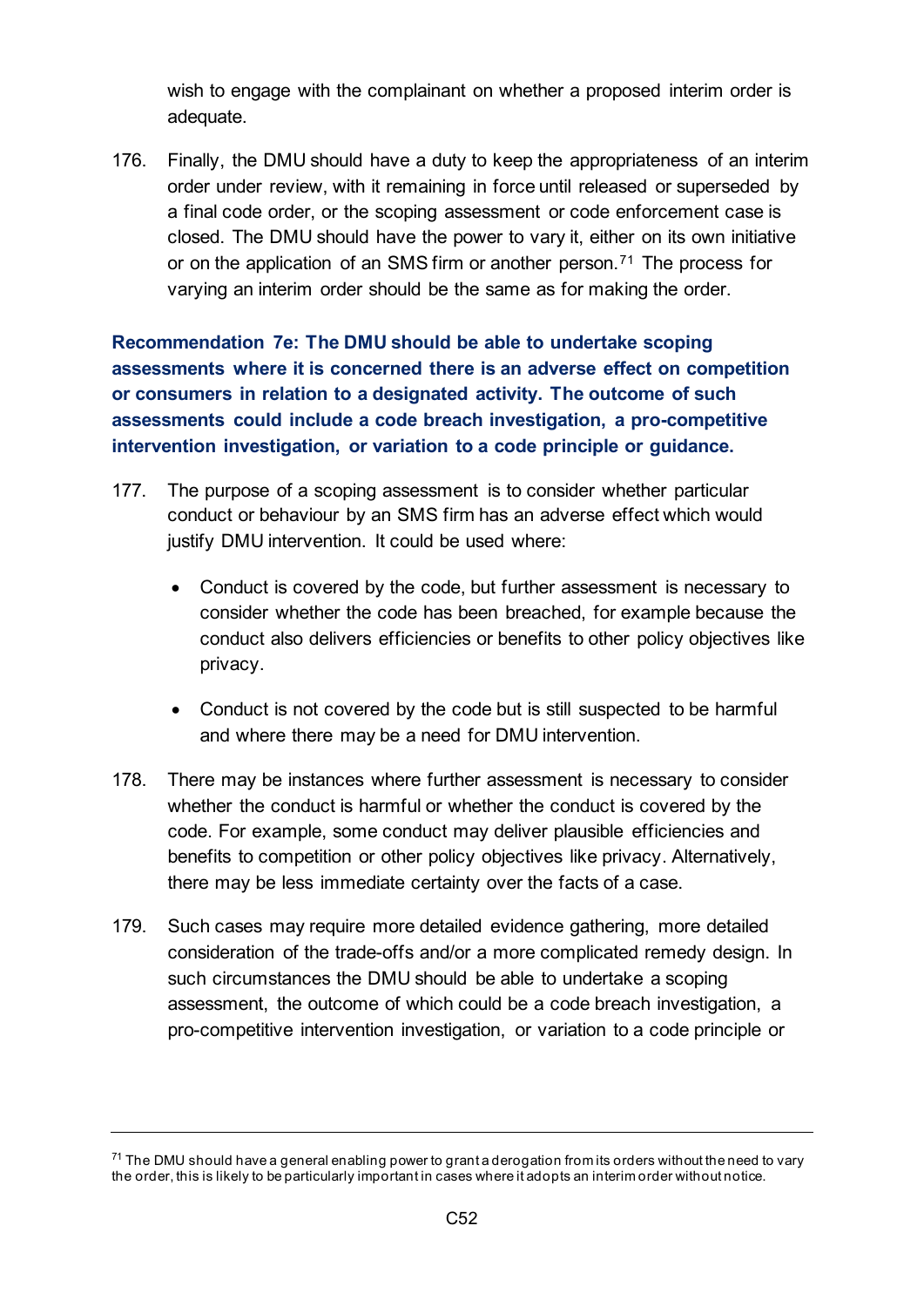wish to engage with the complainant on whether a proposed interim order is adequate.

176. Finally, the DMU should have a duty to keep the appropriateness of an interim order under review, with it remaining in force until released or superseded by a final code order, or the scoping assessment or code enforcement case is closed. The DMU should have the power to vary it, either on its own initiative or on the application of an SMS firm or another person.[71] The process for varying an interim order should be the same as for making the order.

**Recommendation 7e: The DMU should be able to undertake scoping assessments where it is concerned there is an adverse effect on competition or consumers in relation to a designated activity. The outcome of such assessments could include a code breach investigation, a pro-competitive intervention investigation, or variation to a code principle or guidance.**

177. The purpose of a scoping assessment is to consider whether particular conduct or behaviour by an SMS firm has an adverse effect which would justify DMU intervention. It could be used where:

- Conduct is covered by the code, but further assessment is necessary to consider whether the code has been breached, for example because the conduct also delivers efficiencies or benefits to other policy objectives like privacy.

- Conduct is not covered by the code but is still suspected to be harmful and where there may be a need for DMU intervention.

178. There may be instances where further assessment is necessary to consider whether the conduct is harmful or whether the conduct is covered by the code. For example, some conduct may deliver plausible efficiencies and benefits to competition or other policy objectives like privacy. Alternatively, there may be less immediate certainty over the facts of a case.

179. Such cases may require more detailed evidence gathering, more detailed consideration of the trade-offs and/or a more complicated remedy design. In such circumstances the DMU should be able to undertake a scoping assessment, the outcome of which could be a code breach investigation, a pro-competitive intervention investigation, or variation to a code principle or

---

[71] The DMU should have a general enabling power to grant a derogation from its orders without the need to vary the order, this is likely to be particularly important in cases where it adopts an interim order without notice.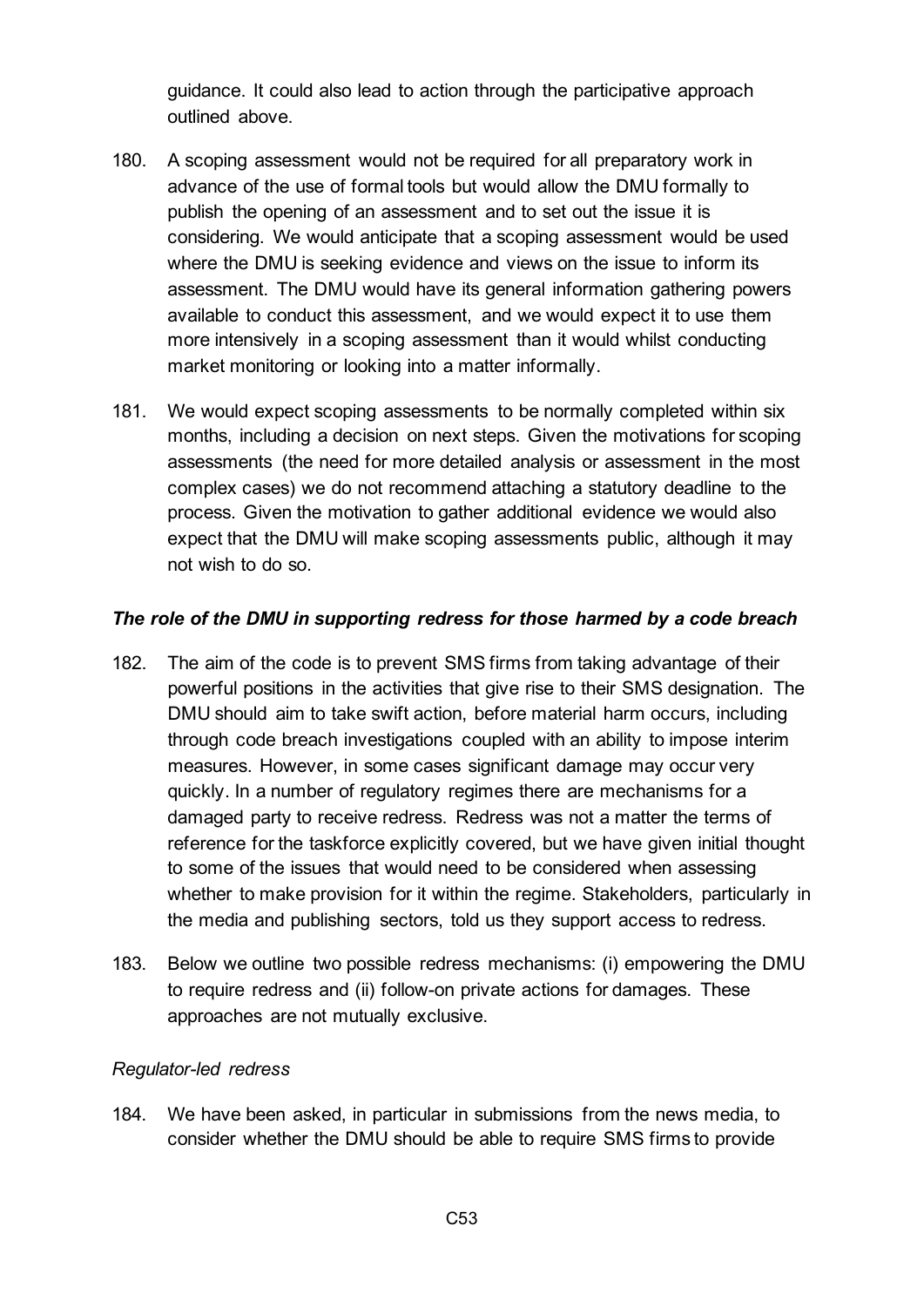guidance. It could also lead to action through the participative approach outlined above.

180. A scoping assessment would not be required for all preparatory work in advance of the use of formal tools but would allow the DMU formally to publish the opening of an assessment and to set out the issue it is considering. We would anticipate that a scoping assessment would be used where the DMU is seeking evidence and views on the issue to inform its assessment. The DMU would have its general information gathering powers available to conduct this assessment, and we would expect it to use them more intensively in a scoping assessment than it would whilst conducting market monitoring or looking into a matter informally.

181. We would expect scoping assessments to be normally completed within six months, including a decision on next steps. Given the motivations for scoping assessments (the need for more detailed analysis or assessment in the most complex cases) we do not recommend attaching a statutory deadline to the process. Given the motivation to gather additional evidence we would also expect that the DMU will make scoping assessments public, although it may not wish to do so.

### *The role of the DMU in supporting redress for those harmed by a code breach*

182. The aim of the code is to prevent SMS firms from taking advantage of their powerful positions in the activities that give rise to their SMS designation. The DMU should aim to take swift action, before material harm occurs, including through code breach investigations coupled with an ability to impose interim measures. However, in some cases significant damage may occur very quickly. In a number of regulatory regimes there are mechanisms for a damaged party to receive redress. Redress was not a matter the terms of reference for the taskforce explicitly covered, but we have given initial thought to some of the issues that would need to be considered when assessing whether to make provision for it within the regime. Stakeholders, particularly in the media and publishing sectors, told us they support access to redress.

183. Below we outline two possible redress mechanisms: (i) empowering the DMU to require redress and (ii) follow-on private actions for damages. These approaches are not mutually exclusive.

#### *Regulator-led redress*

184. We have been asked, in particular in submissions from the news media, to consider whether the DMU should be able to require SMS firms to provide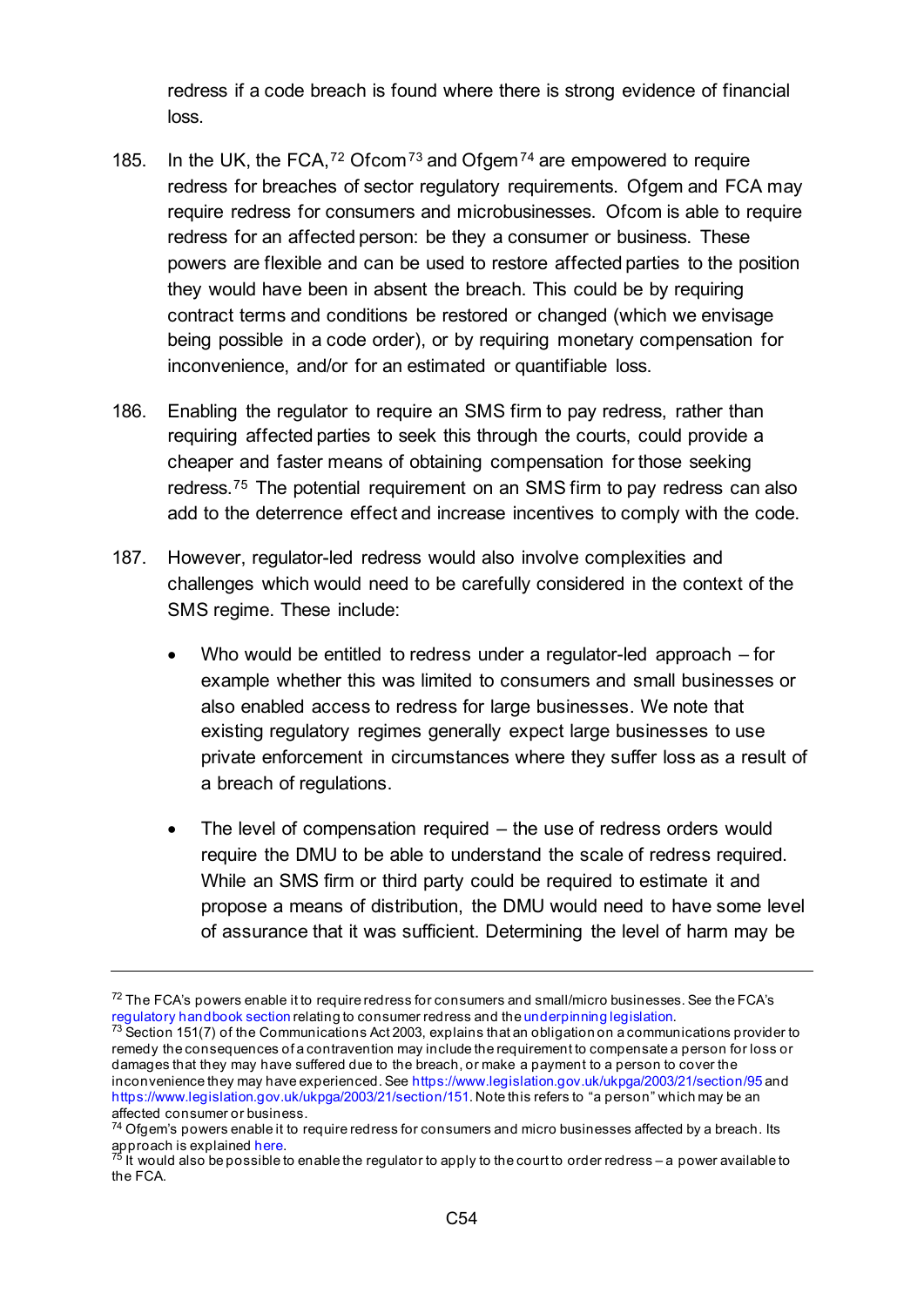redress if a code breach is found where there is strong evidence of financial loss.

185. In the UK, the FCA,[72] Ofcom[73] and Ofgem[74] are empowered to require redress for breaches of sector regulatory requirements. Ofgem and FCA may require redress for consumers and microbusinesses. Ofcom is able to require redress for an affected person: be they a consumer or business. These powers are flexible and can be used to restore affected parties to the position they would have been in absent the breach. This could be by requiring contract terms and conditions be restored or changed (which we envisage being possible in a code order), or by requiring monetary compensation for inconvenience, and/or for an estimated or quantifiable loss.

186. Enabling the regulator to require an SMS firm to pay redress, rather than requiring affected parties to seek this through the courts, could provide a cheaper and faster means of obtaining compensation for those seeking redress.[75] The potential requirement on an SMS firm to pay redress can also add to the deterrence effect and increase incentives to comply with the code.

187. However, regulator-led redress would also involve complexities and challenges which would need to be carefully considered in the context of the SMS regime. These include:

- Who would be entitled to redress under a regulator-led approach – for example whether this was limited to consumers and small businesses or also enabled access to redress for large businesses. We note that existing regulatory regimes generally expect large businesses to use private enforcement in circumstances where they suffer loss as a result of a breach of regulations.

- The level of compensation required – the use of redress orders would require the DMU to be able to understand the scale of redress required. While an SMS firm or third party could be required to estimate it and propose a means of distribution, the DMU would need to have some level of assurance that it was sufficient. Determining the level of harm may be

---

[72] The FCA's powers enable it to require redress for consumers and small/micro businesses. See the FCA's regulatory handbook section relating to consumer redress and the underpinning legislation.

[73] Section 151(7) of the Communications Act 2003, explains that an obligation on a communications provider to remedy the consequences of a contravention may include the requirement to compensate a person for loss or damages that they may have suffered due to the breach, or make a payment to a person to cover the inconvenience they may have experienced. See https://www.legislation.gov.uk/ukpga/2003/21/section/95 and https://www.legislation.gov.uk/ukpga/2003/21/section/151. Note this refers to "a person" which may be an affected consumer or business.

[74] Ofgem's powers enable it to require redress for consumers and micro businesses affected by a breach. Its approach is explained here.

[75] It would also be possible to enable the regulator to apply to the court to order redress – a power available to the FCA.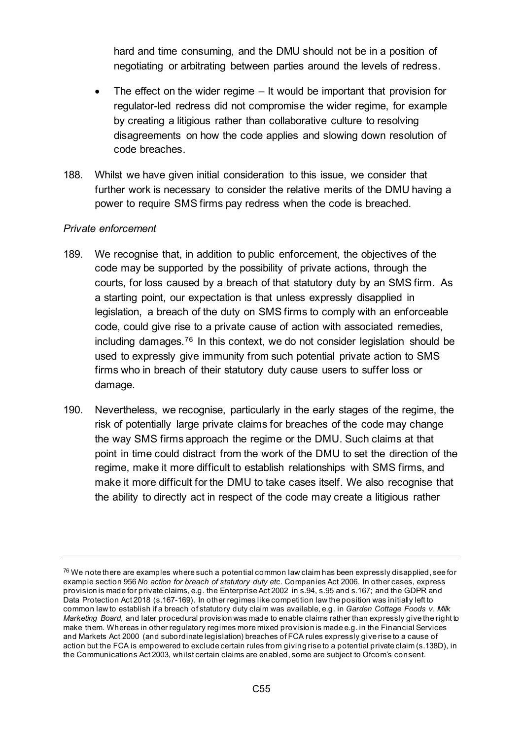hard and time consuming, and the DMU should not be in a position of negotiating or arbitrating between parties around the levels of redress.

- The effect on the wider regime – It would be important that provision for regulator-led redress did not compromise the wider regime, for example by creating a litigious rather than collaborative culture to resolving disagreements on how the code applies and slowing down resolution of code breaches.

188. Whilst we have given initial consideration to this issue, we consider that further work is necessary to consider the relative merits of the DMU having a power to require SMS firms pay redress when the code is breached.

*Private enforcement*

189. We recognise that, in addition to public enforcement, the objectives of the code may be supported by the possibility of private actions, through the courts, for loss caused by a breach of that statutory duty by an SMS firm. As a starting point, our expectation is that unless expressly disapplied in legislation, a breach of the duty on SMS firms to comply with an enforceable code, could give rise to a private cause of action with associated remedies, including damages.[76] In this context, we do not consider legislation should be used to expressly give immunity from such potential private action to SMS firms who in breach of their statutory duty cause users to suffer loss or damage.

190. Nevertheless, we recognise, particularly in the early stages of the regime, the risk of potentially large private claims for breaches of the code may change the way SMS firms approach the regime or the DMU. Such claims at that point in time could distract from the work of the DMU to set the direction of the regime, make it more difficult to establish relationships with SMS firms, and make it more difficult for the DMU to take cases itself. We also recognise that the ability to directly act in respect of the code may create a litigious rather

---

[76] We note there are examples where such a potential common law claim has been expressly disapplied, see for example section 956 *No action for breach of statutory duty etc.* Companies Act 2006. In other cases, express provision is made for private claims, e.g. the Enterprise Act 2002 in s.94, s.95 and s.167; and the GDPR and Data Protection Act 2018 (s.167-169). In other regimes like competition law the position was initially left to common law to establish if a breach of statutory duty claim was available, e.g. in *Garden Cottage Foods v. Milk Marketing Board*, and later procedural provision was made to enable claims rather than expressly give the right to make them. Whereas in other regulatory regimes more mixed provision is made e.g. in the Financial Services and Markets Act 2000 (and subordinate legislation) breaches of FCA rules expressly give rise to a cause of action but the FCA is empowered to exclude certain rules from giving rise to a potential private claim (s.138D), in the Communications Act 2003, whilst certain claims are enabled, some are subject to Ofcom's consent.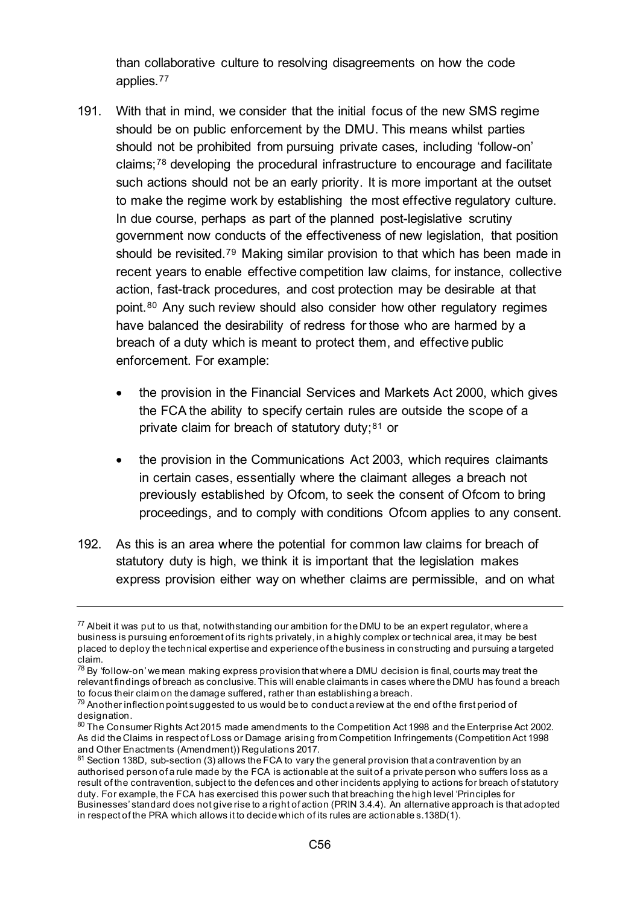than collaborative culture to resolving disagreements on how the code applies.[77]

191. With that in mind, we consider that the initial focus of the new SMS regime should be on public enforcement by the DMU. This means whilst parties should not be prohibited from pursuing private cases, including 'follow-on' claims;[78] developing the procedural infrastructure to encourage and facilitate such actions should not be an early priority. It is more important at the outset to make the regime work by establishing the most effective regulatory culture. In due course, perhaps as part of the planned post-legislative scrutiny government now conducts of the effectiveness of new legislation, that position should be revisited.[79] Making similar provision to that which has been made in recent years to enable effective competition law claims, for instance, collective action, fast-track procedures, and cost protection may be desirable at that point.[80] Any such review should also consider how other regulatory regimes have balanced the desirability of redress for those who are harmed by a breach of a duty which is meant to protect them, and effective public enforcement. For example:

   - the provision in the Financial Services and Markets Act 2000, which gives the FCA the ability to specify certain rules are outside the scope of a private claim for breach of statutory duty;[81] or
   - the provision in the Communications Act 2003, which requires claimants in certain cases, essentially where the claimant alleges a breach not previously established by Ofcom, to seek the consent of Ofcom to bring proceedings, and to comply with conditions Ofcom applies to any consent.

192. As this is an area where the potential for common law claims for breach of statutory duty is high, we think it is important that the legislation makes express provision either way on whether claims are permissible, and on what

---

[77] Albeit it was put to us that, notwithstanding our ambition for the DMU to be an expert regulator, where a business is pursuing enforcement of its rights privately, in a highly complex or technical area, it may be best placed to deploy the technical expertise and experience of the business in constructing and pursuing a targeted claim.

[78] By 'follow-on' we mean making express provision that where a DMU decision is final, courts may treat the relevant findings of breach as conclusive. This will enable claimants in cases where the DMU has found a breach to focus their claim on the damage suffered, rather than establishing a breach.

[79] Another inflection point suggested to us would be to conduct a review at the end of the first period of designation.

[80] The Consumer Rights Act 2015 made amendments to the Competition Act 1998 and the Enterprise Act 2002. As did the Claims in respect of Loss or Damage arising from Competition Infringements (Competition Act 1998 and Other Enactments (Amendment)) Regulations 2017.

[81] Section 138D, sub-section (3) allows the FCA to vary the general provision that a contravention by an authorised person of a rule made by the FCA is actionable at the suit of a private person who suffers loss as a result of the contravention, subject to the defences and other incidents applying to actions for breach of statutory duty. For example, the FCA has exercised this power such that breaching the high level 'Principles for Businesses' standard does not give rise to a right of action (PRIN 3.4.4). An alternative approach is that adopted in respect of the PRA which allows it to decide which of its rules are actionable s.138D(1).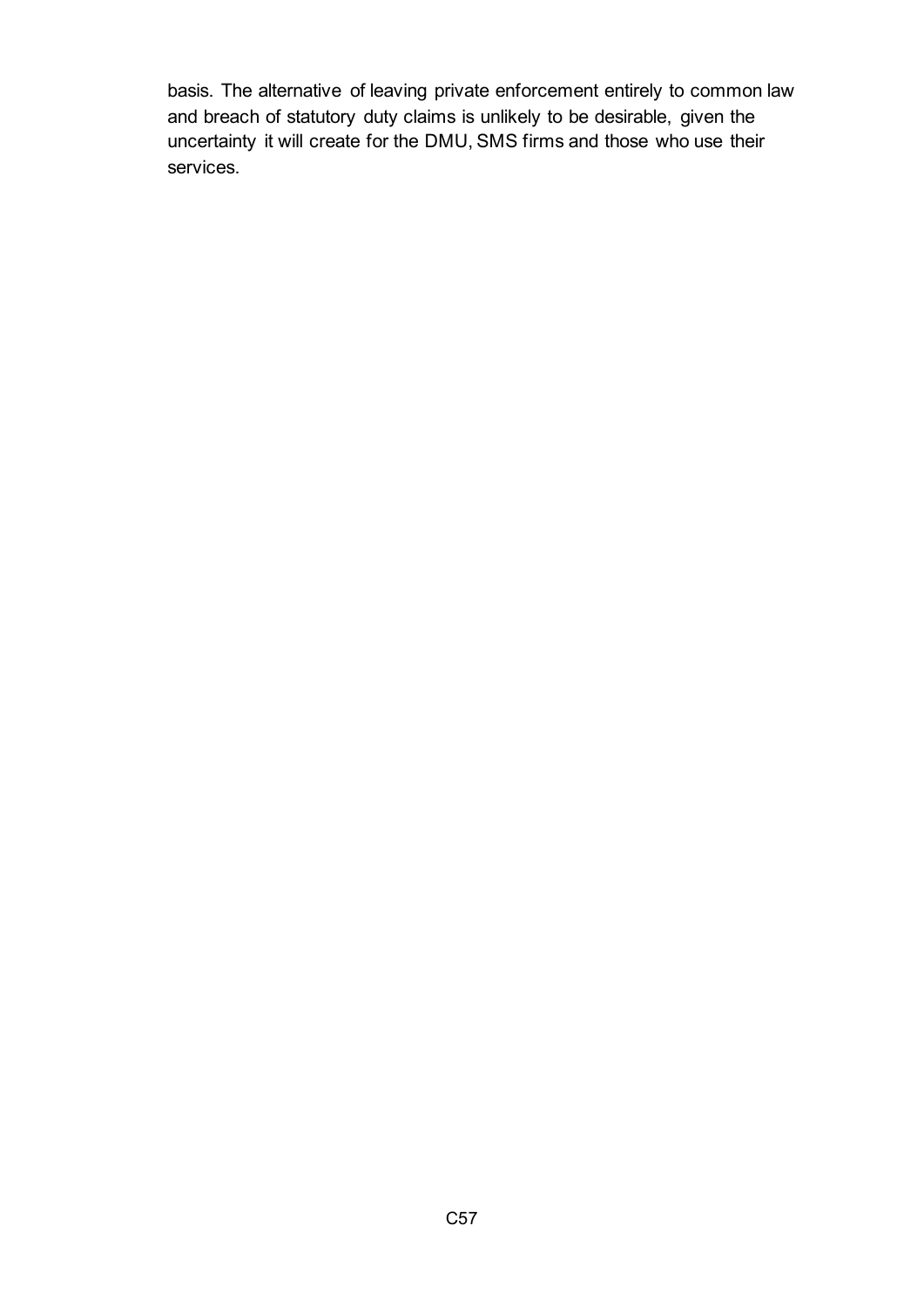basis. The alternative of leaving private enforcement entirely to common law and breach of statutory duty claims is unlikely to be desirable, given the uncertainty it will create for the DMU, SMS firms and those who use their services.